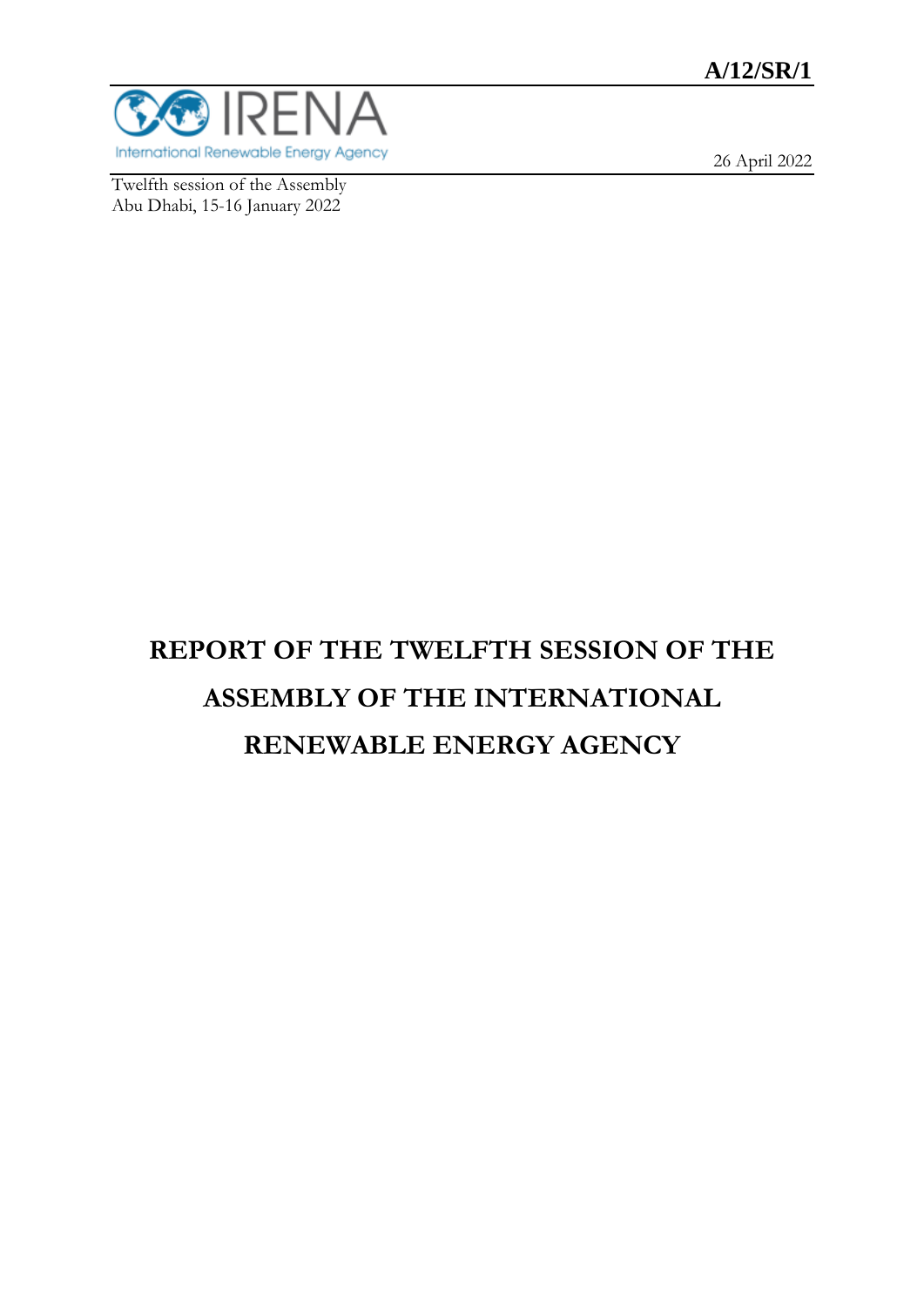A/12/SR/1

IRENA
International Renewable Energy Agency

26 April 2022

Twelfth session of the Assembly
Abu Dhabi, 15-16 January 2022

# REPORT OF THE TWELFTH SESSION OF THE ASSEMBLY OF THE INTERNATIONAL RENEWABLE ENERGY AGENCY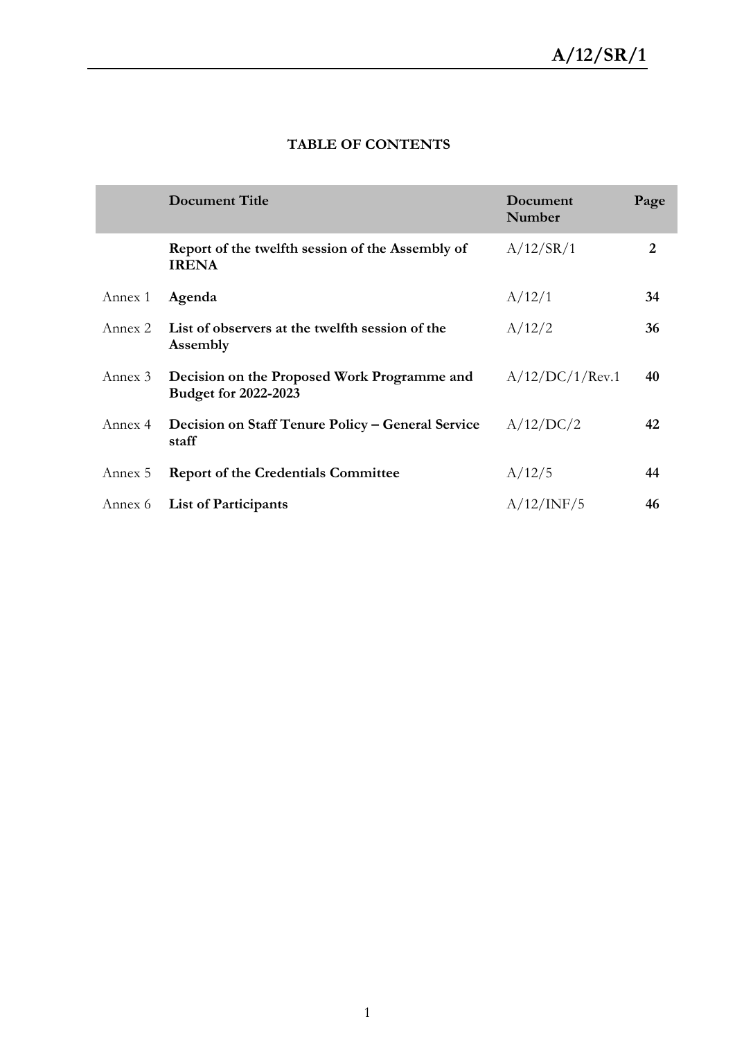**TABLE OF CONTENTS**

| | Document Title | Document Number | Page |
|---|---|---|---|
| | **Report of the twelfth session of the Assembly of IRENA** | A/12/SR/1 | **2** |
| Annex 1 | **Agenda** | A/12/1 | **34** |
| Annex 2 | **List of observers at the twelfth session of the Assembly** | A/12/2 | **36** |
| Annex 3 | **Decision on the Proposed Work Programme and Budget for 2022-2023** | A/12/DC/1/Rev.1 | **40** |
| Annex 4 | **Decision on Staff Tenure Policy – General Service staff** | A/12/DC/2 | **42** |
| Annex 5 | **Report of the Credentials Committee** | A/12/5 | **44** |
| Annex 6 | **List of Participants** | A/12/INF/5 | **46** |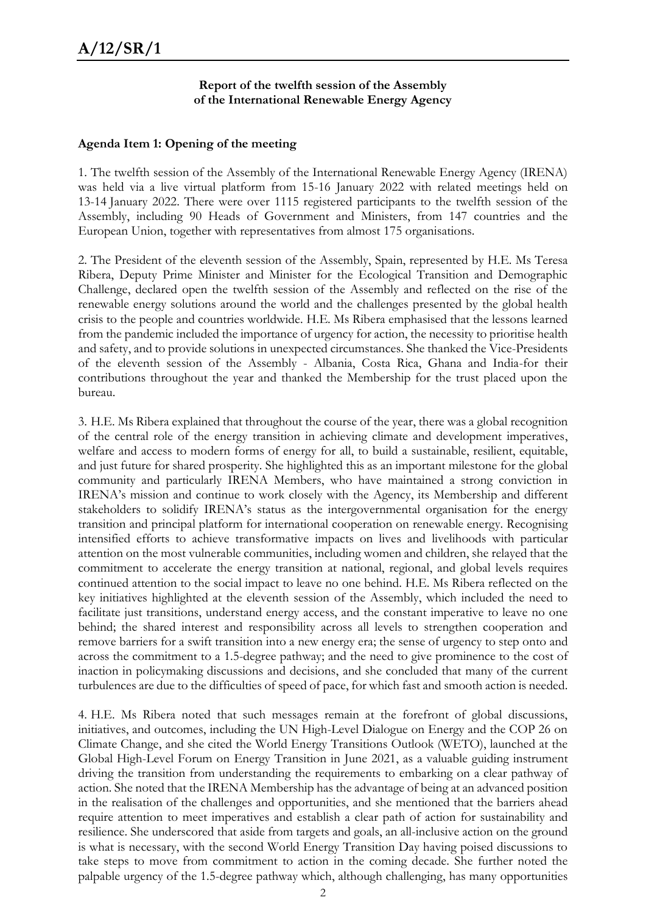**Report of the twelfth session of the Assembly of the International Renewable Energy Agency**

## Agenda Item 1: Opening of the meeting

1. The twelfth session of the Assembly of the International Renewable Energy Agency (IRENA) was held via a live virtual platform from 15-16 January 2022 with related meetings held on 13-14 January 2022. There were over 1115 registered participants to the twelfth session of the Assembly, including 90 Heads of Government and Ministers, from 147 countries and the European Union, together with representatives from almost 175 organisations.

2. The President of the eleventh session of the Assembly, Spain, represented by H.E. Ms Teresa Ribera, Deputy Prime Minister and Minister for the Ecological Transition and Demographic Challenge, declared open the twelfth session of the Assembly and reflected on the rise of the renewable energy solutions around the world and the challenges presented by the global health crisis to the people and countries worldwide. H.E. Ms Ribera emphasised that the lessons learned from the pandemic included the importance of urgency for action, the necessity to prioritise health and safety, and to provide solutions in unexpected circumstances. She thanked the Vice-Presidents of the eleventh session of the Assembly - Albania, Costa Rica, Ghana and India-for their contributions throughout the year and thanked the Membership for the trust placed upon the bureau.

3. H.E. Ms Ribera explained that throughout the course of the year, there was a global recognition of the central role of the energy transition in achieving climate and development imperatives, welfare and access to modern forms of energy for all, to build a sustainable, resilient, equitable, and just future for shared prosperity. She highlighted this as an important milestone for the global community and particularly IRENA Members, who have maintained a strong conviction in IRENA's mission and continue to work closely with the Agency, its Membership and different stakeholders to solidify IRENA's status as the intergovernmental organisation for the energy transition and principal platform for international cooperation on renewable energy. Recognising intensified efforts to achieve transformative impacts on lives and livelihoods with particular attention on the most vulnerable communities, including women and children, she relayed that the commitment to accelerate the energy transition at national, regional, and global levels requires continued attention to the social impact to leave no one behind. H.E. Ms Ribera reflected on the key initiatives highlighted at the eleventh session of the Assembly, which included the need to facilitate just transitions, understand energy access, and the constant imperative to leave no one behind; the shared interest and responsibility across all levels to strengthen cooperation and remove barriers for a swift transition into a new energy era; the sense of urgency to step onto and across the commitment to a 1.5-degree pathway; and the need to give prominence to the cost of inaction in policymaking discussions and decisions, and she concluded that many of the current turbulences are due to the difficulties of speed of pace, for which fast and smooth action is needed.

4. H.E. Ms Ribera noted that such messages remain at the forefront of global discussions, initiatives, and outcomes, including the UN High-Level Dialogue on Energy and the COP 26 on Climate Change, and she cited the World Energy Transitions Outlook (WETO), launched at the Global High-Level Forum on Energy Transition in June 2021, as a valuable guiding instrument driving the transition from understanding the requirements to embarking on a clear pathway of action. She noted that the IRENA Membership has the advantage of being at an advanced position in the realisation of the challenges and opportunities, and she mentioned that the barriers ahead require attention to meet imperatives and establish a clear path of action for sustainability and resilience. She underscored that aside from targets and goals, an all-inclusive action on the ground is what is necessary, with the second World Energy Transition Day having poised discussions to take steps to move from commitment to action in the coming decade. She further noted the palpable urgency of the 1.5-degree pathway which, although challenging, has many opportunities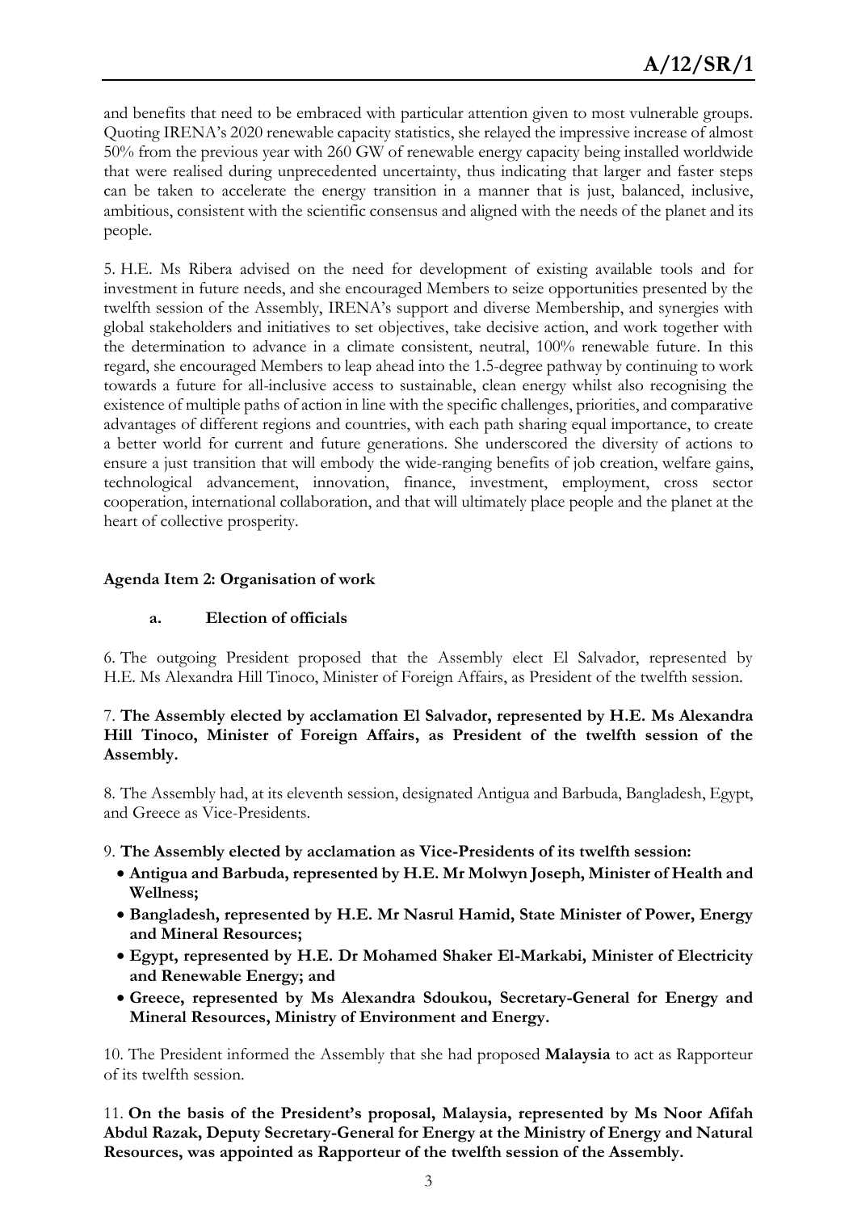and benefits that need to be embraced with particular attention given to most vulnerable groups. Quoting IRENA's 2020 renewable capacity statistics, she relayed the impressive increase of almost 50% from the previous year with 260 GW of renewable energy capacity being installed worldwide that were realised during unprecedented uncertainty, thus indicating that larger and faster steps can be taken to accelerate the energy transition in a manner that is just, balanced, inclusive, ambitious, consistent with the scientific consensus and aligned with the needs of the planet and its people.

5. H.E. Ms Ribera advised on the need for development of existing available tools and for investment in future needs, and she encouraged Members to seize opportunities presented by the twelfth session of the Assembly, IRENA's support and diverse Membership, and synergies with global stakeholders and initiatives to set objectives, take decisive action, and work together with the determination to advance in a climate consistent, neutral, 100% renewable future. In this regard, she encouraged Members to leap ahead into the 1.5-degree pathway by continuing to work towards a future for all-inclusive access to sustainable, clean energy whilst also recognising the existence of multiple paths of action in line with the specific challenges, priorities, and comparative advantages of different regions and countries, with each path sharing equal importance, to create a better world for current and future generations. She underscored the diversity of actions to ensure a just transition that will embody the wide-ranging benefits of job creation, welfare gains, technological advancement, innovation, finance, investment, employment, cross sector cooperation, international collaboration, and that will ultimately place people and the planet at the heart of collective prosperity.

### Agenda Item 2: Organisation of work

#### a. Election of officials

6. The outgoing President proposed that the Assembly elect El Salvador, represented by H.E. Ms Alexandra Hill Tinoco, Minister of Foreign Affairs, as President of the twelfth session.

7. **The Assembly elected by acclamation El Salvador, represented by H.E. Ms Alexandra Hill Tinoco, Minister of Foreign Affairs, as President of the twelfth session of the Assembly.**

8. The Assembly had, at its eleventh session, designated Antigua and Barbuda, Bangladesh, Egypt, and Greece as Vice-Presidents.

9. **The Assembly elected by acclamation as Vice-Presidents of its twelfth session:**

- **Antigua and Barbuda, represented by H.E. Mr Molwyn Joseph, Minister of Health and Wellness;**
- **Bangladesh, represented by H.E. Mr Nasrul Hamid, State Minister of Power, Energy and Mineral Resources;**
- **Egypt, represented by H.E. Dr Mohamed Shaker El-Markabi, Minister of Electricity and Renewable Energy; and**
- **Greece, represented by Ms Alexandra Sdoukou, Secretary-General for Energy and Mineral Resources, Ministry of Environment and Energy.**

10. The President informed the Assembly that she had proposed **Malaysia** to act as Rapporteur of its twelfth session.

11. **On the basis of the President's proposal, Malaysia, represented by Ms Noor Afifah Abdul Razak, Deputy Secretary-General for Energy at the Ministry of Energy and Natural Resources, was appointed as Rapporteur of the twelfth session of the Assembly.**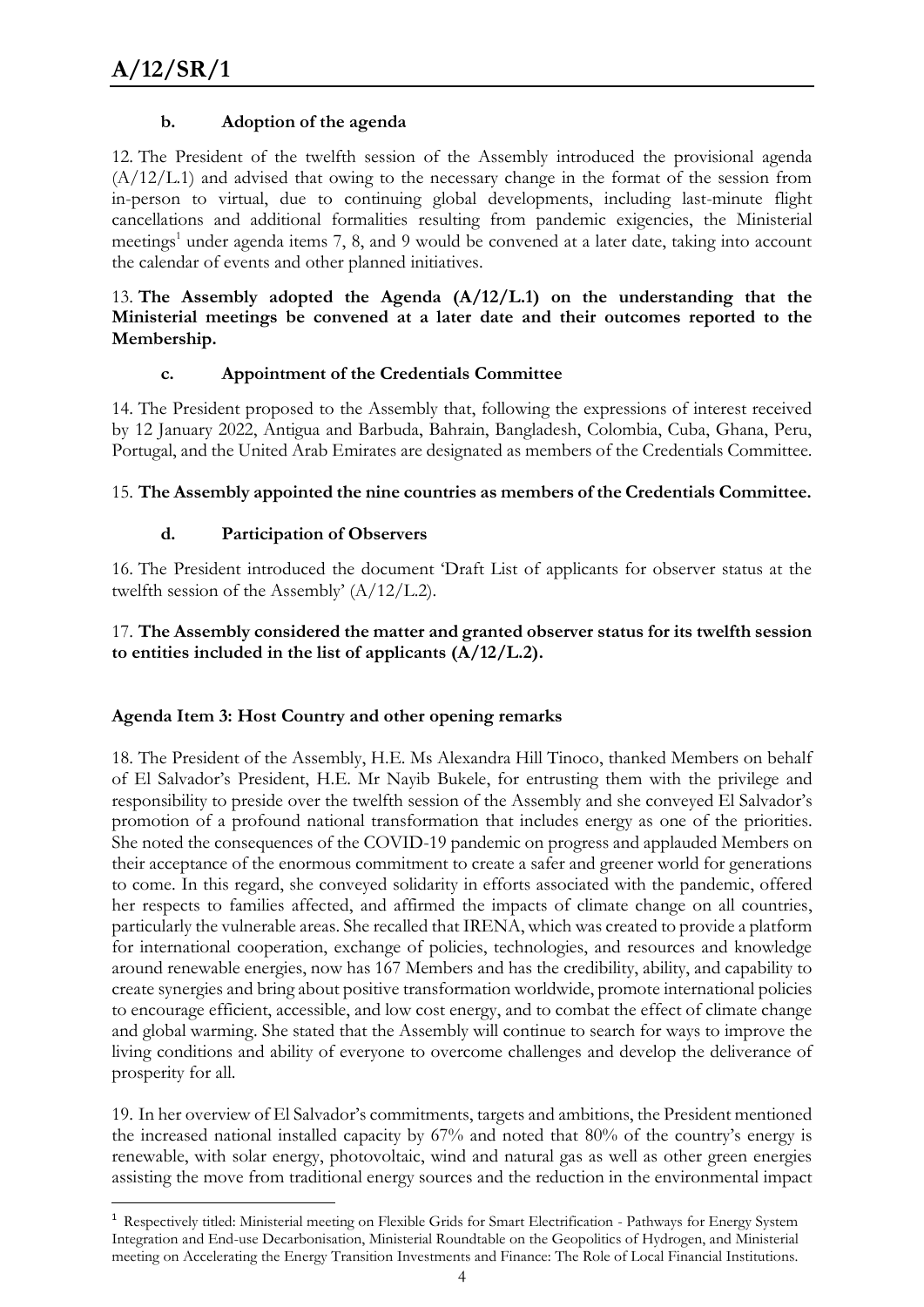### b. Adoption of the agenda

12. The President of the twelfth session of the Assembly introduced the provisional agenda (A/12/L.1) and advised that owing to the necessary change in the format of the session from in-person to virtual, due to continuing global developments, including last-minute flight cancellations and additional formalities resulting from pandemic exigencies, the Ministerial meetings[1] under agenda items 7, 8, and 9 would be convened at a later date, taking into account the calendar of events and other planned initiatives.

13. **The Assembly adopted the Agenda (A/12/L.1) on the understanding that the Ministerial meetings be convened at a later date and their outcomes reported to the Membership.**

### c. Appointment of the Credentials Committee

14. The President proposed to the Assembly that, following the expressions of interest received by 12 January 2022, Antigua and Barbuda, Bahrain, Bangladesh, Colombia, Cuba, Ghana, Peru, Portugal, and the United Arab Emirates are designated as members of the Credentials Committee.

15. **The Assembly appointed the nine countries as members of the Credentials Committee.**

### d. Participation of Observers

16. The President introduced the document 'Draft List of applicants for observer status at the twelfth session of the Assembly' (A/12/L.2).

17. **The Assembly considered the matter and granted observer status for its twelfth session to entities included in the list of applicants (A/12/L.2).**

## Agenda Item 3: Host Country and other opening remarks

18. The President of the Assembly, H.E. Ms Alexandra Hill Tinoco, thanked Members on behalf of El Salvador's President, H.E. Mr Nayib Bukele, for entrusting them with the privilege and responsibility to preside over the twelfth session of the Assembly and she conveyed El Salvador's promotion of a profound national transformation that includes energy as one of the priorities. She noted the consequences of the COVID-19 pandemic on progress and applauded Members on their acceptance of the enormous commitment to create a safer and greener world for generations to come. In this regard, she conveyed solidarity in efforts associated with the pandemic, offered her respects to families affected, and affirmed the impacts of climate change on all countries, particularly the vulnerable areas. She recalled that IRENA, which was created to provide a platform for international cooperation, exchange of policies, technologies, and resources and knowledge around renewable energies, now has 167 Members and has the credibility, ability, and capability to create synergies and bring about positive transformation worldwide, promote international policies to encourage efficient, accessible, and low cost energy, and to combat the effect of climate change and global warming. She stated that the Assembly will continue to search for ways to improve the living conditions and ability of everyone to overcome challenges and develop the deliverance of prosperity for all.

19. In her overview of El Salvador's commitments, targets and ambitions, the President mentioned the increased national installed capacity by 67% and noted that 80% of the country's energy is renewable, with solar energy, photovoltaic, wind and natural gas as well as other green energies assisting the move from traditional energy sources and the reduction in the environmental impact

---

[1] Respectively titled: Ministerial meeting on Flexible Grids for Smart Electrification - Pathways for Energy System Integration and End-use Decarbonisation, Ministerial Roundtable on the Geopolitics of Hydrogen, and Ministerial meeting on Accelerating the Energy Transition Investments and Finance: The Role of Local Financial Institutions.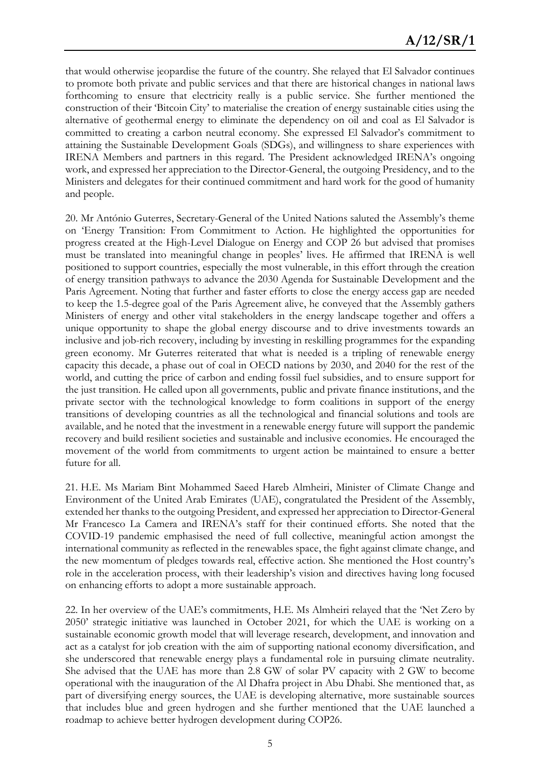that would otherwise jeopardise the future of the country. She relayed that El Salvador continues to promote both private and public services and that there are historical changes in national laws forthcoming to ensure that electricity really is a public service. She further mentioned the construction of their 'Bitcoin City' to materialise the creation of energy sustainable cities using the alternative of geothermal energy to eliminate the dependency on oil and coal as El Salvador is committed to creating a carbon neutral economy. She expressed El Salvador's commitment to attaining the Sustainable Development Goals (SDGs), and willingness to share experiences with IRENA Members and partners in this regard. The President acknowledged IRENA's ongoing work, and expressed her appreciation to the Director-General, the outgoing Presidency, and to the Ministers and delegates for their continued commitment and hard work for the good of humanity and people.

20. Mr António Guterres, Secretary-General of the United Nations saluted the Assembly's theme on 'Energy Transition: From Commitment to Action. He highlighted the opportunities for progress created at the High-Level Dialogue on Energy and COP 26 but advised that promises must be translated into meaningful change in peoples' lives. He affirmed that IRENA is well positioned to support countries, especially the most vulnerable, in this effort through the creation of energy transition pathways to advance the 2030 Agenda for Sustainable Development and the Paris Agreement. Noting that further and faster efforts to close the energy access gap are needed to keep the 1.5-degree goal of the Paris Agreement alive, he conveyed that the Assembly gathers Ministers of energy and other vital stakeholders in the energy landscape together and offers a unique opportunity to shape the global energy discourse and to drive investments towards an inclusive and job-rich recovery, including by investing in reskilling programmes for the expanding green economy. Mr Guterres reiterated that what is needed is a tripling of renewable energy capacity this decade, a phase out of coal in OECD nations by 2030, and 2040 for the rest of the world, and cutting the price of carbon and ending fossil fuel subsidies, and to ensure support for the just transition. He called upon all governments, public and private finance institutions, and the private sector with the technological knowledge to form coalitions in support of the energy transitions of developing countries as all the technological and financial solutions and tools are available, and he noted that the investment in a renewable energy future will support the pandemic recovery and build resilient societies and sustainable and inclusive economies. He encouraged the movement of the world from commitments to urgent action be maintained to ensure a better future for all.

21. H.E. Ms Mariam Bint Mohammed Saeed Hareb Almheiri, Minister of Climate Change and Environment of the United Arab Emirates (UAE), congratulated the President of the Assembly, extended her thanks to the outgoing President, and expressed her appreciation to Director-General Mr Francesco La Camera and IRENA's staff for their continued efforts. She noted that the COVID-19 pandemic emphasised the need of full collective, meaningful action amongst the international community as reflected in the renewables space, the fight against climate change, and the new momentum of pledges towards real, effective action. She mentioned the Host country's role in the acceleration process, with their leadership's vision and directives having long focused on enhancing efforts to adopt a more sustainable approach.

22. In her overview of the UAE's commitments, H.E. Ms Almheiri relayed that the 'Net Zero by 2050' strategic initiative was launched in October 2021, for which the UAE is working on a sustainable economic growth model that will leverage research, development, and innovation and act as a catalyst for job creation with the aim of supporting national economy diversification, and she underscored that renewable energy plays a fundamental role in pursuing climate neutrality. She advised that the UAE has more than 2.8 GW of solar PV capacity with 2 GW to become operational with the inauguration of the Al Dhafra project in Abu Dhabi. She mentioned that, as part of diversifying energy sources, the UAE is developing alternative, more sustainable sources that includes blue and green hydrogen and she further mentioned that the UAE launched a roadmap to achieve better hydrogen development during COP26.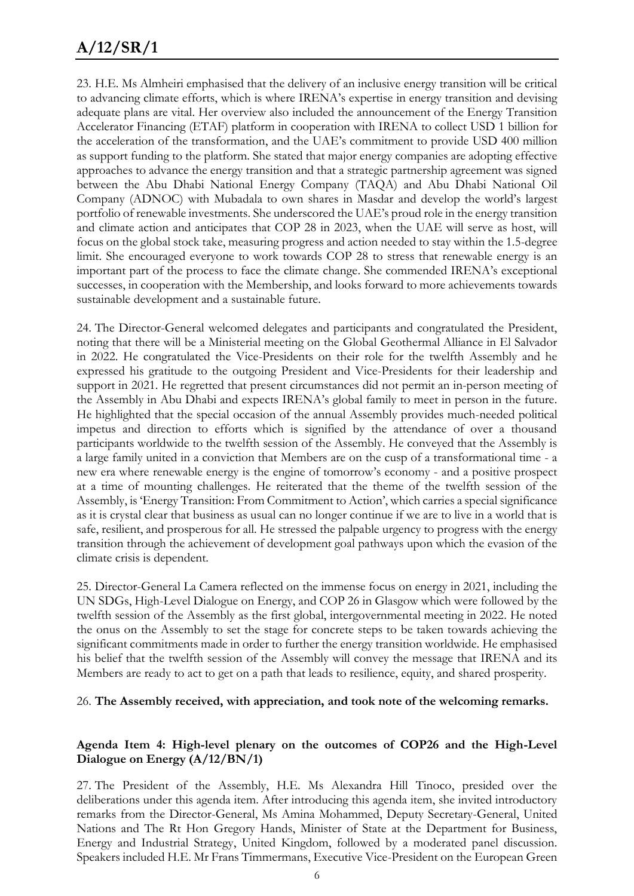23. H.E. Ms Almheiri emphasised that the delivery of an inclusive energy transition will be critical to advancing climate efforts, which is where IRENA's expertise in energy transition and devising adequate plans are vital. Her overview also included the announcement of the Energy Transition Accelerator Financing (ETAF) platform in cooperation with IRENA to collect USD 1 billion for the acceleration of the transformation, and the UAE's commitment to provide USD 400 million as support funding to the platform. She stated that major energy companies are adopting effective approaches to advance the energy transition and that a strategic partnership agreement was signed between the Abu Dhabi National Energy Company (TAQA) and Abu Dhabi National Oil Company (ADNOC) with Mubadala to own shares in Masdar and develop the world's largest portfolio of renewable investments. She underscored the UAE's proud role in the energy transition and climate action and anticipates that COP 28 in 2023, when the UAE will serve as host, will focus on the global stock take, measuring progress and action needed to stay within the 1.5-degree limit. She encouraged everyone to work towards COP 28 to stress that renewable energy is an important part of the process to face the climate change. She commended IRENA's exceptional successes, in cooperation with the Membership, and looks forward to more achievements towards sustainable development and a sustainable future.

24. The Director-General welcomed delegates and participants and congratulated the President, noting that there will be a Ministerial meeting on the Global Geothermal Alliance in El Salvador in 2022. He congratulated the Vice-Presidents on their role for the twelfth Assembly and he expressed his gratitude to the outgoing President and Vice-Presidents for their leadership and support in 2021. He regretted that present circumstances did not permit an in-person meeting of the Assembly in Abu Dhabi and expects IRENA's global family to meet in person in the future. He highlighted that the special occasion of the annual Assembly provides much-needed political impetus and direction to efforts which is signified by the attendance of over a thousand participants worldwide to the twelfth session of the Assembly. He conveyed that the Assembly is a large family united in a conviction that Members are on the cusp of a transformational time - a new era where renewable energy is the engine of tomorrow's economy - and a positive prospect at a time of mounting challenges. He reiterated that the theme of the twelfth session of the Assembly, is 'Energy Transition: From Commitment to Action', which carries a special significance as it is crystal clear that business as usual can no longer continue if we are to live in a world that is safe, resilient, and prosperous for all. He stressed the palpable urgency to progress with the energy transition through the achievement of development goal pathways upon which the evasion of the climate crisis is dependent.

25. Director-General La Camera reflected on the immense focus on energy in 2021, including the UN SDGs, High-Level Dialogue on Energy, and COP 26 in Glasgow which were followed by the twelfth session of the Assembly as the first global, intergovernmental meeting in 2022. He noted the onus on the Assembly to set the stage for concrete steps to be taken towards achieving the significant commitments made in order to further the energy transition worldwide. He emphasised his belief that the twelfth session of the Assembly will convey the message that IRENA and its Members are ready to act to get on a path that leads to resilience, equity, and shared prosperity.

26. **The Assembly received, with appreciation, and took note of the welcoming remarks.**

### Agenda Item 4: High-level plenary on the outcomes of COP26 and the High-Level Dialogue on Energy (A/12/BN/1)

27. The President of the Assembly, H.E. Ms Alexandra Hill Tinoco, presided over the deliberations under this agenda item. After introducing this agenda item, she invited introductory remarks from the Director-General, Ms Amina Mohammed, Deputy Secretary-General, United Nations and The Rt Hon Gregory Hands, Minister of State at the Department for Business, Energy and Industrial Strategy, United Kingdom, followed by a moderated panel discussion. Speakers included H.E. Mr Frans Timmermans, Executive Vice-President on the European Green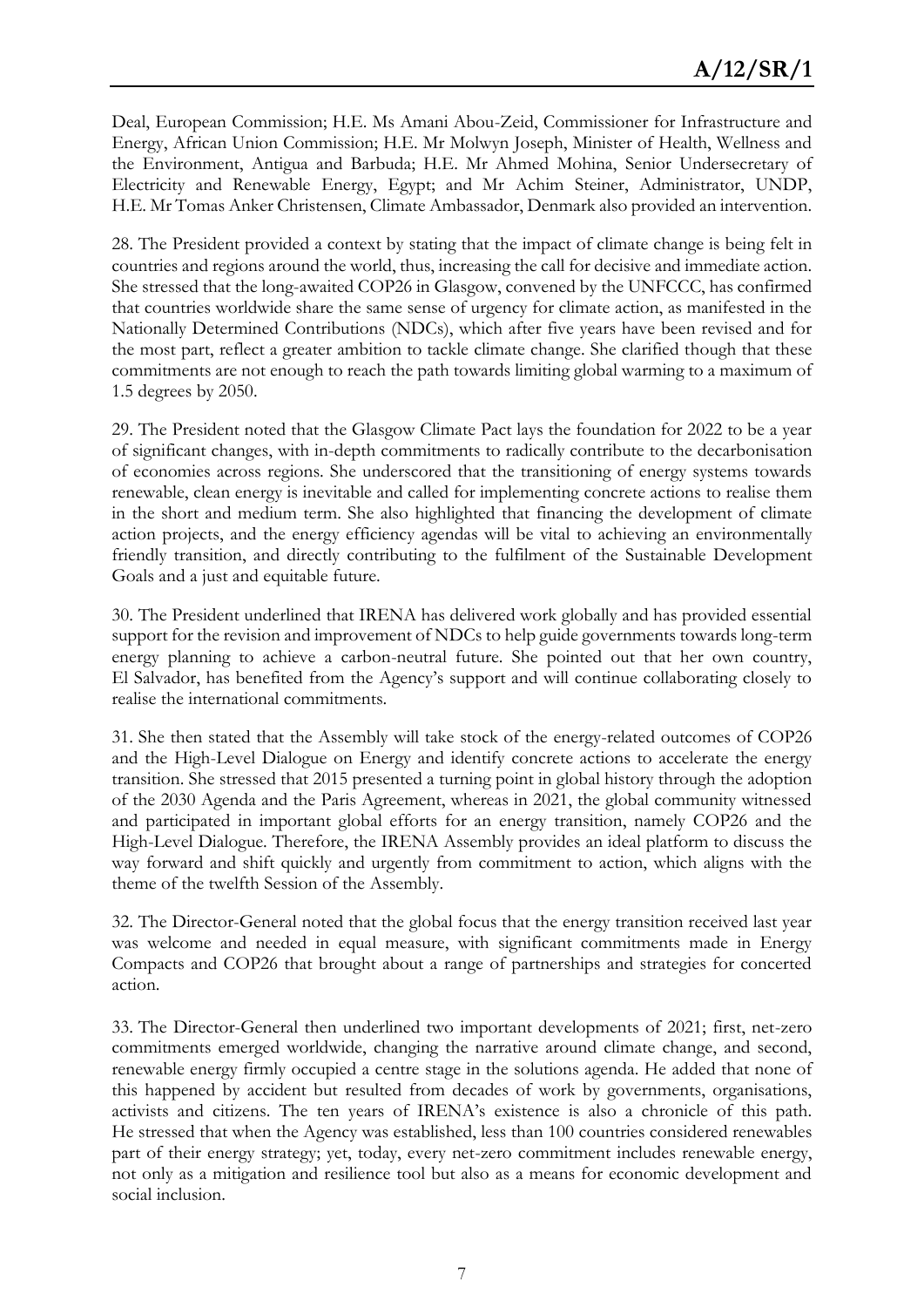Deal, European Commission; H.E. Ms Amani Abou-Zeid, Commissioner for Infrastructure and Energy, African Union Commission; H.E. Mr Molwyn Joseph, Minister of Health, Wellness and the Environment, Antigua and Barbuda; H.E. Mr Ahmed Mohina, Senior Undersecretary of Electricity and Renewable Energy, Egypt; and Mr Achim Steiner, Administrator, UNDP, H.E. Mr Tomas Anker Christensen, Climate Ambassador, Denmark also provided an intervention.

28. The President provided a context by stating that the impact of climate change is being felt in countries and regions around the world, thus, increasing the call for decisive and immediate action. She stressed that the long-awaited COP26 in Glasgow, convened by the UNFCCC, has confirmed that countries worldwide share the same sense of urgency for climate action, as manifested in the Nationally Determined Contributions (NDCs), which after five years have been revised and for the most part, reflect a greater ambition to tackle climate change. She clarified though that these commitments are not enough to reach the path towards limiting global warming to a maximum of 1.5 degrees by 2050.

29. The President noted that the Glasgow Climate Pact lays the foundation for 2022 to be a year of significant changes, with in-depth commitments to radically contribute to the decarbonisation of economies across regions. She underscored that the transitioning of energy systems towards renewable, clean energy is inevitable and called for implementing concrete actions to realise them in the short and medium term. She also highlighted that financing the development of climate action projects, and the energy efficiency agendas will be vital to achieving an environmentally friendly transition, and directly contributing to the fulfilment of the Sustainable Development Goals and a just and equitable future.

30. The President underlined that IRENA has delivered work globally and has provided essential support for the revision and improvement of NDCs to help guide governments towards long-term energy planning to achieve a carbon-neutral future. She pointed out that her own country, El Salvador, has benefited from the Agency's support and will continue collaborating closely to realise the international commitments.

31. She then stated that the Assembly will take stock of the energy-related outcomes of COP26 and the High-Level Dialogue on Energy and identify concrete actions to accelerate the energy transition. She stressed that 2015 presented a turning point in global history through the adoption of the 2030 Agenda and the Paris Agreement, whereas in 2021, the global community witnessed and participated in important global efforts for an energy transition, namely COP26 and the High-Level Dialogue. Therefore, the IRENA Assembly provides an ideal platform to discuss the way forward and shift quickly and urgently from commitment to action, which aligns with the theme of the twelfth Session of the Assembly.

32. The Director-General noted that the global focus that the energy transition received last year was welcome and needed in equal measure, with significant commitments made in Energy Compacts and COP26 that brought about a range of partnerships and strategies for concerted action.

33. The Director-General then underlined two important developments of 2021; first, net-zero commitments emerged worldwide, changing the narrative around climate change, and second, renewable energy firmly occupied a centre stage in the solutions agenda. He added that none of this happened by accident but resulted from decades of work by governments, organisations, activists and citizens. The ten years of IRENA's existence is also a chronicle of this path. He stressed that when the Agency was established, less than 100 countries considered renewables part of their energy strategy; yet, today, every net-zero commitment includes renewable energy, not only as a mitigation and resilience tool but also as a means for economic development and social inclusion.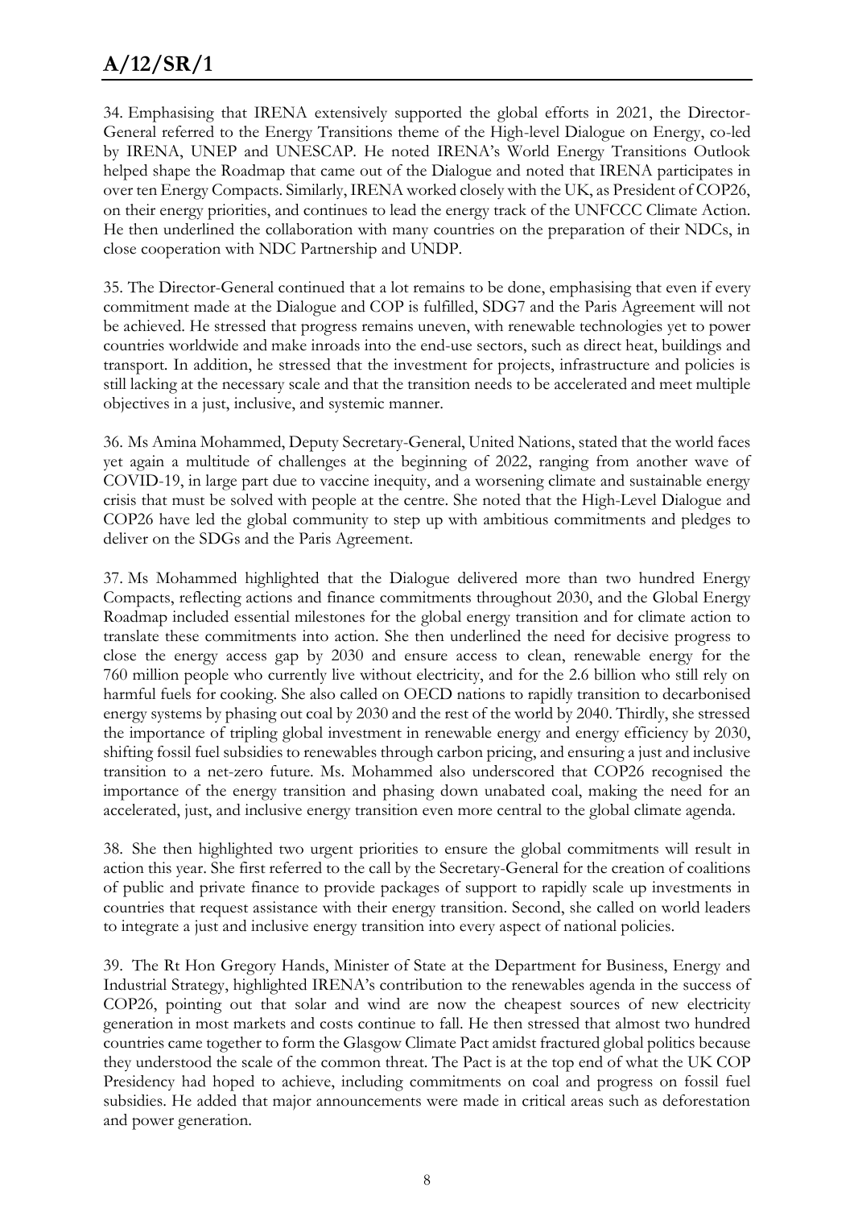34. Emphasising that IRENA extensively supported the global efforts in 2021, the Director-General referred to the Energy Transitions theme of the High-level Dialogue on Energy, co-led by IRENA, UNEP and UNESCAP. He noted IRENA's World Energy Transitions Outlook helped shape the Roadmap that came out of the Dialogue and noted that IRENA participates in over ten Energy Compacts. Similarly, IRENA worked closely with the UK, as President of COP26, on their energy priorities, and continues to lead the energy track of the UNFCCC Climate Action. He then underlined the collaboration with many countries on the preparation of their NDCs, in close cooperation with NDC Partnership and UNDP.

35. The Director-General continued that a lot remains to be done, emphasising that even if every commitment made at the Dialogue and COP is fulfilled, SDG7 and the Paris Agreement will not be achieved. He stressed that progress remains uneven, with renewable technologies yet to power countries worldwide and make inroads into the end-use sectors, such as direct heat, buildings and transport. In addition, he stressed that the investment for projects, infrastructure and policies is still lacking at the necessary scale and that the transition needs to be accelerated and meet multiple objectives in a just, inclusive, and systemic manner.

36. Ms Amina Mohammed, Deputy Secretary-General, United Nations, stated that the world faces yet again a multitude of challenges at the beginning of 2022, ranging from another wave of COVID-19, in large part due to vaccine inequity, and a worsening climate and sustainable energy crisis that must be solved with people at the centre. She noted that the High-Level Dialogue and COP26 have led the global community to step up with ambitious commitments and pledges to deliver on the SDGs and the Paris Agreement.

37. Ms Mohammed highlighted that the Dialogue delivered more than two hundred Energy Compacts, reflecting actions and finance commitments throughout 2030, and the Global Energy Roadmap included essential milestones for the global energy transition and for climate action to translate these commitments into action. She then underlined the need for decisive progress to close the energy access gap by 2030 and ensure access to clean, renewable energy for the 760 million people who currently live without electricity, and for the 2.6 billion who still rely on harmful fuels for cooking. She also called on OECD nations to rapidly transition to decarbonised energy systems by phasing out coal by 2030 and the rest of the world by 2040. Thirdly, she stressed the importance of tripling global investment in renewable energy and energy efficiency by 2030, shifting fossil fuel subsidies to renewables through carbon pricing, and ensuring a just and inclusive transition to a net-zero future. Ms. Mohammed also underscored that COP26 recognised the importance of the energy transition and phasing down unabated coal, making the need for an accelerated, just, and inclusive energy transition even more central to the global climate agenda.

38. She then highlighted two urgent priorities to ensure the global commitments will result in action this year. She first referred to the call by the Secretary-General for the creation of coalitions of public and private finance to provide packages of support to rapidly scale up investments in countries that request assistance with their energy transition. Second, she called on world leaders to integrate a just and inclusive energy transition into every aspect of national policies.

39. The Rt Hon Gregory Hands, Minister of State at the Department for Business, Energy and Industrial Strategy, highlighted IRENA's contribution to the renewables agenda in the success of COP26, pointing out that solar and wind are now the cheapest sources of new electricity generation in most markets and costs continue to fall. He then stressed that almost two hundred countries came together to form the Glasgow Climate Pact amidst fractured global politics because they understood the scale of the common threat. The Pact is at the top end of what the UK COP Presidency had hoped to achieve, including commitments on coal and progress on fossil fuel subsidies. He added that major announcements were made in critical areas such as deforestation and power generation.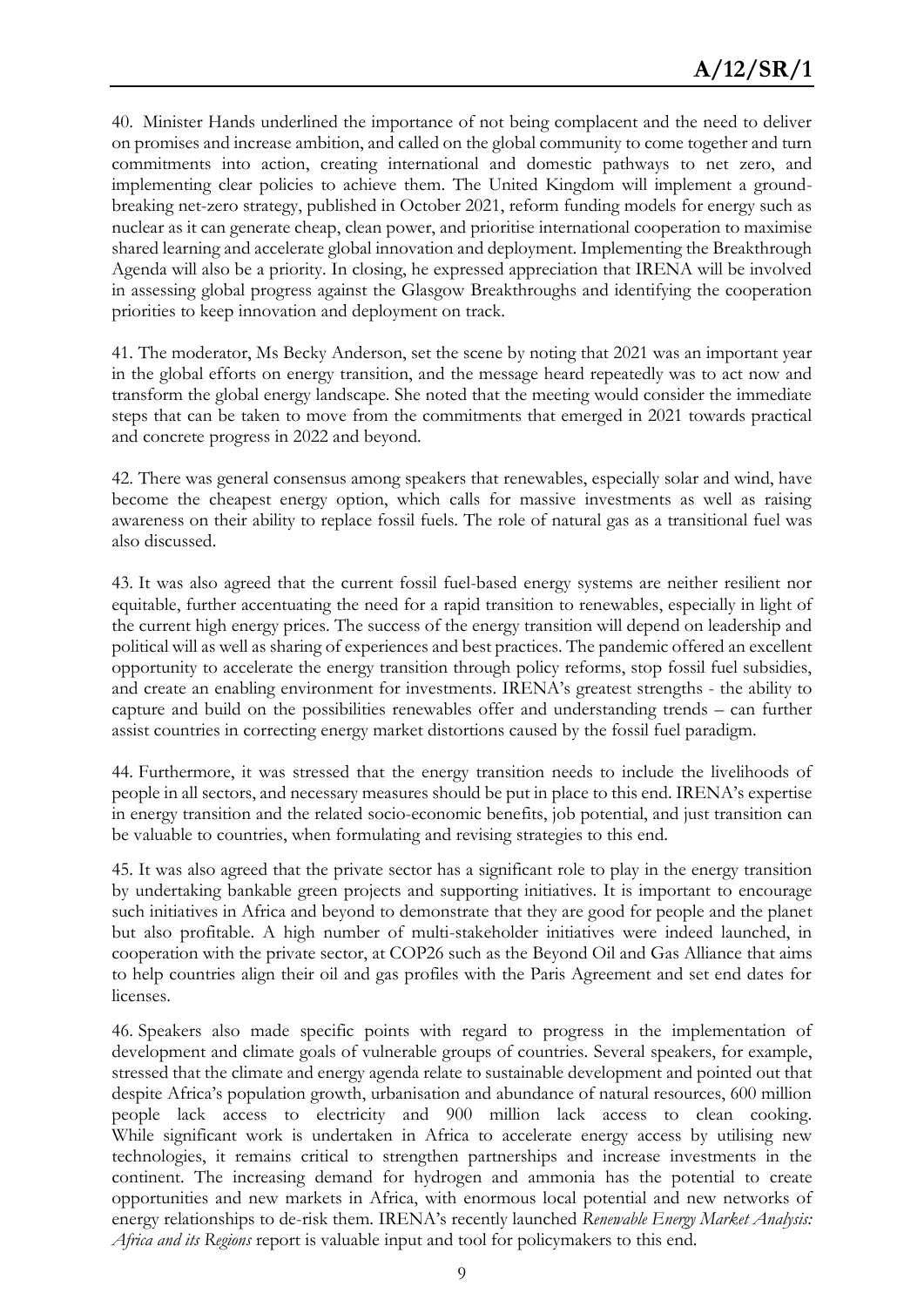40. Minister Hands underlined the importance of not being complacent and the need to deliver on promises and increase ambition, and called on the global community to come together and turn commitments into action, creating international and domestic pathways to net zero, and implementing clear policies to achieve them. The United Kingdom will implement a ground-breaking net-zero strategy, published in October 2021, reform funding models for energy such as nuclear as it can generate cheap, clean power, and prioritise international cooperation to maximise shared learning and accelerate global innovation and deployment. Implementing the Breakthrough Agenda will also be a priority. In closing, he expressed appreciation that IRENA will be involved in assessing global progress against the Glasgow Breakthroughs and identifying the cooperation priorities to keep innovation and deployment on track.

41. The moderator, Ms Becky Anderson, set the scene by noting that 2021 was an important year in the global efforts on energy transition, and the message heard repeatedly was to act now and transform the global energy landscape. She noted that the meeting would consider the immediate steps that can be taken to move from the commitments that emerged in 2021 towards practical and concrete progress in 2022 and beyond.

42. There was general consensus among speakers that renewables, especially solar and wind, have become the cheapest energy option, which calls for massive investments as well as raising awareness on their ability to replace fossil fuels. The role of natural gas as a transitional fuel was also discussed.

43. It was also agreed that the current fossil fuel-based energy systems are neither resilient nor equitable, further accentuating the need for a rapid transition to renewables, especially in light of the current high energy prices. The success of the energy transition will depend on leadership and political will as well as sharing of experiences and best practices. The pandemic offered an excellent opportunity to accelerate the energy transition through policy reforms, stop fossil fuel subsidies, and create an enabling environment for investments. IRENA's greatest strengths - the ability to capture and build on the possibilities renewables offer and understanding trends – can further assist countries in correcting energy market distortions caused by the fossil fuel paradigm.

44. Furthermore, it was stressed that the energy transition needs to include the livelihoods of people in all sectors, and necessary measures should be put in place to this end. IRENA's expertise in energy transition and the related socio-economic benefits, job potential, and just transition can be valuable to countries, when formulating and revising strategies to this end.

45. It was also agreed that the private sector has a significant role to play in the energy transition by undertaking bankable green projects and supporting initiatives. It is important to encourage such initiatives in Africa and beyond to demonstrate that they are good for people and the planet but also profitable. A high number of multi-stakeholder initiatives were indeed launched, in cooperation with the private sector, at COP26 such as the Beyond Oil and Gas Alliance that aims to help countries align their oil and gas profiles with the Paris Agreement and set end dates for licenses.

46. Speakers also made specific points with regard to progress in the implementation of development and climate goals of vulnerable groups of countries. Several speakers, for example, stressed that the climate and energy agenda relate to sustainable development and pointed out that despite Africa's population growth, urbanisation and abundance of natural resources, 600 million people lack access to electricity and 900 million lack access to clean cooking. While significant work is undertaken in Africa to accelerate energy access by utilising new technologies, it remains critical to strengthen partnerships and increase investments in the continent. The increasing demand for hydrogen and ammonia has the potential to create opportunities and new markets in Africa, with enormous local potential and new networks of energy relationships to de-risk them. IRENA's recently launched *Renewable Energy Market Analysis: Africa and its Regions* report is valuable input and tool for policymakers to this end.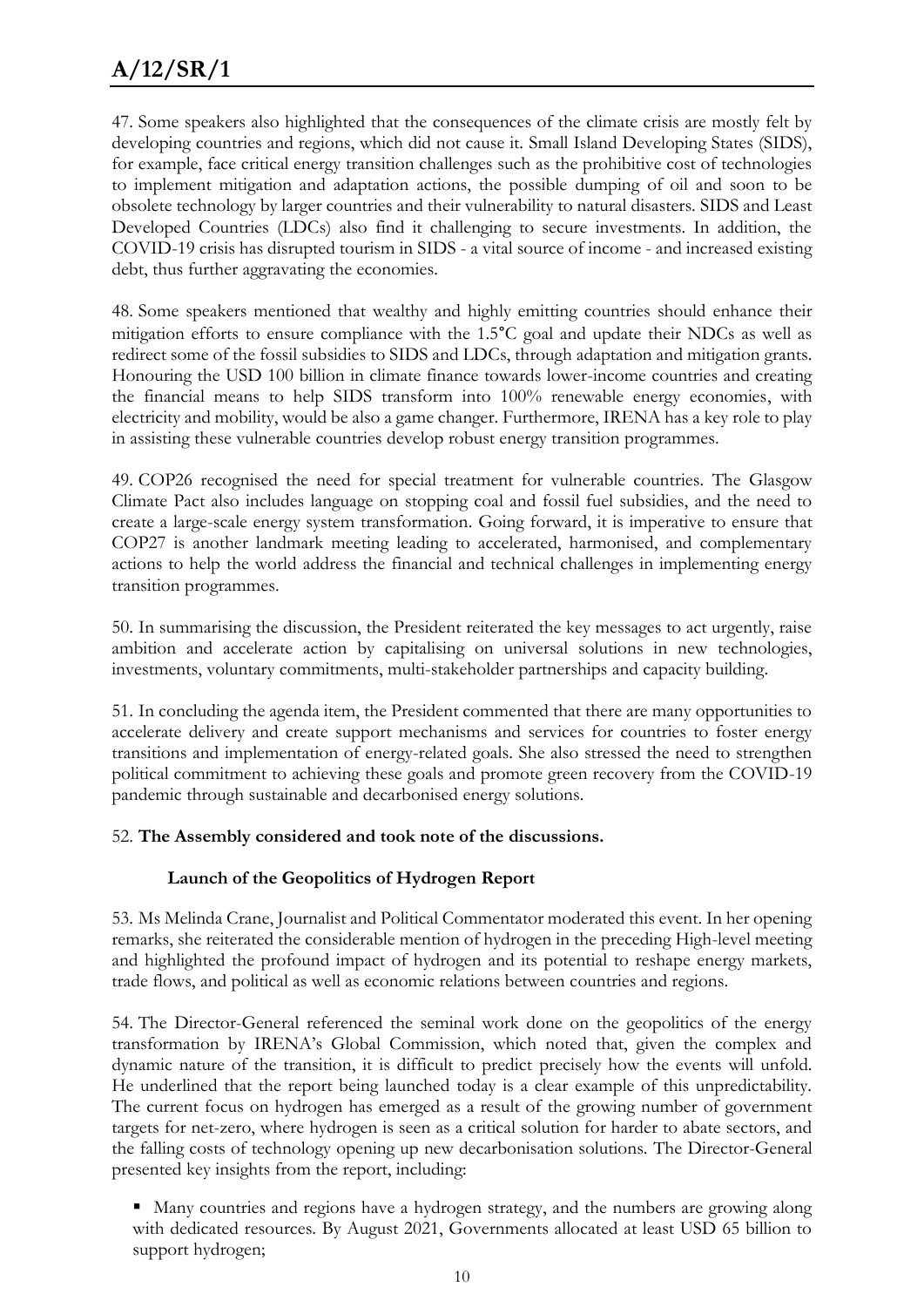47. Some speakers also highlighted that the consequences of the climate crisis are mostly felt by developing countries and regions, which did not cause it. Small Island Developing States (SIDS), for example, face critical energy transition challenges such as the prohibitive cost of technologies to implement mitigation and adaptation actions, the possible dumping of oil and soon to be obsolete technology by larger countries and their vulnerability to natural disasters. SIDS and Least Developed Countries (LDCs) also find it challenging to secure investments. In addition, the COVID-19 crisis has disrupted tourism in SIDS - a vital source of income - and increased existing debt, thus further aggravating the economies.

48. Some speakers mentioned that wealthy and highly emitting countries should enhance their mitigation efforts to ensure compliance with the 1.5°C goal and update their NDCs as well as redirect some of the fossil subsidies to SIDS and LDCs, through adaptation and mitigation grants. Honouring the USD 100 billion in climate finance towards lower-income countries and creating the financial means to help SIDS transform into 100% renewable energy economies, with electricity and mobility, would be also a game changer. Furthermore, IRENA has a key role to play in assisting these vulnerable countries develop robust energy transition programmes.

49. COP26 recognised the need for special treatment for vulnerable countries. The Glasgow Climate Pact also includes language on stopping coal and fossil fuel subsidies, and the need to create a large-scale energy system transformation. Going forward, it is imperative to ensure that COP27 is another landmark meeting leading to accelerated, harmonised, and complementary actions to help the world address the financial and technical challenges in implementing energy transition programmes.

50. In summarising the discussion, the President reiterated the key messages to act urgently, raise ambition and accelerate action by capitalising on universal solutions in new technologies, investments, voluntary commitments, multi-stakeholder partnerships and capacity building.

51. In concluding the agenda item, the President commented that there are many opportunities to accelerate delivery and create support mechanisms and services for countries to foster energy transitions and implementation of energy-related goals. She also stressed the need to strengthen political commitment to achieving these goals and promote green recovery from the COVID-19 pandemic through sustainable and decarbonised energy solutions.

52. **The Assembly considered and took note of the discussions.**

**Launch of the Geopolitics of Hydrogen Report**

53. Ms Melinda Crane, Journalist and Political Commentator moderated this event. In her opening remarks, she reiterated the considerable mention of hydrogen in the preceding High-level meeting and highlighted the profound impact of hydrogen and its potential to reshape energy markets, trade flows, and political as well as economic relations between countries and regions.

54. The Director-General referenced the seminal work done on the geopolitics of the energy transformation by IRENA's Global Commission, which noted that, given the complex and dynamic nature of the transition, it is difficult to predict precisely how the events will unfold. He underlined that the report being launched today is a clear example of this unpredictability. The current focus on hydrogen has emerged as a result of the growing number of government targets for net-zero, where hydrogen is seen as a critical solution for harder to abate sectors, and the falling costs of technology opening up new decarbonisation solutions. The Director-General presented key insights from the report, including:

- Many countries and regions have a hydrogen strategy, and the numbers are growing along with dedicated resources. By August 2021, Governments allocated at least USD 65 billion to support hydrogen;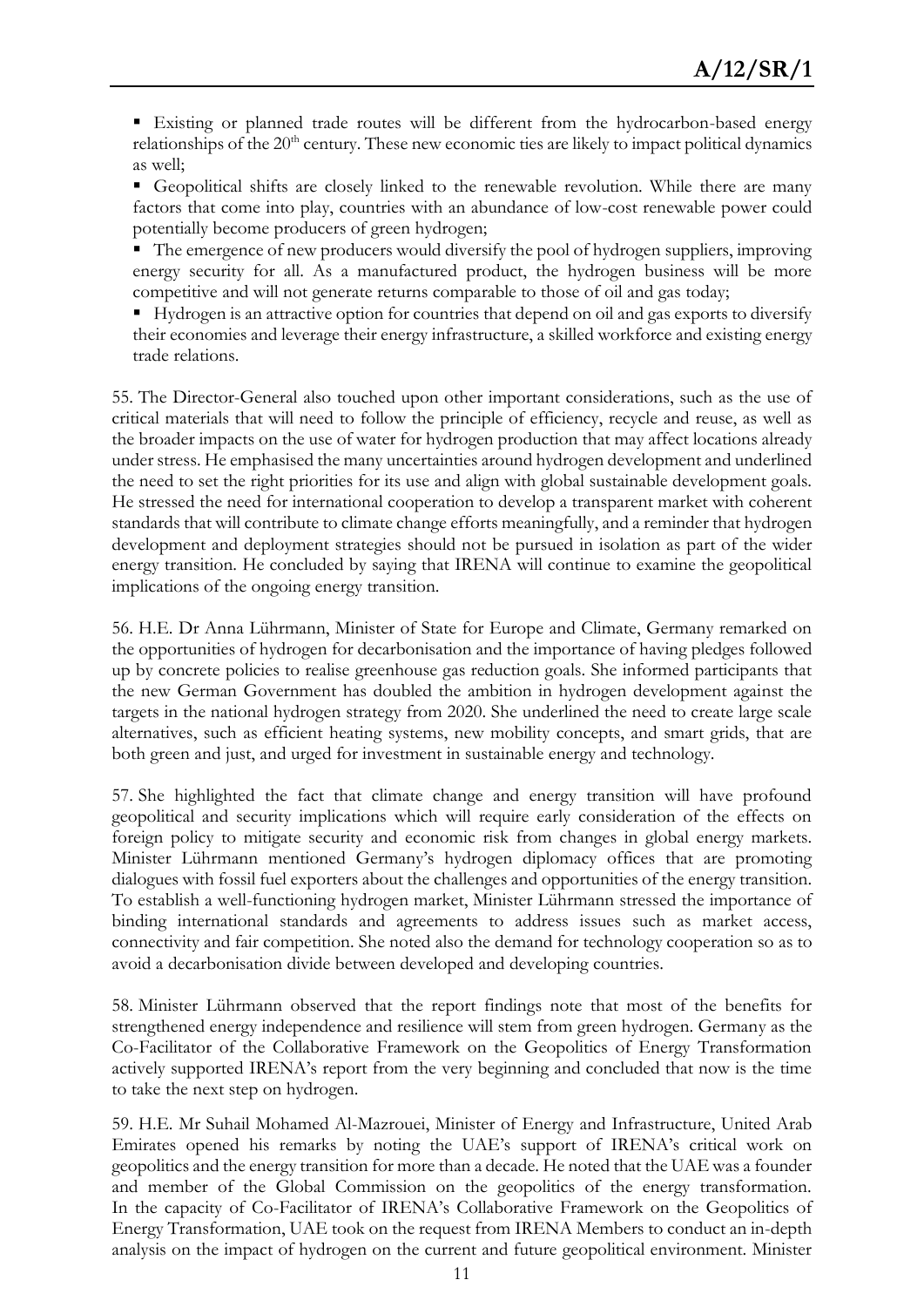- Existing or planned trade routes will be different from the hydrocarbon-based energy relationships of the 20th century. These new economic ties are likely to impact political dynamics as well;
- Geopolitical shifts are closely linked to the renewable revolution. While there are many factors that come into play, countries with an abundance of low-cost renewable power could potentially become producers of green hydrogen;
- The emergence of new producers would diversify the pool of hydrogen suppliers, improving energy security for all. As a manufactured product, the hydrogen business will be more competitive and will not generate returns comparable to those of oil and gas today;
- Hydrogen is an attractive option for countries that depend on oil and gas exports to diversify their economies and leverage their energy infrastructure, a skilled workforce and existing energy trade relations.

55. The Director-General also touched upon other important considerations, such as the use of critical materials that will need to follow the principle of efficiency, recycle and reuse, as well as the broader impacts on the use of water for hydrogen production that may affect locations already under stress. He emphasised the many uncertainties around hydrogen development and underlined the need to set the right priorities for its use and align with global sustainable development goals. He stressed the need for international cooperation to develop a transparent market with coherent standards that will contribute to climate change efforts meaningfully, and a reminder that hydrogen development and deployment strategies should not be pursued in isolation as part of the wider energy transition. He concluded by saying that IRENA will continue to examine the geopolitical implications of the ongoing energy transition.

56. H.E. Dr Anna Lührmann, Minister of State for Europe and Climate, Germany remarked on the opportunities of hydrogen for decarbonisation and the importance of having pledges followed up by concrete policies to realise greenhouse gas reduction goals. She informed participants that the new German Government has doubled the ambition in hydrogen development against the targets in the national hydrogen strategy from 2020. She underlined the need to create large scale alternatives, such as efficient heating systems, new mobility concepts, and smart grids, that are both green and just, and urged for investment in sustainable energy and technology.

57. She highlighted the fact that climate change and energy transition will have profound geopolitical and security implications which will require early consideration of the effects on foreign policy to mitigate security and economic risk from changes in global energy markets. Minister Lührmann mentioned Germany's hydrogen diplomacy offices that are promoting dialogues with fossil fuel exporters about the challenges and opportunities of the energy transition. To establish a well-functioning hydrogen market, Minister Lührmann stressed the importance of binding international standards and agreements to address issues such as market access, connectivity and fair competition. She noted also the demand for technology cooperation so as to avoid a decarbonisation divide between developed and developing countries.

58. Minister Lührmann observed that the report findings note that most of the benefits for strengthened energy independence and resilience will stem from green hydrogen. Germany as the Co-Facilitator of the Collaborative Framework on the Geopolitics of Energy Transformation actively supported IRENA's report from the very beginning and concluded that now is the time to take the next step on hydrogen.

59. H.E. Mr Suhail Mohamed Al-Mazrouei, Minister of Energy and Infrastructure, United Arab Emirates opened his remarks by noting the UAE's support of IRENA's critical work on geopolitics and the energy transition for more than a decade. He noted that the UAE was a founder and member of the Global Commission on the geopolitics of the energy transformation. In the capacity of Co-Facilitator of IRENA's Collaborative Framework on the Geopolitics of Energy Transformation, UAE took on the request from IRENA Members to conduct an in-depth analysis on the impact of hydrogen on the current and future geopolitical environment. Minister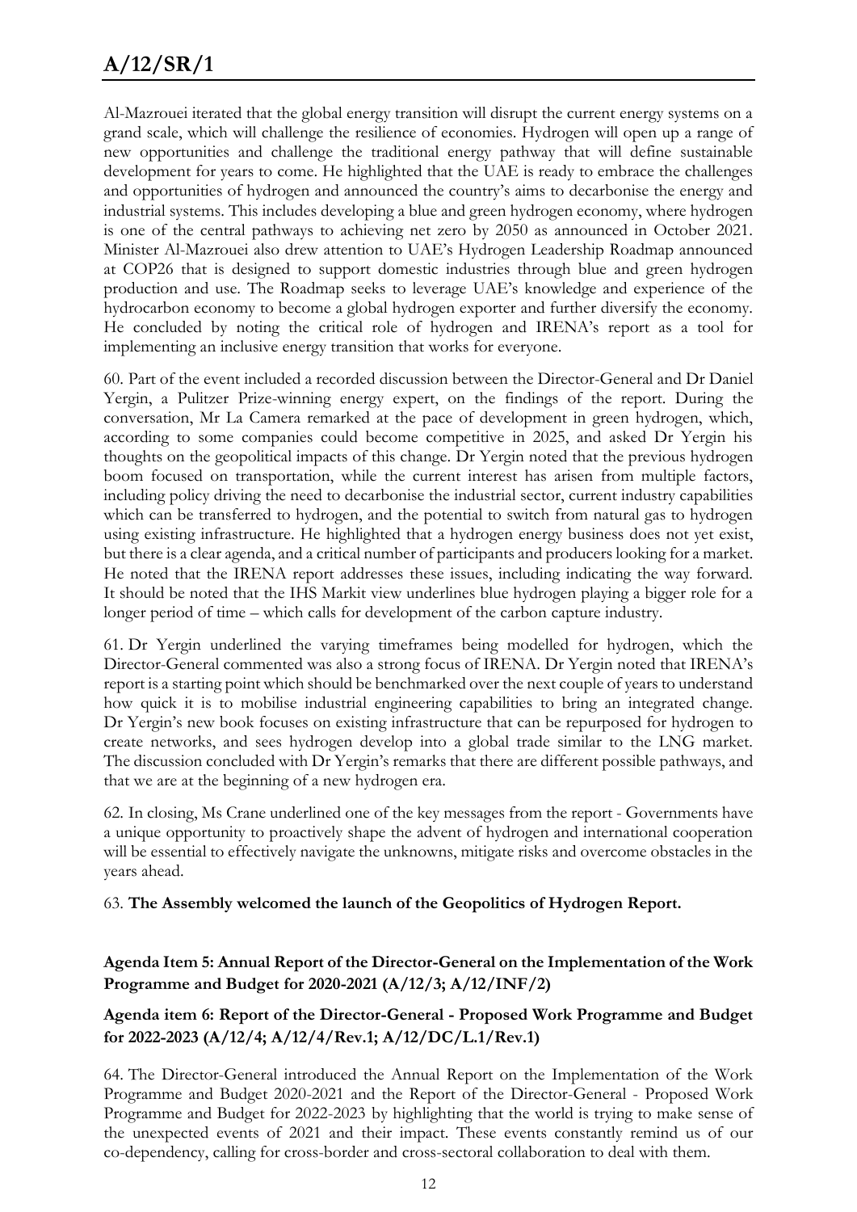Al-Mazrouei iterated that the global energy transition will disrupt the current energy systems on a grand scale, which will challenge the resilience of economies. Hydrogen will open up a range of new opportunities and challenge the traditional energy pathway that will define sustainable development for years to come. He highlighted that the UAE is ready to embrace the challenges and opportunities of hydrogen and announced the country's aims to decarbonise the energy and industrial systems. This includes developing a blue and green hydrogen economy, where hydrogen is one of the central pathways to achieving net zero by 2050 as announced in October 2021. Minister Al-Mazrouei also drew attention to UAE's Hydrogen Leadership Roadmap announced at COP26 that is designed to support domestic industries through blue and green hydrogen production and use. The Roadmap seeks to leverage UAE's knowledge and experience of the hydrocarbon economy to become a global hydrogen exporter and further diversify the economy. He concluded by noting the critical role of hydrogen and IRENA's report as a tool for implementing an inclusive energy transition that works for everyone.

60. Part of the event included a recorded discussion between the Director-General and Dr Daniel Yergin, a Pulitzer Prize-winning energy expert, on the findings of the report. During the conversation, Mr La Camera remarked at the pace of development in green hydrogen, which, according to some companies could become competitive in 2025, and asked Dr Yergin his thoughts on the geopolitical impacts of this change. Dr Yergin noted that the previous hydrogen boom focused on transportation, while the current interest has arisen from multiple factors, including policy driving the need to decarbonise the industrial sector, current industry capabilities which can be transferred to hydrogen, and the potential to switch from natural gas to hydrogen using existing infrastructure. He highlighted that a hydrogen energy business does not yet exist, but there is a clear agenda, and a critical number of participants and producers looking for a market. He noted that the IRENA report addresses these issues, including indicating the way forward. It should be noted that the IHS Markit view underlines blue hydrogen playing a bigger role for a longer period of time – which calls for development of the carbon capture industry.

61. Dr Yergin underlined the varying timeframes being modelled for hydrogen, which the Director-General commented was also a strong focus of IRENA. Dr Yergin noted that IRENA's report is a starting point which should be benchmarked over the next couple of years to understand how quick it is to mobilise industrial engineering capabilities to bring an integrated change. Dr Yergin's new book focuses on existing infrastructure that can be repurposed for hydrogen to create networks, and sees hydrogen develop into a global trade similar to the LNG market. The discussion concluded with Dr Yergin's remarks that there are different possible pathways, and that we are at the beginning of a new hydrogen era.

62. In closing, Ms Crane underlined one of the key messages from the report - Governments have a unique opportunity to proactively shape the advent of hydrogen and international cooperation will be essential to effectively navigate the unknowns, mitigate risks and overcome obstacles in the years ahead.

63. **The Assembly welcomed the launch of the Geopolitics of Hydrogen Report.**

**Agenda Item 5: Annual Report of the Director-General on the Implementation of the Work Programme and Budget for 2020-2021 (A/12/3; A/12/INF/2)**

**Agenda item 6: Report of the Director-General - Proposed Work Programme and Budget for 2022-2023 (A/12/4; A/12/4/Rev.1; A/12/DC/L.1/Rev.1)**

64. The Director-General introduced the Annual Report on the Implementation of the Work Programme and Budget 2020-2021 and the Report of the Director-General - Proposed Work Programme and Budget for 2022-2023 by highlighting that the world is trying to make sense of the unexpected events of 2021 and their impact. These events constantly remind us of our co-dependency, calling for cross-border and cross-sectoral collaboration to deal with them.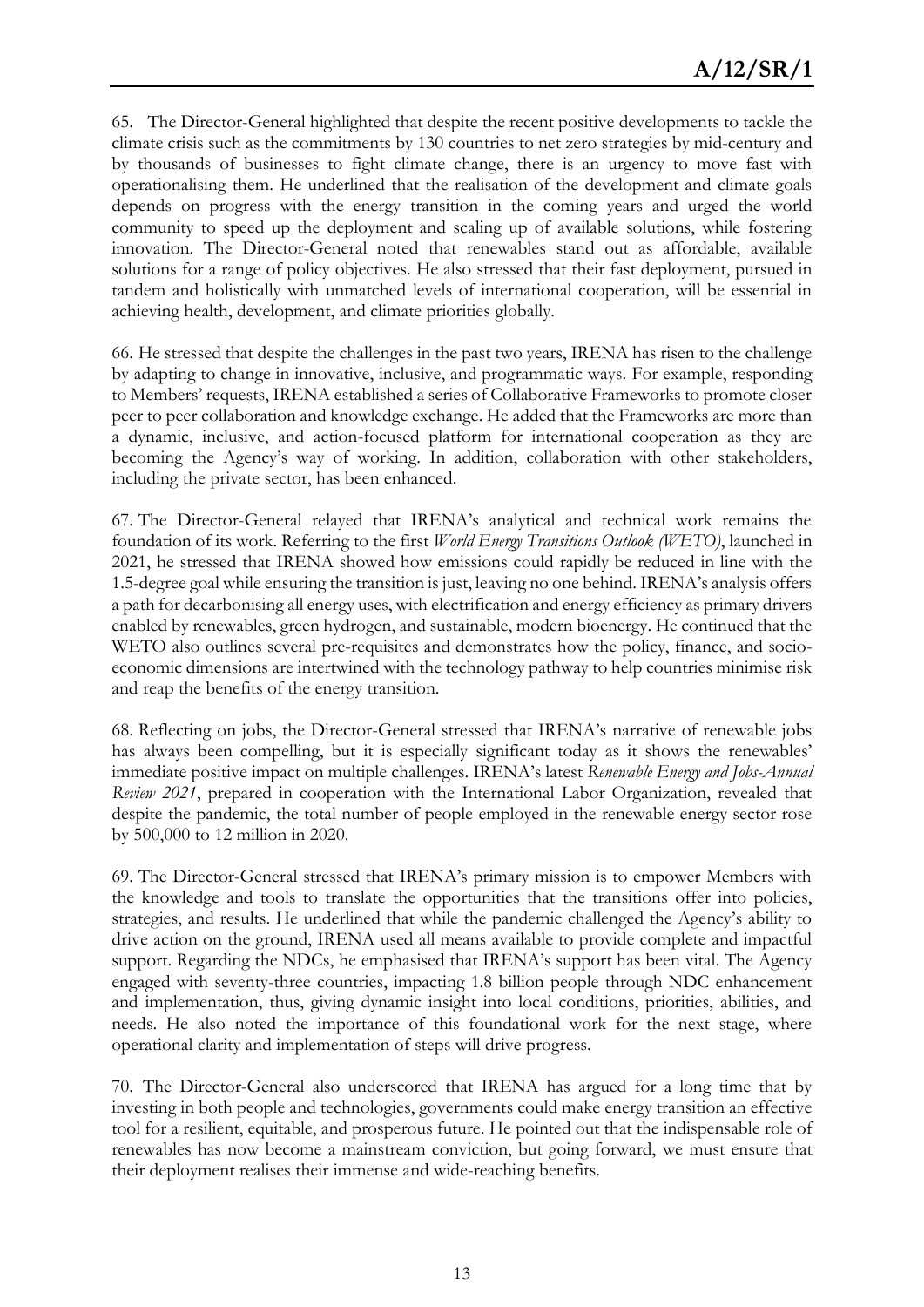65. The Director-General highlighted that despite the recent positive developments to tackle the climate crisis such as the commitments by 130 countries to net zero strategies by mid-century and by thousands of businesses to fight climate change, there is an urgency to move fast with operationalising them. He underlined that the realisation of the development and climate goals depends on progress with the energy transition in the coming years and urged the world community to speed up the deployment and scaling up of available solutions, while fostering innovation. The Director-General noted that renewables stand out as affordable, available solutions for a range of policy objectives. He also stressed that their fast deployment, pursued in tandem and holistically with unmatched levels of international cooperation, will be essential in achieving health, development, and climate priorities globally.

66. He stressed that despite the challenges in the past two years, IRENA has risen to the challenge by adapting to change in innovative, inclusive, and programmatic ways. For example, responding to Members' requests, IRENA established a series of Collaborative Frameworks to promote closer peer to peer collaboration and knowledge exchange. He added that the Frameworks are more than a dynamic, inclusive, and action-focused platform for international cooperation as they are becoming the Agency's way of working. In addition, collaboration with other stakeholders, including the private sector, has been enhanced.

67. The Director-General relayed that IRENA's analytical and technical work remains the foundation of its work. Referring to the first *World Energy Transitions Outlook (WETO)*, launched in 2021, he stressed that IRENA showed how emissions could rapidly be reduced in line with the 1.5-degree goal while ensuring the transition is just, leaving no one behind. IRENA's analysis offers a path for decarbonising all energy uses, with electrification and energy efficiency as primary drivers enabled by renewables, green hydrogen, and sustainable, modern bioenergy. He continued that the WETO also outlines several pre-requisites and demonstrates how the policy, finance, and socio-economic dimensions are intertwined with the technology pathway to help countries minimise risk and reap the benefits of the energy transition.

68. Reflecting on jobs, the Director-General stressed that IRENA's narrative of renewable jobs has always been compelling, but it is especially significant today as it shows the renewables' immediate positive impact on multiple challenges. IRENA's latest *Renewable Energy and Jobs-Annual Review 2021*, prepared in cooperation with the International Labor Organization, revealed that despite the pandemic, the total number of people employed in the renewable energy sector rose by 500,000 to 12 million in 2020.

69. The Director-General stressed that IRENA's primary mission is to empower Members with the knowledge and tools to translate the opportunities that the transitions offer into policies, strategies, and results. He underlined that while the pandemic challenged the Agency's ability to drive action on the ground, IRENA used all means available to provide complete and impactful support. Regarding the NDCs, he emphasised that IRENA's support has been vital. The Agency engaged with seventy-three countries, impacting 1.8 billion people through NDC enhancement and implementation, thus, giving dynamic insight into local conditions, priorities, abilities, and needs. He also noted the importance of this foundational work for the next stage, where operational clarity and implementation of steps will drive progress.

70. The Director-General also underscored that IRENA has argued for a long time that by investing in both people and technologies, governments could make energy transition an effective tool for a resilient, equitable, and prosperous future. He pointed out that the indispensable role of renewables has now become a mainstream conviction, but going forward, we must ensure that their deployment realises their immense and wide-reaching benefits.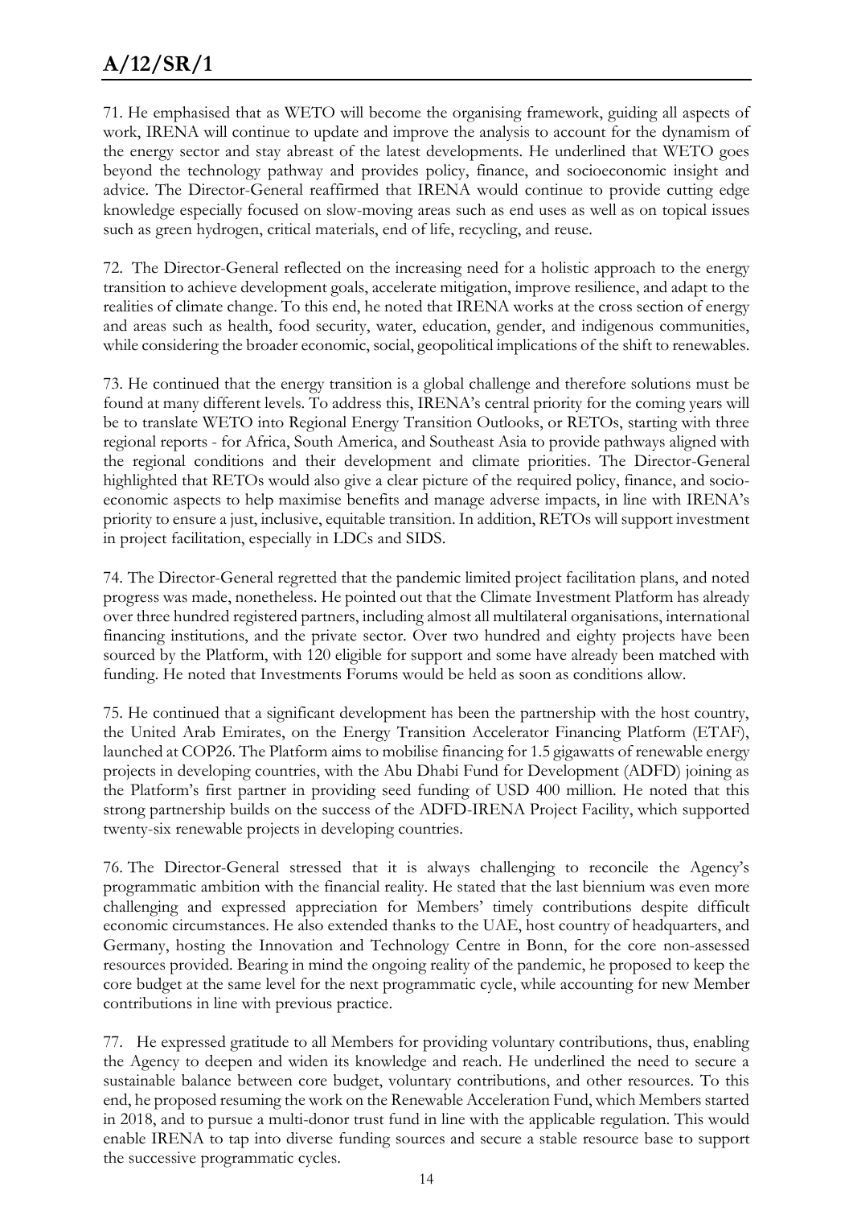71. He emphasised that as WETO will become the organising framework, guiding all aspects of work, IRENA will continue to update and improve the analysis to account for the dynamism of the energy sector and stay abreast of the latest developments. He underlined that WETO goes beyond the technology pathway and provides policy, finance, and socioeconomic insight and advice. The Director-General reaffirmed that IRENA would continue to provide cutting edge knowledge especially focused on slow-moving areas such as end uses as well as on topical issues such as green hydrogen, critical materials, end of life, recycling, and reuse.

72. The Director-General reflected on the increasing need for a holistic approach to the energy transition to achieve development goals, accelerate mitigation, improve resilience, and adapt to the realities of climate change. To this end, he noted that IRENA works at the cross section of energy and areas such as health, food security, water, education, gender, and indigenous communities, while considering the broader economic, social, geopolitical implications of the shift to renewables.

73. He continued that the energy transition is a global challenge and therefore solutions must be found at many different levels. To address this, IRENA's central priority for the coming years will be to translate WETO into Regional Energy Transition Outlooks, or RETOs, starting with three regional reports - for Africa, South America, and Southeast Asia to provide pathways aligned with the regional conditions and their development and climate priorities. The Director-General highlighted that RETOs would also give a clear picture of the required policy, finance, and socio-economic aspects to help maximise benefits and manage adverse impacts, in line with IRENA's priority to ensure a just, inclusive, equitable transition. In addition, RETOs will support investment in project facilitation, especially in LDCs and SIDS.

74. The Director-General regretted that the pandemic limited project facilitation plans, and noted progress was made, nonetheless. He pointed out that the Climate Investment Platform has already over three hundred registered partners, including almost all multilateral organisations, international financing institutions, and the private sector. Over two hundred and eighty projects have been sourced by the Platform, with 120 eligible for support and some have already been matched with funding. He noted that Investments Forums would be held as soon as conditions allow.

75. He continued that a significant development has been the partnership with the host country, the United Arab Emirates, on the Energy Transition Accelerator Financing Platform (ETAF), launched at COP26. The Platform aims to mobilise financing for 1.5 gigawatts of renewable energy projects in developing countries, with the Abu Dhabi Fund for Development (ADFD) joining as the Platform's first partner in providing seed funding of USD 400 million. He noted that this strong partnership builds on the success of the ADFD-IRENA Project Facility, which supported twenty-six renewable projects in developing countries.

76. The Director-General stressed that it is always challenging to reconcile the Agency's programmatic ambition with the financial reality. He stated that the last biennium was even more challenging and expressed appreciation for Members' timely contributions despite difficult economic circumstances. He also extended thanks to the UAE, host country of headquarters, and Germany, hosting the Innovation and Technology Centre in Bonn, for the core non-assessed resources provided. Bearing in mind the ongoing reality of the pandemic, he proposed to keep the core budget at the same level for the next programmatic cycle, while accounting for new Member contributions in line with previous practice.

77. He expressed gratitude to all Members for providing voluntary contributions, thus, enabling the Agency to deepen and widen its knowledge and reach. He underlined the need to secure a sustainable balance between core budget, voluntary contributions, and other resources. To this end, he proposed resuming the work on the Renewable Acceleration Fund, which Members started in 2018, and to pursue a multi-donor trust fund in line with the applicable regulation. This would enable IRENA to tap into diverse funding sources and secure a stable resource base to support the successive programmatic cycles.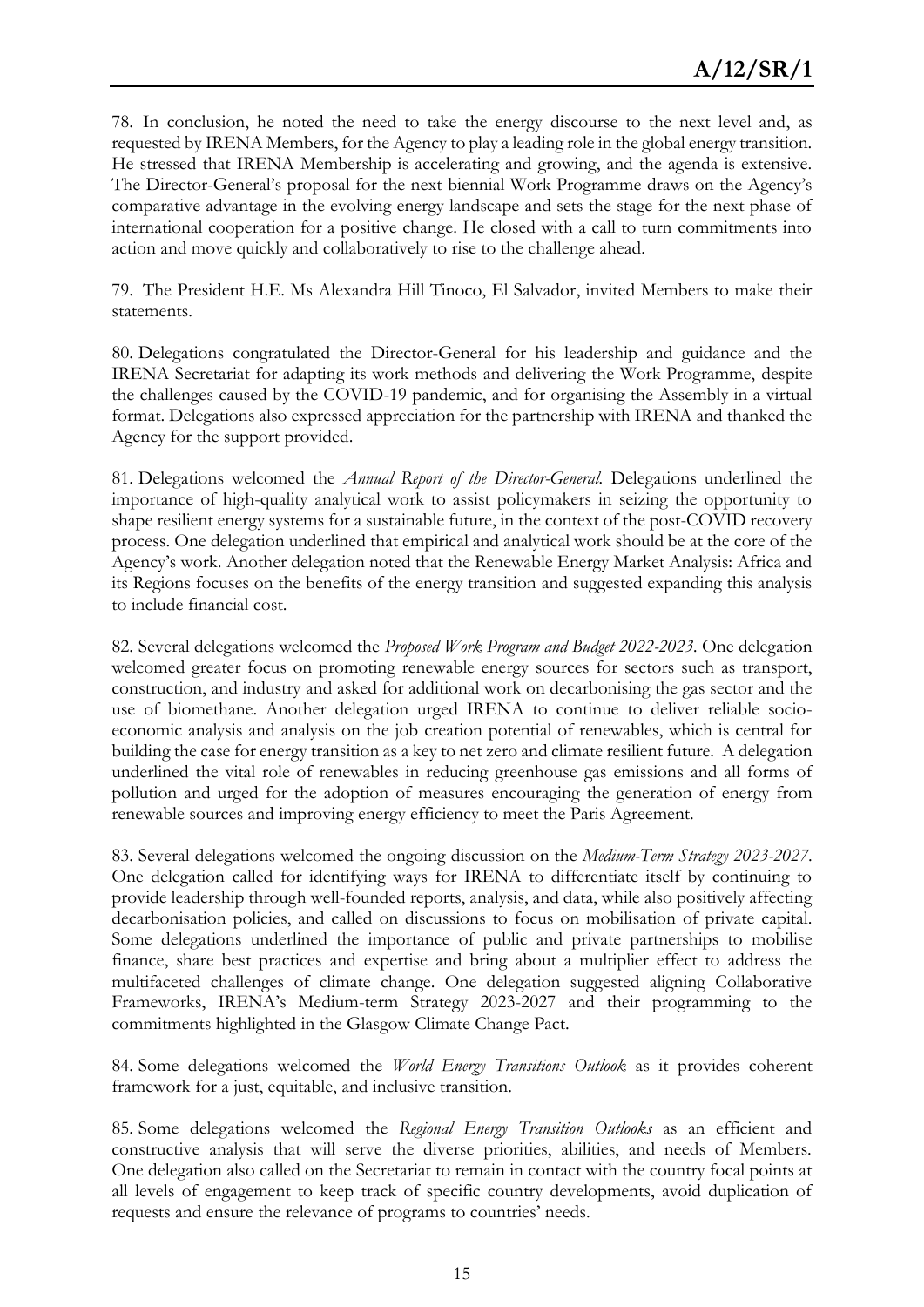78. In conclusion, he noted the need to take the energy discourse to the next level and, as requested by IRENA Members, for the Agency to play a leading role in the global energy transition. He stressed that IRENA Membership is accelerating and growing, and the agenda is extensive. The Director-General's proposal for the next biennial Work Programme draws on the Agency's comparative advantage in the evolving energy landscape and sets the stage for the next phase of international cooperation for a positive change. He closed with a call to turn commitments into action and move quickly and collaboratively to rise to the challenge ahead.

79. The President H.E. Ms Alexandra Hill Tinoco, El Salvador, invited Members to make their statements.

80. Delegations congratulated the Director-General for his leadership and guidance and the IRENA Secretariat for adapting its work methods and delivering the Work Programme, despite the challenges caused by the COVID-19 pandemic, and for organising the Assembly in a virtual format. Delegations also expressed appreciation for the partnership with IRENA and thanked the Agency for the support provided.

81. Delegations welcomed the *Annual Report of the Director-General*. Delegations underlined the importance of high-quality analytical work to assist policymakers in seizing the opportunity to shape resilient energy systems for a sustainable future, in the context of the post-COVID recovery process. One delegation underlined that empirical and analytical work should be at the core of the Agency's work. Another delegation noted that the Renewable Energy Market Analysis: Africa and its Regions focuses on the benefits of the energy transition and suggested expanding this analysis to include financial cost.

82. Several delegations welcomed the *Proposed Work Program and Budget 2022-2023*. One delegation welcomed greater focus on promoting renewable energy sources for sectors such as transport, construction, and industry and asked for additional work on decarbonising the gas sector and the use of biomethane. Another delegation urged IRENA to continue to deliver reliable socio-economic analysis and analysis on the job creation potential of renewables, which is central for building the case for energy transition as a key to net zero and climate resilient future. A delegation underlined the vital role of renewables in reducing greenhouse gas emissions and all forms of pollution and urged for the adoption of measures encouraging the generation of energy from renewable sources and improving energy efficiency to meet the Paris Agreement.

83. Several delegations welcomed the ongoing discussion on the *Medium-Term Strategy 2023-2027*. One delegation called for identifying ways for IRENA to differentiate itself by continuing to provide leadership through well-founded reports, analysis, and data, while also positively affecting decarbonisation policies, and called on discussions to focus on mobilisation of private capital. Some delegations underlined the importance of public and private partnerships to mobilise finance, share best practices and expertise and bring about a multiplier effect to address the multifaceted challenges of climate change. One delegation suggested aligning Collaborative Frameworks, IRENA's Medium-term Strategy 2023-2027 and their programming to the commitments highlighted in the Glasgow Climate Change Pact.

84. Some delegations welcomed the *World Energy Transitions Outlook* as it provides coherent framework for a just, equitable, and inclusive transition.

85. Some delegations welcomed the *Regional Energy Transition Outlooks* as an efficient and constructive analysis that will serve the diverse priorities, abilities, and needs of Members. One delegation also called on the Secretariat to remain in contact with the country focal points at all levels of engagement to keep track of specific country developments, avoid duplication of requests and ensure the relevance of programs to countries' needs.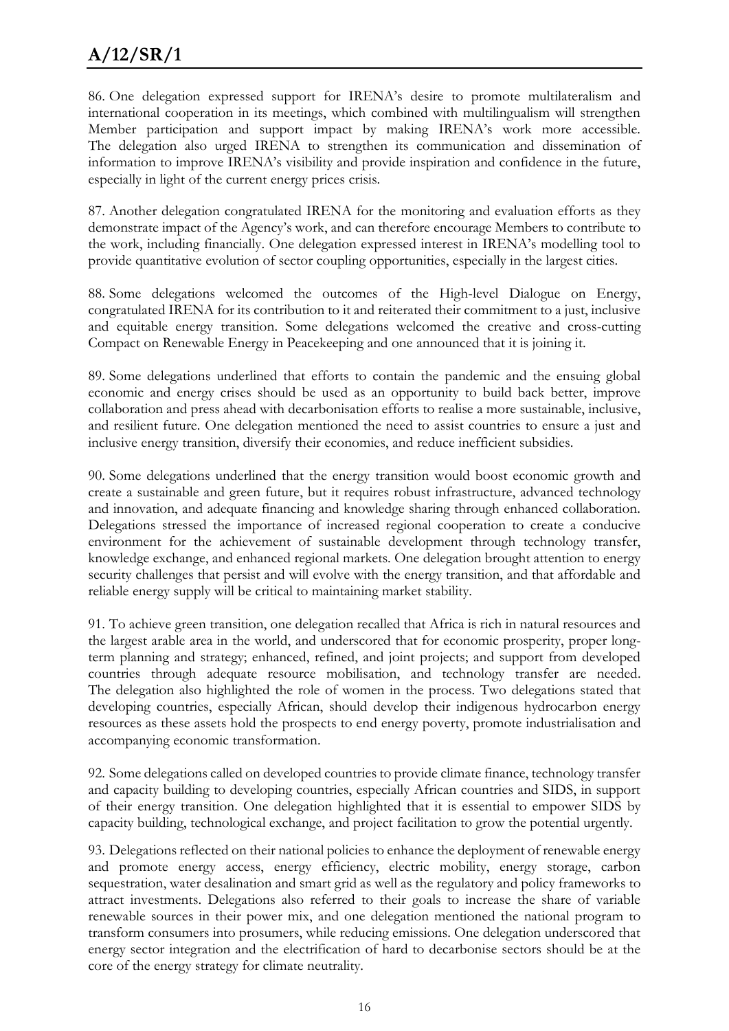86. One delegation expressed support for IRENA's desire to promote multilateralism and international cooperation in its meetings, which combined with multilingualism will strengthen Member participation and support impact by making IRENA's work more accessible. The delegation also urged IRENA to strengthen its communication and dissemination of information to improve IRENA's visibility and provide inspiration and confidence in the future, especially in light of the current energy prices crisis.

87. Another delegation congratulated IRENA for the monitoring and evaluation efforts as they demonstrate impact of the Agency's work, and can therefore encourage Members to contribute to the work, including financially. One delegation expressed interest in IRENA's modelling tool to provide quantitative evolution of sector coupling opportunities, especially in the largest cities.

88. Some delegations welcomed the outcomes of the High-level Dialogue on Energy, congratulated IRENA for its contribution to it and reiterated their commitment to a just, inclusive and equitable energy transition. Some delegations welcomed the creative and cross-cutting Compact on Renewable Energy in Peacekeeping and one announced that it is joining it.

89. Some delegations underlined that efforts to contain the pandemic and the ensuing global economic and energy crises should be used as an opportunity to build back better, improve collaboration and press ahead with decarbonisation efforts to realise a more sustainable, inclusive, and resilient future. One delegation mentioned the need to assist countries to ensure a just and inclusive energy transition, diversify their economies, and reduce inefficient subsidies.

90. Some delegations underlined that the energy transition would boost economic growth and create a sustainable and green future, but it requires robust infrastructure, advanced technology and innovation, and adequate financing and knowledge sharing through enhanced collaboration. Delegations stressed the importance of increased regional cooperation to create a conducive environment for the achievement of sustainable development through technology transfer, knowledge exchange, and enhanced regional markets. One delegation brought attention to energy security challenges that persist and will evolve with the energy transition, and that affordable and reliable energy supply will be critical to maintaining market stability.

91. To achieve green transition, one delegation recalled that Africa is rich in natural resources and the largest arable area in the world, and underscored that for economic prosperity, proper long-term planning and strategy; enhanced, refined, and joint projects; and support from developed countries through adequate resource mobilisation, and technology transfer are needed. The delegation also highlighted the role of women in the process. Two delegations stated that developing countries, especially African, should develop their indigenous hydrocarbon energy resources as these assets hold the prospects to end energy poverty, promote industrialisation and accompanying economic transformation.

92. Some delegations called on developed countries to provide climate finance, technology transfer and capacity building to developing countries, especially African countries and SIDS, in support of their energy transition. One delegation highlighted that it is essential to empower SIDS by capacity building, technological exchange, and project facilitation to grow the potential urgently.

93. Delegations reflected on their national policies to enhance the deployment of renewable energy and promote energy access, energy efficiency, electric mobility, energy storage, carbon sequestration, water desalination and smart grid as well as the regulatory and policy frameworks to attract investments. Delegations also referred to their goals to increase the share of variable renewable sources in their power mix, and one delegation mentioned the national program to transform consumers into prosumers, while reducing emissions. One delegation underscored that energy sector integration and the electrification of hard to decarbonise sectors should be at the core of the energy strategy for climate neutrality.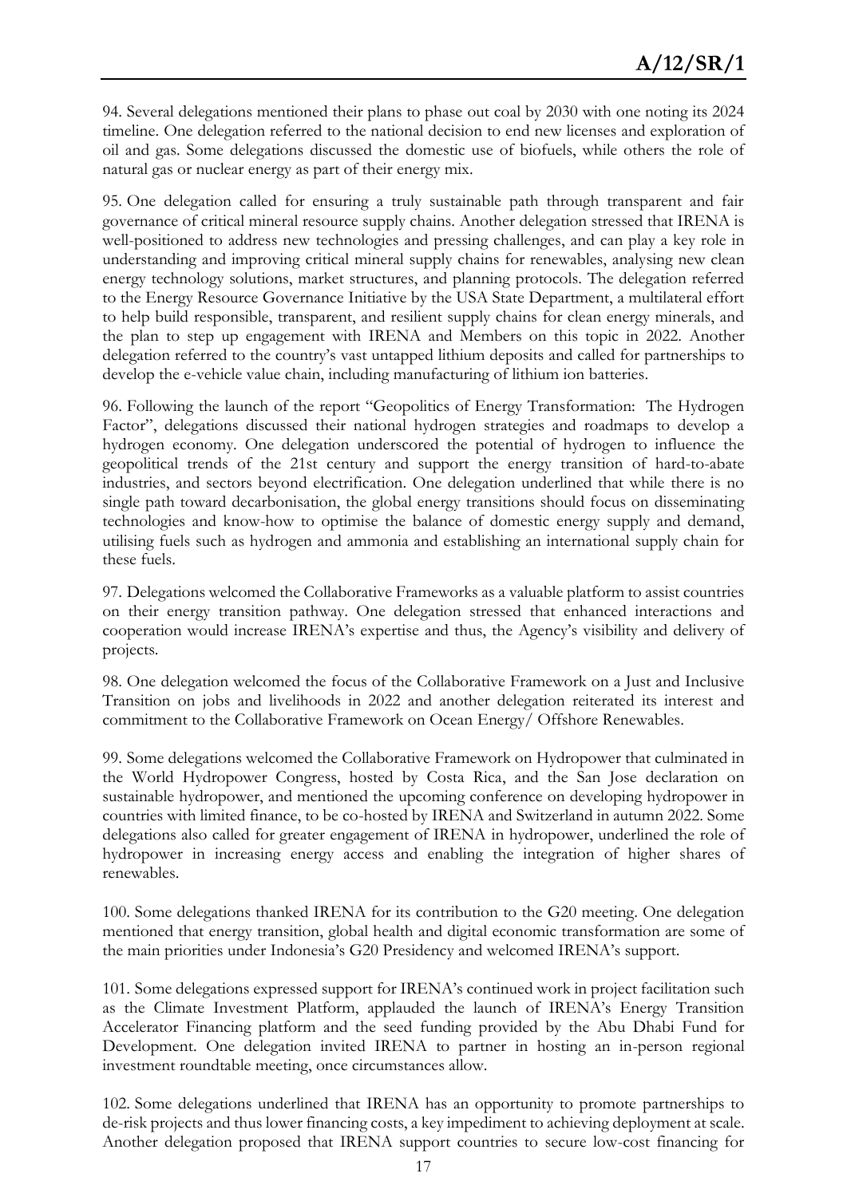94. Several delegations mentioned their plans to phase out coal by 2030 with one noting its 2024 timeline. One delegation referred to the national decision to end new licenses and exploration of oil and gas. Some delegations discussed the domestic use of biofuels, while others the role of natural gas or nuclear energy as part of their energy mix.

95. One delegation called for ensuring a truly sustainable path through transparent and fair governance of critical mineral resource supply chains. Another delegation stressed that IRENA is well-positioned to address new technologies and pressing challenges, and can play a key role in understanding and improving critical mineral supply chains for renewables, analysing new clean energy technology solutions, market structures, and planning protocols. The delegation referred to the Energy Resource Governance Initiative by the USA State Department, a multilateral effort to help build responsible, transparent, and resilient supply chains for clean energy minerals, and the plan to step up engagement with IRENA and Members on this topic in 2022. Another delegation referred to the country's vast untapped lithium deposits and called for partnerships to develop the e-vehicle value chain, including manufacturing of lithium ion batteries.

96. Following the launch of the report "Geopolitics of Energy Transformation: The Hydrogen Factor", delegations discussed their national hydrogen strategies and roadmaps to develop a hydrogen economy. One delegation underscored the potential of hydrogen to influence the geopolitical trends of the 21st century and support the energy transition of hard-to-abate industries, and sectors beyond electrification. One delegation underlined that while there is no single path toward decarbonisation, the global energy transitions should focus on disseminating technologies and know-how to optimise the balance of domestic energy supply and demand, utilising fuels such as hydrogen and ammonia and establishing an international supply chain for these fuels.

97. Delegations welcomed the Collaborative Frameworks as a valuable platform to assist countries on their energy transition pathway. One delegation stressed that enhanced interactions and cooperation would increase IRENA's expertise and thus, the Agency's visibility and delivery of projects.

98. One delegation welcomed the focus of the Collaborative Framework on a Just and Inclusive Transition on jobs and livelihoods in 2022 and another delegation reiterated its interest and commitment to the Collaborative Framework on Ocean Energy/ Offshore Renewables.

99. Some delegations welcomed the Collaborative Framework on Hydropower that culminated in the World Hydropower Congress, hosted by Costa Rica, and the San Jose declaration on sustainable hydropower, and mentioned the upcoming conference on developing hydropower in countries with limited finance, to be co-hosted by IRENA and Switzerland in autumn 2022. Some delegations also called for greater engagement of IRENA in hydropower, underlined the role of hydropower in increasing energy access and enabling the integration of higher shares of renewables.

100. Some delegations thanked IRENA for its contribution to the G20 meeting. One delegation mentioned that energy transition, global health and digital economic transformation are some of the main priorities under Indonesia's G20 Presidency and welcomed IRENA's support.

101. Some delegations expressed support for IRENA's continued work in project facilitation such as the Climate Investment Platform, applauded the launch of IRENA's Energy Transition Accelerator Financing platform and the seed funding provided by the Abu Dhabi Fund for Development. One delegation invited IRENA to partner in hosting an in-person regional investment roundtable meeting, once circumstances allow.

102. Some delegations underlined that IRENA has an opportunity to promote partnerships to de-risk projects and thus lower financing costs, a key impediment to achieving deployment at scale. Another delegation proposed that IRENA support countries to secure low-cost financing for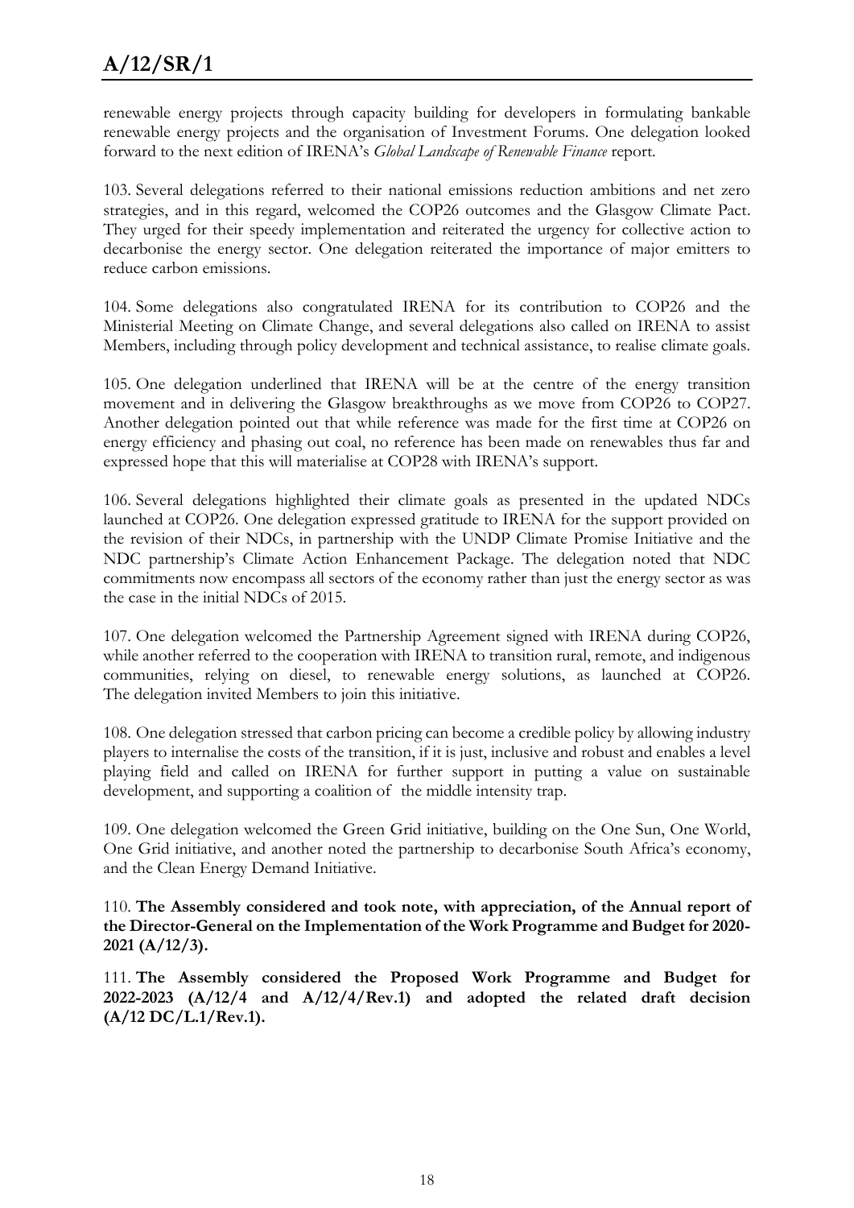renewable energy projects through capacity building for developers in formulating bankable renewable energy projects and the organisation of Investment Forums. One delegation looked forward to the next edition of IRENA's *Global Landscape of Renewable Finance* report.

103. Several delegations referred to their national emissions reduction ambitions and net zero strategies, and in this regard, welcomed the COP26 outcomes and the Glasgow Climate Pact. They urged for their speedy implementation and reiterated the urgency for collective action to decarbonise the energy sector. One delegation reiterated the importance of major emitters to reduce carbon emissions.

104. Some delegations also congratulated IRENA for its contribution to COP26 and the Ministerial Meeting on Climate Change, and several delegations also called on IRENA to assist Members, including through policy development and technical assistance, to realise climate goals.

105. One delegation underlined that IRENA will be at the centre of the energy transition movement and in delivering the Glasgow breakthroughs as we move from COP26 to COP27. Another delegation pointed out that while reference was made for the first time at COP26 on energy efficiency and phasing out coal, no reference has been made on renewables thus far and expressed hope that this will materialise at COP28 with IRENA's support.

106. Several delegations highlighted their climate goals as presented in the updated NDCs launched at COP26. One delegation expressed gratitude to IRENA for the support provided on the revision of their NDCs, in partnership with the UNDP Climate Promise Initiative and the NDC partnership's Climate Action Enhancement Package. The delegation noted that NDC commitments now encompass all sectors of the economy rather than just the energy sector as was the case in the initial NDCs of 2015.

107. One delegation welcomed the Partnership Agreement signed with IRENA during COP26, while another referred to the cooperation with IRENA to transition rural, remote, and indigenous communities, relying on diesel, to renewable energy solutions, as launched at COP26. The delegation invited Members to join this initiative.

108. One delegation stressed that carbon pricing can become a credible policy by allowing industry players to internalise the costs of the transition, if it is just, inclusive and robust and enables a level playing field and called on IRENA for further support in putting a value on sustainable development, and supporting a coalition of the middle intensity trap.

109. One delegation welcomed the Green Grid initiative, building on the One Sun, One World, One Grid initiative, and another noted the partnership to decarbonise South Africa's economy, and the Clean Energy Demand Initiative.

110. **The Assembly considered and took note, with appreciation, of the Annual report of the Director-General on the Implementation of the Work Programme and Budget for 2020-2021 (A/12/3).**

111. **The Assembly considered the Proposed Work Programme and Budget for 2022-2023 (A/12/4 and A/12/4/Rev.1) and adopted the related draft decision (A/12 DC/L.1/Rev.1).**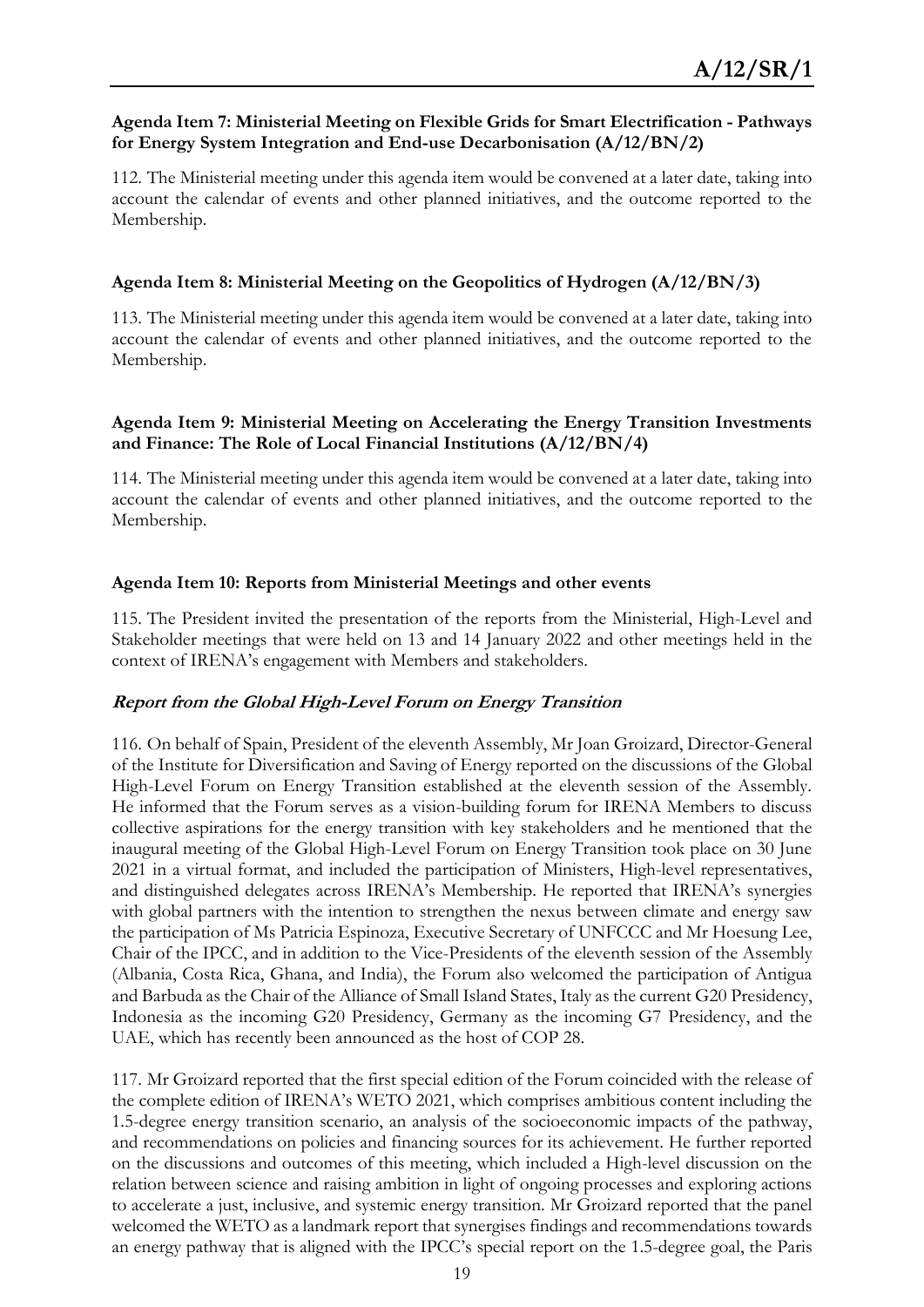### Agenda Item 7: Ministerial Meeting on Flexible Grids for Smart Electrification - Pathways for Energy System Integration and End-use Decarbonisation (A/12/BN/2)

112. The Ministerial meeting under this agenda item would be convened at a later date, taking into account the calendar of events and other planned initiatives, and the outcome reported to the Membership.

### Agenda Item 8: Ministerial Meeting on the Geopolitics of Hydrogen (A/12/BN/3)

113. The Ministerial meeting under this agenda item would be convened at a later date, taking into account the calendar of events and other planned initiatives, and the outcome reported to the Membership.

### Agenda Item 9: Ministerial Meeting on Accelerating the Energy Transition Investments and Finance: The Role of Local Financial Institutions (A/12/BN/4)

114. The Ministerial meeting under this agenda item would be convened at a later date, taking into account the calendar of events and other planned initiatives, and the outcome reported to the Membership.

### Agenda Item 10: Reports from Ministerial Meetings and other events

115. The President invited the presentation of the reports from the Ministerial, High-Level and Stakeholder meetings that were held on 13 and 14 January 2022 and other meetings held in the context of IRENA's engagement with Members and stakeholders.

#### *Report from the Global High-Level Forum on Energy Transition*

116. On behalf of Spain, President of the eleventh Assembly, Mr Joan Groizard, Director-General of the Institute for Diversification and Saving of Energy reported on the discussions of the Global High-Level Forum on Energy Transition established at the eleventh session of the Assembly. He informed that the Forum serves as a vision-building forum for IRENA Members to discuss collective aspirations for the energy transition with key stakeholders and he mentioned that the inaugural meeting of the Global High-Level Forum on Energy Transition took place on 30 June 2021 in a virtual format, and included the participation of Ministers, High-level representatives, and distinguished delegates across IRENA's Membership. He reported that IRENA's synergies with global partners with the intention to strengthen the nexus between climate and energy saw the participation of Ms Patricia Espinoza, Executive Secretary of UNFCCC and Mr Hoesung Lee, Chair of the IPCC, and in addition to the Vice-Presidents of the eleventh session of the Assembly (Albania, Costa Rica, Ghana, and India), the Forum also welcomed the participation of Antigua and Barbuda as the Chair of the Alliance of Small Island States, Italy as the current G20 Presidency, Indonesia as the incoming G20 Presidency, Germany as the incoming G7 Presidency, and the UAE, which has recently been announced as the host of COP 28.

117. Mr Groizard reported that the first special edition of the Forum coincided with the release of the complete edition of IRENA's WETO 2021, which comprises ambitious content including the 1.5-degree energy transition scenario, an analysis of the socioeconomic impacts of the pathway, and recommendations on policies and financing sources for its achievement. He further reported on the discussions and outcomes of this meeting, which included a High-level discussion on the relation between science and raising ambition in light of ongoing processes and exploring actions to accelerate a just, inclusive, and systemic energy transition. Mr Groizard reported that the panel welcomed the WETO as a landmark report that synergises findings and recommendations towards an energy pathway that is aligned with the IPCC's special report on the 1.5-degree goal, the Paris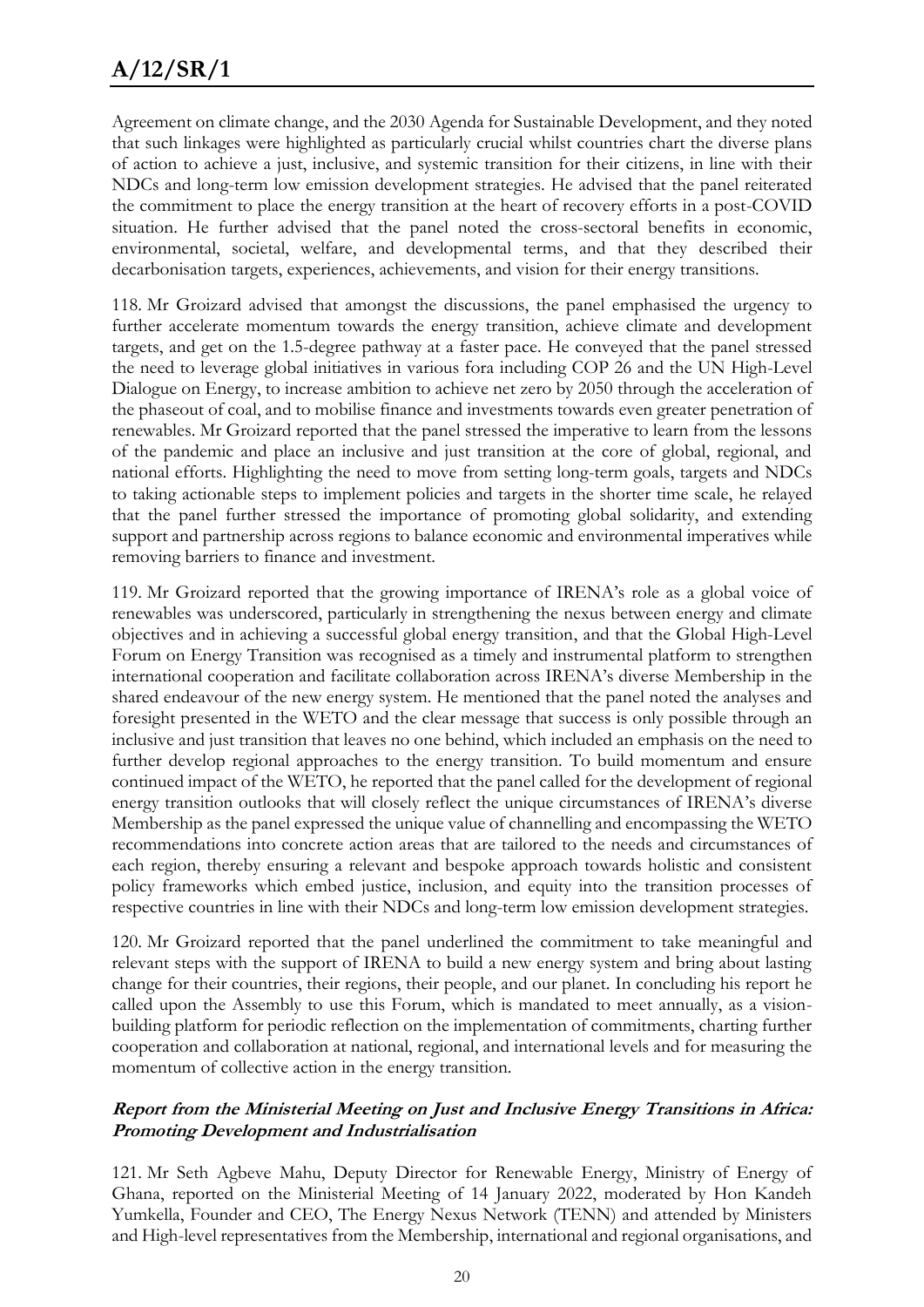Agreement on climate change, and the 2030 Agenda for Sustainable Development, and they noted that such linkages were highlighted as particularly crucial whilst countries chart the diverse plans of action to achieve a just, inclusive, and systemic transition for their citizens, in line with their NDCs and long-term low emission development strategies. He advised that the panel reiterated the commitment to place the energy transition at the heart of recovery efforts in a post-COVID situation. He further advised that the panel noted the cross-sectoral benefits in economic, environmental, societal, welfare, and developmental terms, and that they described their decarbonisation targets, experiences, achievements, and vision for their energy transitions.

118. Mr Groizard advised that amongst the discussions, the panel emphasised the urgency to further accelerate momentum towards the energy transition, achieve climate and development targets, and get on the 1.5-degree pathway at a faster pace. He conveyed that the panel stressed the need to leverage global initiatives in various fora including COP 26 and the UN High-Level Dialogue on Energy, to increase ambition to achieve net zero by 2050 through the acceleration of the phaseout of coal, and to mobilise finance and investments towards even greater penetration of renewables. Mr Groizard reported that the panel stressed the imperative to learn from the lessons of the pandemic and place an inclusive and just transition at the core of global, regional, and national efforts. Highlighting the need to move from setting long-term goals, targets and NDCs to taking actionable steps to implement policies and targets in the shorter time scale, he relayed that the panel further stressed the importance of promoting global solidarity, and extending support and partnership across regions to balance economic and environmental imperatives while removing barriers to finance and investment.

119. Mr Groizard reported that the growing importance of IRENA's role as a global voice of renewables was underscored, particularly in strengthening the nexus between energy and climate objectives and in achieving a successful global energy transition, and that the Global High-Level Forum on Energy Transition was recognised as a timely and instrumental platform to strengthen international cooperation and facilitate collaboration across IRENA's diverse Membership in the shared endeavour of the new energy system. He mentioned that the panel noted the analyses and foresight presented in the WETO and the clear message that success is only possible through an inclusive and just transition that leaves no one behind, which included an emphasis on the need to further develop regional approaches to the energy transition. To build momentum and ensure continued impact of the WETO, he reported that the panel called for the development of regional energy transition outlooks that will closely reflect the unique circumstances of IRENA's diverse Membership as the panel expressed the unique value of channelling and encompassing the WETO recommendations into concrete action areas that are tailored to the needs and circumstances of each region, thereby ensuring a relevant and bespoke approach towards holistic and consistent policy frameworks which embed justice, inclusion, and equity into the transition processes of respective countries in line with their NDCs and long-term low emission development strategies.

120. Mr Groizard reported that the panel underlined the commitment to take meaningful and relevant steps with the support of IRENA to build a new energy system and bring about lasting change for their countries, their regions, their people, and our planet. In concluding his report he called upon the Assembly to use this Forum, which is mandated to meet annually, as a vision-building platform for periodic reflection on the implementation of commitments, charting further cooperation and collaboration at national, regional, and international levels and for measuring the momentum of collective action in the energy transition.

### Report from the Ministerial Meeting on Just and Inclusive Energy Transitions in Africa: Promoting Development and Industrialisation

121. Mr Seth Agbeve Mahu, Deputy Director for Renewable Energy, Ministry of Energy of Ghana, reported on the Ministerial Meeting of 14 January 2022, moderated by Hon Kandeh Yumkella, Founder and CEO, The Energy Nexus Network (TENN) and attended by Ministers and High-level representatives from the Membership, international and regional organisations, and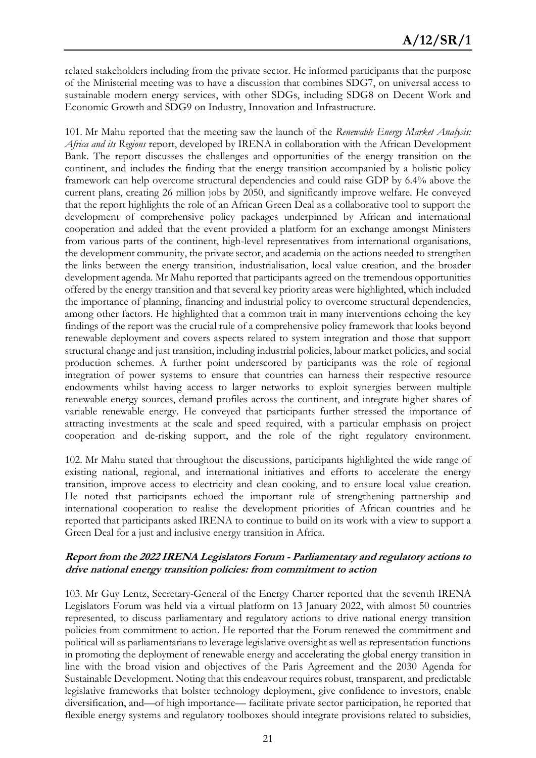related stakeholders including from the private sector. He informed participants that the purpose of the Ministerial meeting was to have a discussion that combines SDG7, on universal access to sustainable modern energy services, with other SDGs, including SDG8 on Decent Work and Economic Growth and SDG9 on Industry, Innovation and Infrastructure.

101. Mr Mahu reported that the meeting saw the launch of the *Renewable Energy Market Analysis: Africa and its Regions* report, developed by IRENA in collaboration with the African Development Bank. The report discusses the challenges and opportunities of the energy transition on the continent, and includes the finding that the energy transition accompanied by a holistic policy framework can help overcome structural dependencies and could raise GDP by 6.4% above the current plans, creating 26 million jobs by 2050, and significantly improve welfare. He conveyed that the report highlights the role of an African Green Deal as a collaborative tool to support the development of comprehensive policy packages underpinned by African and international cooperation and added that the event provided a platform for an exchange amongst Ministers from various parts of the continent, high-level representatives from international organisations, the development community, the private sector, and academia on the actions needed to strengthen the links between the energy transition, industrialisation, local value creation, and the broader development agenda. Mr Mahu reported that participants agreed on the tremendous opportunities offered by the energy transition and that several key priority areas were highlighted, which included the importance of planning, financing and industrial policy to overcome structural dependencies, among other factors. He highlighted that a common trait in many interventions echoing the key findings of the report was the crucial rule of a comprehensive policy framework that looks beyond renewable deployment and covers aspects related to system integration and those that support structural change and just transition, including industrial policies, labour market policies, and social production schemes. A further point underscored by participants was the role of regional integration of power systems to ensure that countries can harness their respective resource endowments whilst having access to larger networks to exploit synergies between multiple renewable energy sources, demand profiles across the continent, and integrate higher shares of variable renewable energy. He conveyed that participants further stressed the importance of attracting investments at the scale and speed required, with a particular emphasis on project cooperation and de-risking support, and the role of the right regulatory environment.

102. Mr Mahu stated that throughout the discussions, participants highlighted the wide range of existing national, regional, and international initiatives and efforts to accelerate the energy transition, improve access to electricity and clean cooking, and to ensure local value creation. He noted that participants echoed the important rule of strengthening partnership and international cooperation to realise the development priorities of African countries and he reported that participants asked IRENA to continue to build on its work with a view to support a Green Deal for a just and inclusive energy transition in Africa.

### Report from the 2022 IRENA Legislators Forum - Parliamentary and regulatory actions to drive national energy transition policies: from commitment to action

103. Mr Guy Lentz, Secretary-General of the Energy Charter reported that the seventh IRENA Legislators Forum was held via a virtual platform on 13 January 2022, with almost 50 countries represented, to discuss parliamentary and regulatory actions to drive national energy transition policies from commitment to action. He reported that the Forum renewed the commitment and political will as parliamentarians to leverage legislative oversight as well as representation functions in promoting the deployment of renewable energy and accelerating the global energy transition in line with the broad vision and objectives of the Paris Agreement and the 2030 Agenda for Sustainable Development. Noting that this endeavour requires robust, transparent, and predictable legislative frameworks that bolster technology deployment, give confidence to investors, enable diversification, and—of high importance— facilitate private sector participation, he reported that flexible energy systems and regulatory toolboxes should integrate provisions related to subsidies,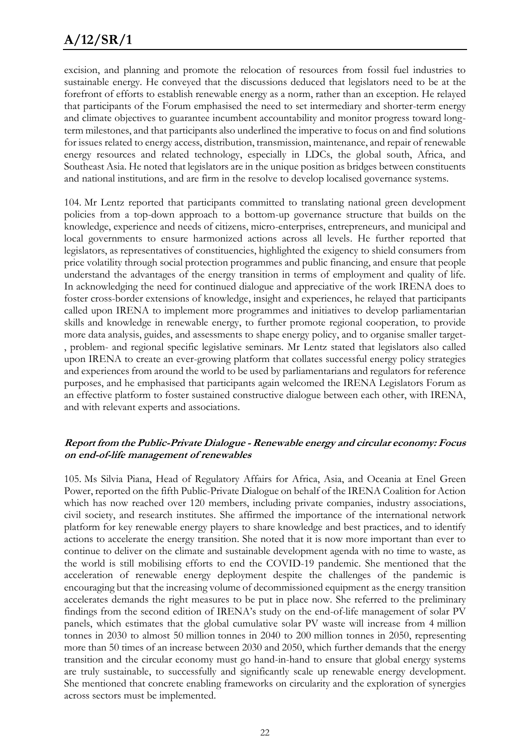excision, and planning and promote the relocation of resources from fossil fuel industries to sustainable energy. He conveyed that the discussions deduced that legislators need to be at the forefront of efforts to establish renewable energy as a norm, rather than an exception. He relayed that participants of the Forum emphasised the need to set intermediary and shorter-term energy and climate objectives to guarantee incumbent accountability and monitor progress toward long-term milestones, and that participants also underlined the imperative to focus on and find solutions for issues related to energy access, distribution, transmission, maintenance, and repair of renewable energy resources and related technology, especially in LDCs, the global south, Africa, and Southeast Asia. He noted that legislators are in the unique position as bridges between constituents and national institutions, and are firm in the resolve to develop localised governance systems.

104. Mr Lentz reported that participants committed to translating national green development policies from a top-down approach to a bottom-up governance structure that builds on the knowledge, experience and needs of citizens, micro-enterprises, entrepreneurs, and municipal and local governments to ensure harmonized actions across all levels. He further reported that legislators, as representatives of constituencies, highlighted the exigency to shield consumers from price volatility through social protection programmes and public financing, and ensure that people understand the advantages of the energy transition in terms of employment and quality of life. In acknowledging the need for continued dialogue and appreciative of the work IRENA does to foster cross-border extensions of knowledge, insight and experiences, he relayed that participants called upon IRENA to implement more programmes and initiatives to develop parliamentarian skills and knowledge in renewable energy, to further promote regional cooperation, to provide more data analysis, guides, and assessments to shape energy policy, and to organise smaller target-, problem- and regional specific legislative seminars. Mr Lentz stated that legislators also called upon IRENA to create an ever-growing platform that collates successful energy policy strategies and experiences from around the world to be used by parliamentarians and regulators for reference purposes, and he emphasised that participants again welcomed the IRENA Legislators Forum as an effective platform to foster sustained constructive dialogue between each other, with IRENA, and with relevant experts and associations.

### *Report from the Public-Private Dialogue - Renewable energy and circular economy: Focus on end-of-life management of renewables*

105. Ms Silvia Piana, Head of Regulatory Affairs for Africa, Asia, and Oceania at Enel Green Power, reported on the fifth Public-Private Dialogue on behalf of the IRENA Coalition for Action which has now reached over 120 members, including private companies, industry associations, civil society, and research institutes. She affirmed the importance of the international network platform for key renewable energy players to share knowledge and best practices, and to identify actions to accelerate the energy transition. She noted that it is now more important than ever to continue to deliver on the climate and sustainable development agenda with no time to waste, as the world is still mobilising efforts to end the COVID-19 pandemic. She mentioned that the acceleration of renewable energy deployment despite the challenges of the pandemic is encouraging but that the increasing volume of decommissioned equipment as the energy transition accelerates demands the right measures to be put in place now. She referred to the preliminary findings from the second edition of IRENA's study on the end-of-life management of solar PV panels, which estimates that the global cumulative solar PV waste will increase from 4 million tonnes in 2030 to almost 50 million tonnes in 2040 to 200 million tonnes in 2050, representing more than 50 times of an increase between 2030 and 2050, which further demands that the energy transition and the circular economy must go hand-in-hand to ensure that global energy systems are truly sustainable, to successfully and significantly scale up renewable energy development. She mentioned that concrete enabling frameworks on circularity and the exploration of synergies across sectors must be implemented.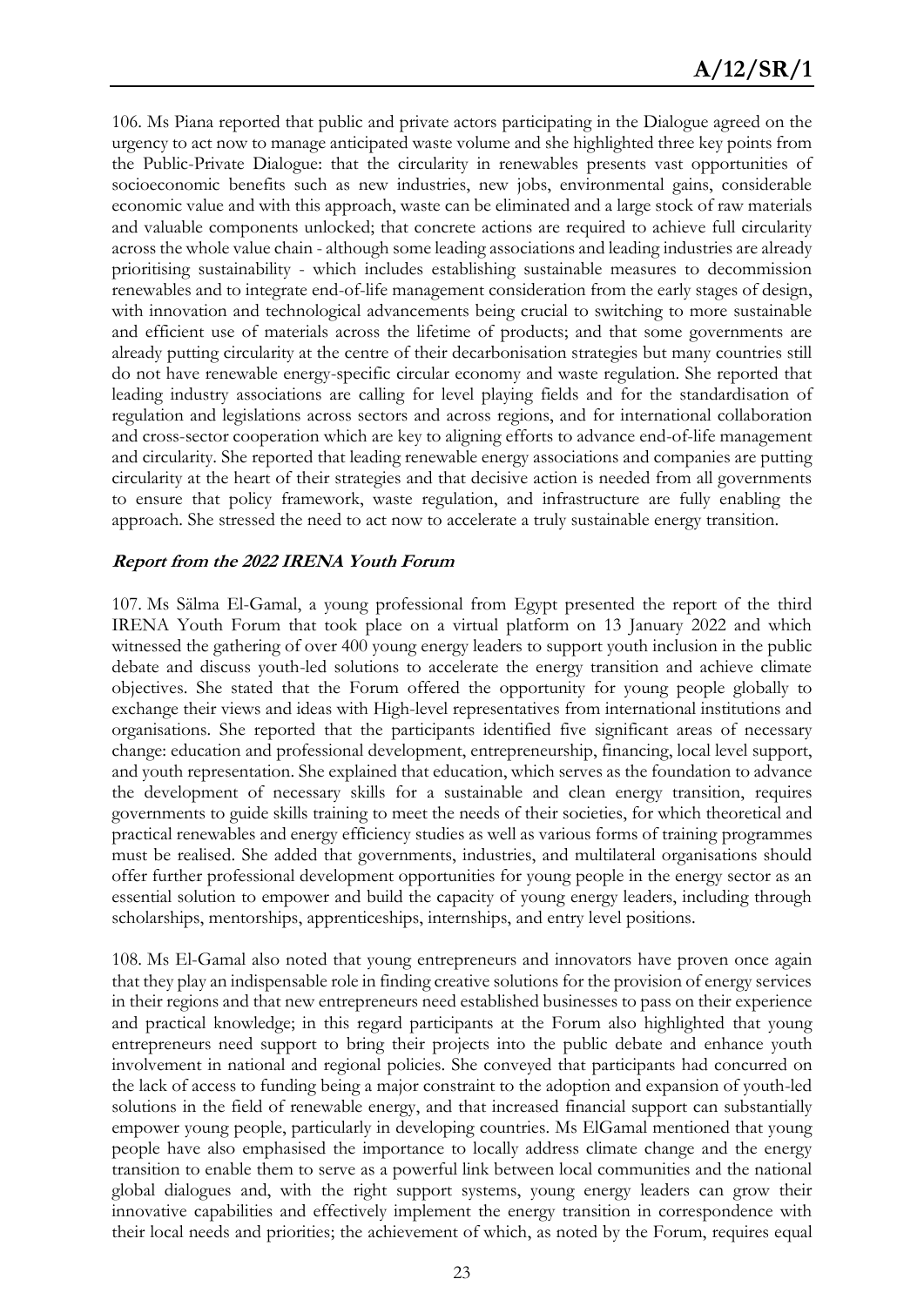106. Ms Piana reported that public and private actors participating in the Dialogue agreed on the urgency to act now to manage anticipated waste volume and she highlighted three key points from the Public-Private Dialogue: that the circularity in renewables presents vast opportunities of socioeconomic benefits such as new industries, new jobs, environmental gains, considerable economic value and with this approach, waste can be eliminated and a large stock of raw materials and valuable components unlocked; that concrete actions are required to achieve full circularity across the whole value chain - although some leading associations and leading industries are already prioritising sustainability - which includes establishing sustainable measures to decommission renewables and to integrate end-of-life management consideration from the early stages of design, with innovation and technological advancements being crucial to switching to more sustainable and efficient use of materials across the lifetime of products; and that some governments are already putting circularity at the centre of their decarbonisation strategies but many countries still do not have renewable energy-specific circular economy and waste regulation. She reported that leading industry associations are calling for level playing fields and for the standardisation of regulation and legislations across sectors and across regions, and for international collaboration and cross-sector cooperation which are key to aligning efforts to advance end-of-life management and circularity. She reported that leading renewable energy associations and companies are putting circularity at the heart of their strategies and that decisive action is needed from all governments to ensure that policy framework, waste regulation, and infrastructure are fully enabling the approach. She stressed the need to act now to accelerate a truly sustainable energy transition.

***Report from the 2022 IRENA Youth Forum***

107. Ms Sälma El-Gamal, a young professional from Egypt presented the report of the third IRENA Youth Forum that took place on a virtual platform on 13 January 2022 and which witnessed the gathering of over 400 young energy leaders to support youth inclusion in the public debate and discuss youth-led solutions to accelerate the energy transition and achieve climate objectives. She stated that the Forum offered the opportunity for young people globally to exchange their views and ideas with High-level representatives from international institutions and organisations. She reported that the participants identified five significant areas of necessary change: education and professional development, entrepreneurship, financing, local level support, and youth representation. She explained that education, which serves as the foundation to advance the development of necessary skills for a sustainable and clean energy transition, requires governments to guide skills training to meet the needs of their societies, for which theoretical and practical renewables and energy efficiency studies as well as various forms of training programmes must be realised. She added that governments, industries, and multilateral organisations should offer further professional development opportunities for young people in the energy sector as an essential solution to empower and build the capacity of young energy leaders, including through scholarships, mentorships, apprenticeships, internships, and entry level positions.

108. Ms El-Gamal also noted that young entrepreneurs and innovators have proven once again that they play an indispensable role in finding creative solutions for the provision of energy services in their regions and that new entrepreneurs need established businesses to pass on their experience and practical knowledge; in this regard participants at the Forum also highlighted that young entrepreneurs need support to bring their projects into the public debate and enhance youth involvement in national and regional policies. She conveyed that participants had concurred on the lack of access to funding being a major constraint to the adoption and expansion of youth-led solutions in the field of renewable energy, and that increased financial support can substantially empower young people, particularly in developing countries. Ms ElGamal mentioned that young people have also emphasised the importance to locally address climate change and the energy transition to enable them to serve as a powerful link between local communities and the national global dialogues and, with the right support systems, young energy leaders can grow their innovative capabilities and effectively implement the energy transition in correspondence with their local needs and priorities; the achievement of which, as noted by the Forum, requires equal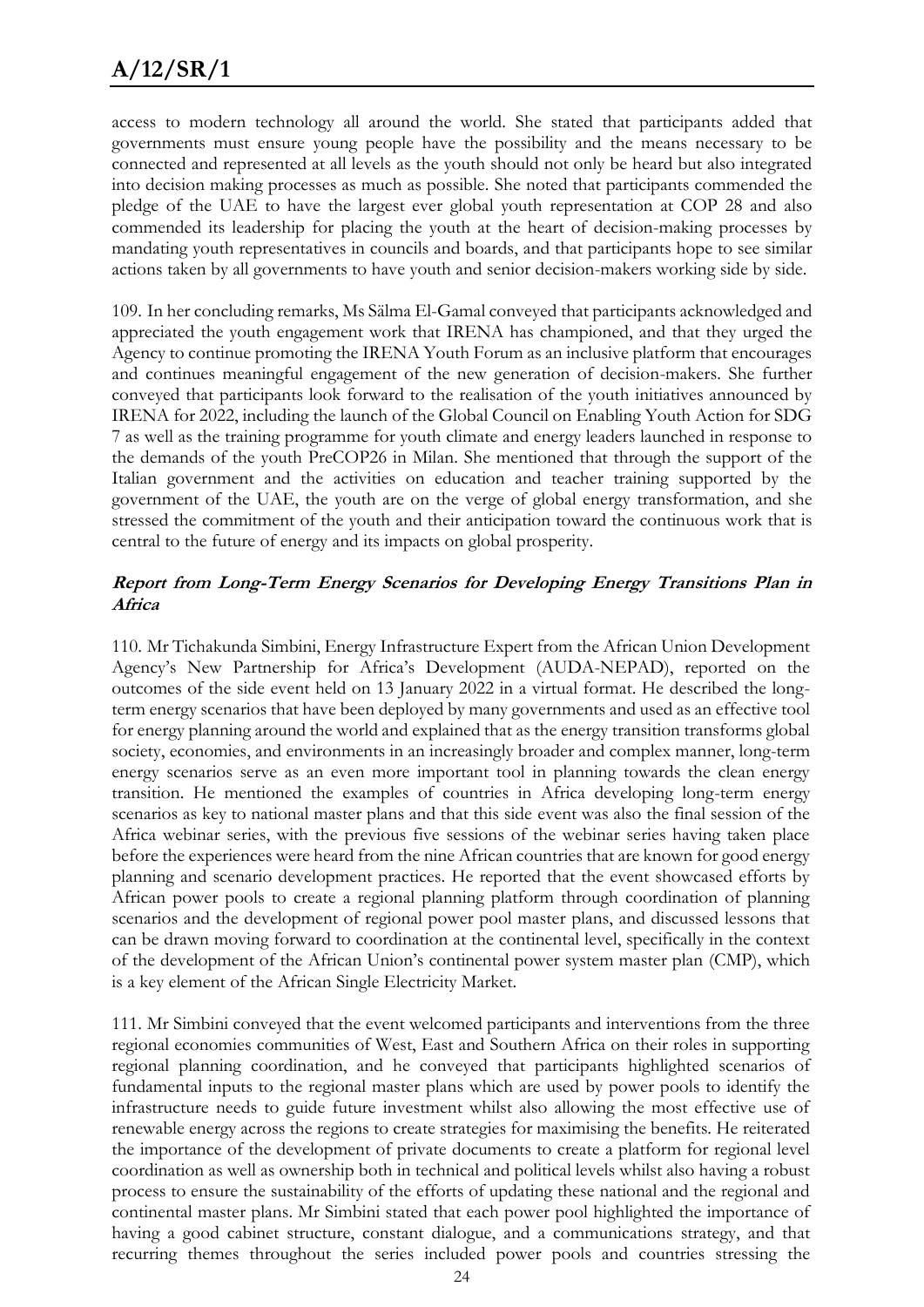access to modern technology all around the world. She stated that participants added that governments must ensure young people have the possibility and the means necessary to be connected and represented at all levels as the youth should not only be heard but also integrated into decision making processes as much as possible. She noted that participants commended the pledge of the UAE to have the largest ever global youth representation at COP 28 and also commended its leadership for placing the youth at the heart of decision-making processes by mandating youth representatives in councils and boards, and that participants hope to see similar actions taken by all governments to have youth and senior decision-makers working side by side.

109. In her concluding remarks, Ms Sälma El-Gamal conveyed that participants acknowledged and appreciated the youth engagement work that IRENA has championed, and that they urged the Agency to continue promoting the IRENA Youth Forum as an inclusive platform that encourages and continues meaningful engagement of the new generation of decision-makers. She further conveyed that participants look forward to the realisation of the youth initiatives announced by IRENA for 2022, including the launch of the Global Council on Enabling Youth Action for SDG 7 as well as the training programme for youth climate and energy leaders launched in response to the demands of the youth PreCOP26 in Milan. She mentioned that through the support of the Italian government and the activities on education and teacher training supported by the government of the UAE, the youth are on the verge of global energy transformation, and she stressed the commitment of the youth and their anticipation toward the continuous work that is central to the future of energy and its impacts on global prosperity.

***Report from Long-Term Energy Scenarios for Developing Energy Transitions Plan in Africa***

110. Mr Tichakunda Simbini, Energy Infrastructure Expert from the African Union Development Agency's New Partnership for Africa's Development (AUDA-NEPAD), reported on the outcomes of the side event held on 13 January 2022 in a virtual format. He described the long-term energy scenarios that have been deployed by many governments and used as an effective tool for energy planning around the world and explained that as the energy transition transforms global society, economies, and environments in an increasingly broader and complex manner, long-term energy scenarios serve as an even more important tool in planning towards the clean energy transition. He mentioned the examples of countries in Africa developing long-term energy scenarios as key to national master plans and that this side event was also the final session of the Africa webinar series, with the previous five sessions of the webinar series having taken place before the experiences were heard from the nine African countries that are known for good energy planning and scenario development practices. He reported that the event showcased efforts by African power pools to create a regional planning platform through coordination of planning scenarios and the development of regional power pool master plans, and discussed lessons that can be drawn moving forward to coordination at the continental level, specifically in the context of the development of the African Union's continental power system master plan (CMP), which is a key element of the African Single Electricity Market.

111. Mr Simbini conveyed that the event welcomed participants and interventions from the three regional economies communities of West, East and Southern Africa on their roles in supporting regional planning coordination, and he conveyed that participants highlighted scenarios of fundamental inputs to the regional master plans which are used by power pools to identify the infrastructure needs to guide future investment whilst also allowing the most effective use of renewable energy across the regions to create strategies for maximising the benefits. He reiterated the importance of the development of private documents to create a platform for regional level coordination as well as ownership both in technical and political levels whilst also having a robust process to ensure the sustainability of the efforts of updating these national and the regional and continental master plans. Mr Simbini stated that each power pool highlighted the importance of having a good cabinet structure, constant dialogue, and a communications strategy, and that recurring themes throughout the series included power pools and countries stressing the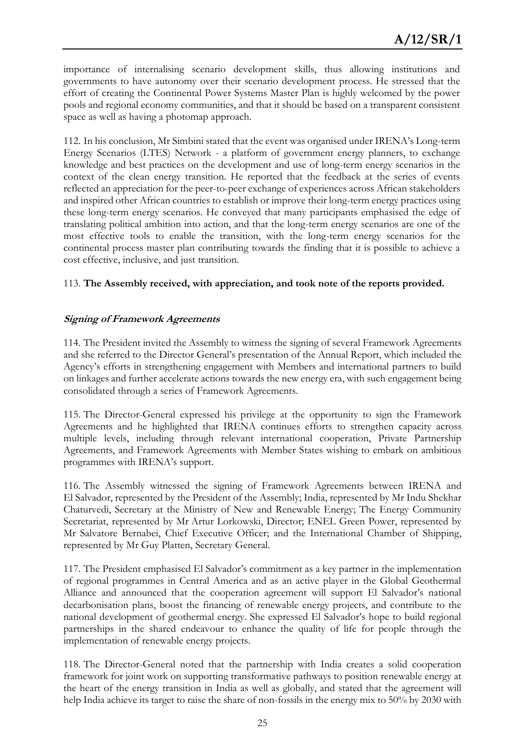importance of internalising scenario development skills, thus allowing institutions and governments to have autonomy over their scenario development process. He stressed that the effort of creating the Continental Power Systems Master Plan is highly welcomed by the power pools and regional economy communities, and that it should be based on a transparent consistent space as well as having a photomap approach.

112. In his conclusion, Mr Simbini stated that the event was organised under IRENA's Long-term Energy Scenarios (LTES) Network - a platform of government energy planners, to exchange knowledge and best practices on the development and use of long-term energy scenarios in the context of the clean energy transition. He reported that the feedback at the series of events reflected an appreciation for the peer-to-peer exchange of experiences across African stakeholders and inspired other African countries to establish or improve their long-term energy practices using these long-term energy scenarios. He conveyed that many participants emphasised the edge of translating political ambition into action, and that the long-term energy scenarios are one of the most effective tools to enable the transition, with the long-term energy scenarios for the continental process master plan contributing towards the finding that it is possible to achieve a cost effective, inclusive, and just transition.

113. **The Assembly received, with appreciation, and took note of the reports provided.**

***Signing of Framework Agreements***

114. The President invited the Assembly to witness the signing of several Framework Agreements and she referred to the Director General's presentation of the Annual Report, which included the Agency's efforts in strengthening engagement with Members and international partners to build on linkages and further accelerate actions towards the new energy era, with such engagement being consolidated through a series of Framework Agreements.

115. The Director-General expressed his privilege at the opportunity to sign the Framework Agreements and he highlighted that IRENA continues efforts to strengthen capacity across multiple levels, including through relevant international cooperation, Private Partnership Agreements, and Framework Agreements with Member States wishing to embark on ambitious programmes with IRENA's support.

116. The Assembly witnessed the signing of Framework Agreements between IRENA and El Salvador, represented by the President of the Assembly; India, represented by Mr Indu Shekhar Chaturvedi, Secretary at the Ministry of New and Renewable Energy; The Energy Community Secretariat, represented by Mr Artur Lorkowski, Director; ENEL Green Power, represented by Mr Salvatore Bernabei, Chief Executive Officer; and the International Chamber of Shipping, represented by Mr Guy Platten, Secretary General.

117. The President emphasised El Salvador's commitment as a key partner in the implementation of regional programmes in Central America and as an active player in the Global Geothermal Alliance and announced that the cooperation agreement will support El Salvador's national decarbonisation plans, boost the financing of renewable energy projects, and contribute to the national development of geothermal energy. She expressed El Salvador's hope to build regional partnerships in the shared endeavour to enhance the quality of life for people through the implementation of renewable energy projects.

118. The Director-General noted that the partnership with India creates a solid cooperation framework for joint work on supporting transformative pathways to position renewable energy at the heart of the energy transition in India as well as globally, and stated that the agreement will help India achieve its target to raise the share of non-fossils in the energy mix to 50% by 2030 with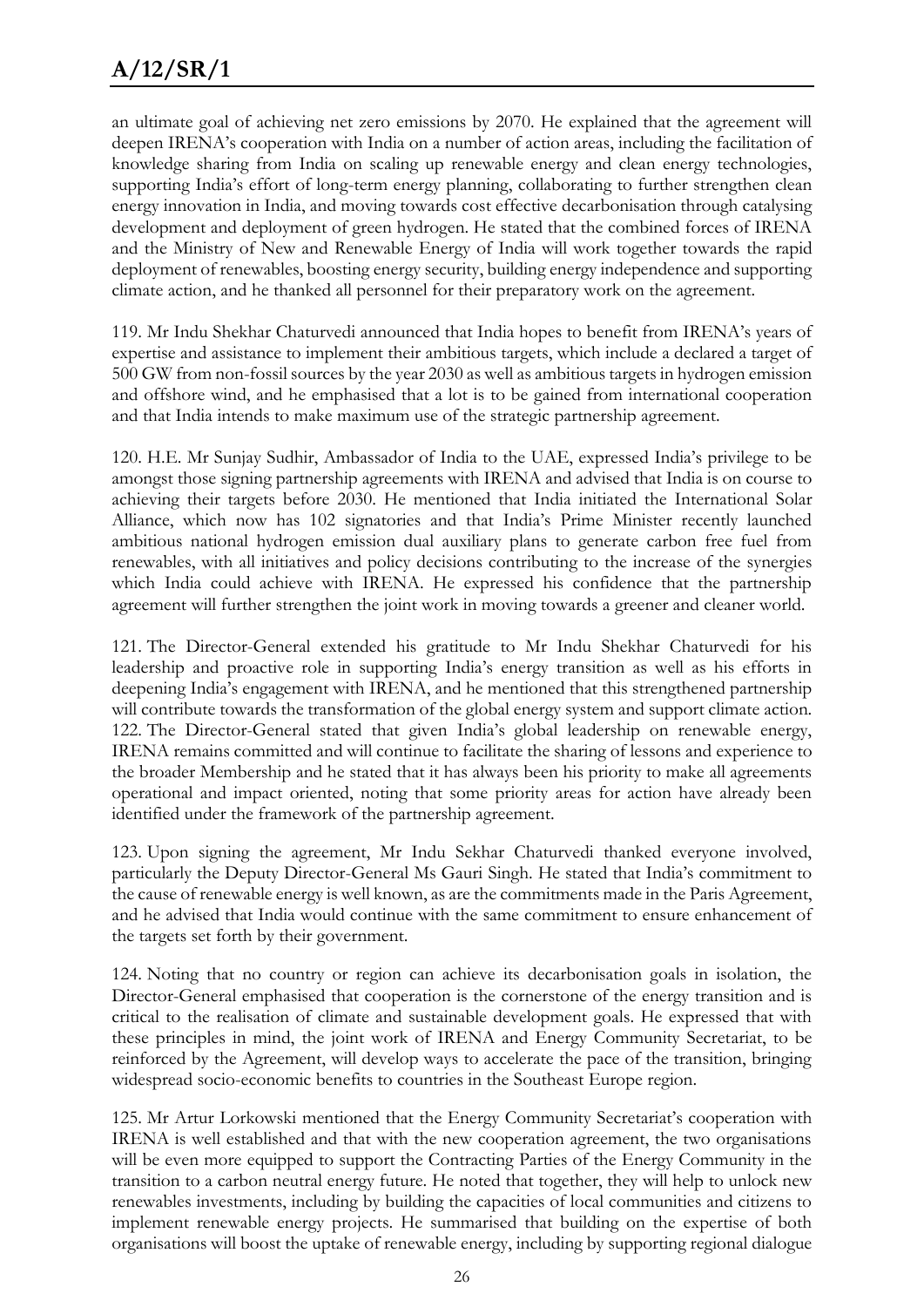an ultimate goal of achieving net zero emissions by 2070. He explained that the agreement will deepen IRENA's cooperation with India on a number of action areas, including the facilitation of knowledge sharing from India on scaling up renewable energy and clean energy technologies, supporting India's effort of long-term energy planning, collaborating to further strengthen clean energy innovation in India, and moving towards cost effective decarbonisation through catalysing development and deployment of green hydrogen. He stated that the combined forces of IRENA and the Ministry of New and Renewable Energy of India will work together towards the rapid deployment of renewables, boosting energy security, building energy independence and supporting climate action, and he thanked all personnel for their preparatory work on the agreement.

119. Mr Indu Shekhar Chaturvedi announced that India hopes to benefit from IRENA's years of expertise and assistance to implement their ambitious targets, which include a declared a target of 500 GW from non-fossil sources by the year 2030 as well as ambitious targets in hydrogen emission and offshore wind, and he emphasised that a lot is to be gained from international cooperation and that India intends to make maximum use of the strategic partnership agreement.

120. H.E. Mr Sunjay Sudhir, Ambassador of India to the UAE, expressed India's privilege to be amongst those signing partnership agreements with IRENA and advised that India is on course to achieving their targets before 2030. He mentioned that India initiated the International Solar Alliance, which now has 102 signatories and that India's Prime Minister recently launched ambitious national hydrogen emission dual auxiliary plans to generate carbon free fuel from renewables, with all initiatives and policy decisions contributing to the increase of the synergies which India could achieve with IRENA. He expressed his confidence that the partnership agreement will further strengthen the joint work in moving towards a greener and cleaner world.

121. The Director-General extended his gratitude to Mr Indu Shekhar Chaturvedi for his leadership and proactive role in supporting India's energy transition as well as his efforts in deepening India's engagement with IRENA, and he mentioned that this strengthened partnership will contribute towards the transformation of the global energy system and support climate action.

122. The Director-General stated that given India's global leadership on renewable energy, IRENA remains committed and will continue to facilitate the sharing of lessons and experience to the broader Membership and he stated that it has always been his priority to make all agreements operational and impact oriented, noting that some priority areas for action have already been identified under the framework of the partnership agreement.

123. Upon signing the agreement, Mr Indu Sekhar Chaturvedi thanked everyone involved, particularly the Deputy Director-General Ms Gauri Singh. He stated that India's commitment to the cause of renewable energy is well known, as are the commitments made in the Paris Agreement, and he advised that India would continue with the same commitment to ensure enhancement of the targets set forth by their government.

124. Noting that no country or region can achieve its decarbonisation goals in isolation, the Director-General emphasised that cooperation is the cornerstone of the energy transition and is critical to the realisation of climate and sustainable development goals. He expressed that with these principles in mind, the joint work of IRENA and Energy Community Secretariat, to be reinforced by the Agreement, will develop ways to accelerate the pace of the transition, bringing widespread socio-economic benefits to countries in the Southeast Europe region.

125. Mr Artur Lorkowski mentioned that the Energy Community Secretariat's cooperation with IRENA is well established and that with the new cooperation agreement, the two organisations will be even more equipped to support the Contracting Parties of the Energy Community in the transition to a carbon neutral energy future. He noted that together, they will help to unlock new renewables investments, including by building the capacities of local communities and citizens to implement renewable energy projects. He summarised that building on the expertise of both organisations will boost the uptake of renewable energy, including by supporting regional dialogue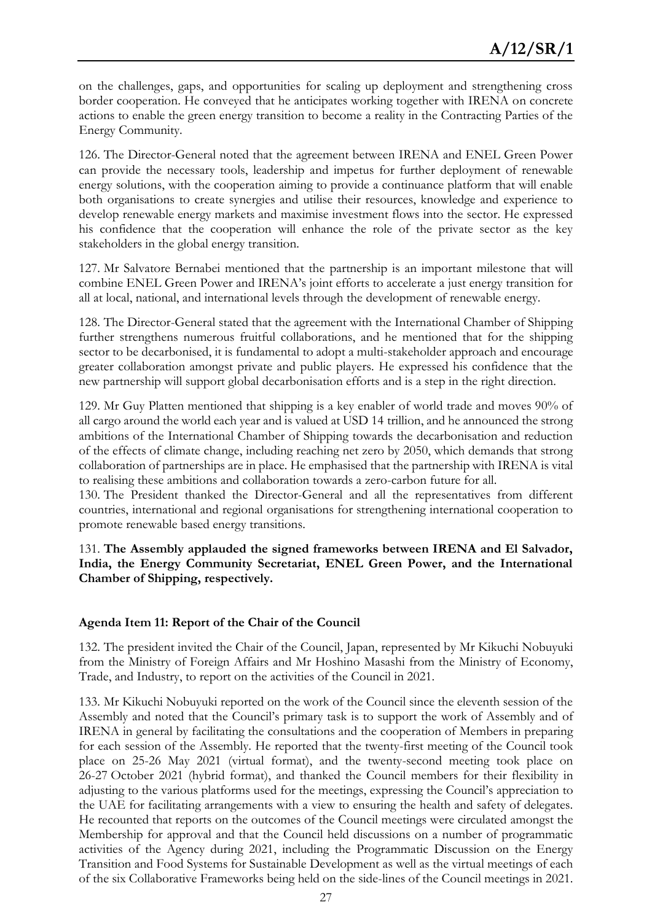on the challenges, gaps, and opportunities for scaling up deployment and strengthening cross border cooperation. He conveyed that he anticipates working together with IRENA on concrete actions to enable the green energy transition to become a reality in the Contracting Parties of the Energy Community.

126. The Director-General noted that the agreement between IRENA and ENEL Green Power can provide the necessary tools, leadership and impetus for further deployment of renewable energy solutions, with the cooperation aiming to provide a continuance platform that will enable both organisations to create synergies and utilise their resources, knowledge and experience to develop renewable energy markets and maximise investment flows into the sector. He expressed his confidence that the cooperation will enhance the role of the private sector as the key stakeholders in the global energy transition.

127. Mr Salvatore Bernabei mentioned that the partnership is an important milestone that will combine ENEL Green Power and IRENA's joint efforts to accelerate a just energy transition for all at local, national, and international levels through the development of renewable energy.

128. The Director-General stated that the agreement with the International Chamber of Shipping further strengthens numerous fruitful collaborations, and he mentioned that for the shipping sector to be decarbonised, it is fundamental to adopt a multi-stakeholder approach and encourage greater collaboration amongst private and public players. He expressed his confidence that the new partnership will support global decarbonisation efforts and is a step in the right direction.

129. Mr Guy Platten mentioned that shipping is a key enabler of world trade and moves 90% of all cargo around the world each year and is valued at USD 14 trillion, and he announced the strong ambitions of the International Chamber of Shipping towards the decarbonisation and reduction of the effects of climate change, including reaching net zero by 2050, which demands that strong collaboration of partnerships are in place. He emphasised that the partnership with IRENA is vital to realising these ambitions and collaboration towards a zero-carbon future for all.

130. The President thanked the Director-General and all the representatives from different countries, international and regional organisations for strengthening international cooperation to promote renewable based energy transitions.

131. **The Assembly applauded the signed frameworks between IRENA and El Salvador, India, the Energy Community Secretariat, ENEL Green Power, and the International Chamber of Shipping, respectively.**

### Agenda Item 11: Report of the Chair of the Council

132. The president invited the Chair of the Council, Japan, represented by Mr Kikuchi Nobuyuki from the Ministry of Foreign Affairs and Mr Hoshino Masashi from the Ministry of Economy, Trade, and Industry, to report on the activities of the Council in 2021.

133. Mr Kikuchi Nobuyuki reported on the work of the Council since the eleventh session of the Assembly and noted that the Council's primary task is to support the work of Assembly and of IRENA in general by facilitating the consultations and the cooperation of Members in preparing for each session of the Assembly. He reported that the twenty-first meeting of the Council took place on 25-26 May 2021 (virtual format), and the twenty-second meeting took place on 26-27 October 2021 (hybrid format), and thanked the Council members for their flexibility in adjusting to the various platforms used for the meetings, expressing the Council's appreciation to the UAE for facilitating arrangements with a view to ensuring the health and safety of delegates. He recounted that reports on the outcomes of the Council meetings were circulated amongst the Membership for approval and that the Council held discussions on a number of programmatic activities of the Agency during 2021, including the Programmatic Discussion on the Energy Transition and Food Systems for Sustainable Development as well as the virtual meetings of each of the six Collaborative Frameworks being held on the side-lines of the Council meetings in 2021.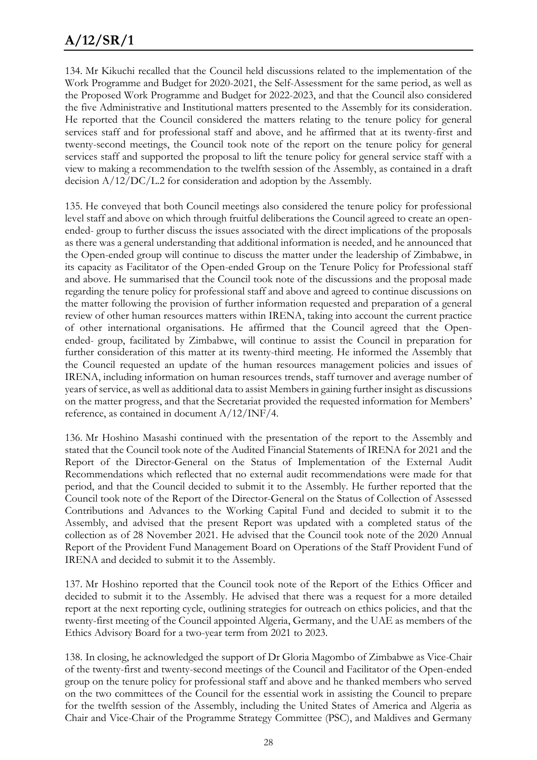134. Mr Kikuchi recalled that the Council held discussions related to the implementation of the Work Programme and Budget for 2020-2021, the Self-Assessment for the same period, as well as the Proposed Work Programme and Budget for 2022-2023, and that the Council also considered the five Administrative and Institutional matters presented to the Assembly for its consideration. He reported that the Council considered the matters relating to the tenure policy for general services staff and for professional staff and above, and he affirmed that at its twenty-first and twenty-second meetings, the Council took note of the report on the tenure policy for general services staff and supported the proposal to lift the tenure policy for general service staff with a view to making a recommendation to the twelfth session of the Assembly, as contained in a draft decision A/12/DC/L.2 for consideration and adoption by the Assembly.

135. He conveyed that both Council meetings also considered the tenure policy for professional level staff and above on which through fruitful deliberations the Council agreed to create an open-ended- group to further discuss the issues associated with the direct implications of the proposals as there was a general understanding that additional information is needed, and he announced that the Open-ended group will continue to discuss the matter under the leadership of Zimbabwe, in its capacity as Facilitator of the Open-ended Group on the Tenure Policy for Professional staff and above. He summarised that the Council took note of the discussions and the proposal made regarding the tenure policy for professional staff and above and agreed to continue discussions on the matter following the provision of further information requested and preparation of a general review of other human resources matters within IRENA, taking into account the current practice of other international organisations. He affirmed that the Council agreed that the Open-ended- group, facilitated by Zimbabwe, will continue to assist the Council in preparation for further consideration of this matter at its twenty-third meeting. He informed the Assembly that the Council requested an update of the human resources management policies and issues of IRENA, including information on human resources trends, staff turnover and average number of years of service, as well as additional data to assist Members in gaining further insight as discussions on the matter progress, and that the Secretariat provided the requested information for Members' reference, as contained in document A/12/INF/4.

136. Mr Hoshino Masashi continued with the presentation of the report to the Assembly and stated that the Council took note of the Audited Financial Statements of IRENA for 2021 and the Report of the Director-General on the Status of Implementation of the External Audit Recommendations which reflected that no external audit recommendations were made for that period, and that the Council decided to submit it to the Assembly. He further reported that the Council took note of the Report of the Director-General on the Status of Collection of Assessed Contributions and Advances to the Working Capital Fund and decided to submit it to the Assembly, and advised that the present Report was updated with a completed status of the collection as of 28 November 2021. He advised that the Council took note of the 2020 Annual Report of the Provident Fund Management Board on Operations of the Staff Provident Fund of IRENA and decided to submit it to the Assembly.

137. Mr Hoshino reported that the Council took note of the Report of the Ethics Officer and decided to submit it to the Assembly. He advised that there was a request for a more detailed report at the next reporting cycle, outlining strategies for outreach on ethics policies, and that the twenty-first meeting of the Council appointed Algeria, Germany, and the UAE as members of the Ethics Advisory Board for a two-year term from 2021 to 2023.

138. In closing, he acknowledged the support of Dr Gloria Magombo of Zimbabwe as Vice-Chair of the twenty-first and twenty-second meetings of the Council and Facilitator of the Open-ended group on the tenure policy for professional staff and above and he thanked members who served on the two committees of the Council for the essential work in assisting the Council to prepare for the twelfth session of the Assembly, including the United States of America and Algeria as Chair and Vice-Chair of the Programme Strategy Committee (PSC), and Maldives and Germany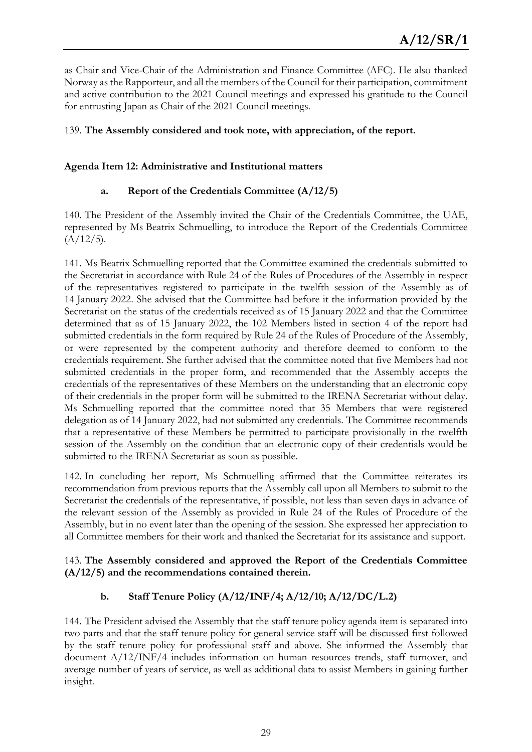as Chair and Vice-Chair of the Administration and Finance Committee (AFC). He also thanked Norway as the Rapporteur, and all the members of the Council for their participation, commitment and active contribution to the 2021 Council meetings and expressed his gratitude to the Council for entrusting Japan as Chair of the 2021 Council meetings.

139. **The Assembly considered and took note, with appreciation, of the report.**

**Agenda Item 12: Administrative and Institutional matters**

**a. Report of the Credentials Committee (A/12/5)**

140. The President of the Assembly invited the Chair of the Credentials Committee, the UAE, represented by Ms Beatrix Schmuelling, to introduce the Report of the Credentials Committee (A/12/5).

141. Ms Beatrix Schmuelling reported that the Committee examined the credentials submitted to the Secretariat in accordance with Rule 24 of the Rules of Procedures of the Assembly in respect of the representatives registered to participate in the twelfth session of the Assembly as of 14 January 2022. She advised that the Committee had before it the information provided by the Secretariat on the status of the credentials received as of 15 January 2022 and that the Committee determined that as of 15 January 2022, the 102 Members listed in section 4 of the report had submitted credentials in the form required by Rule 24 of the Rules of Procedure of the Assembly, or were represented by the competent authority and therefore deemed to conform to the credentials requirement. She further advised that the committee noted that five Members had not submitted credentials in the proper form, and recommended that the Assembly accepts the credentials of the representatives of these Members on the understanding that an electronic copy of their credentials in the proper form will be submitted to the IRENA Secretariat without delay. Ms Schmuelling reported that the committee noted that 35 Members that were registered delegation as of 14 January 2022, had not submitted any credentials. The Committee recommends that a representative of these Members be permitted to participate provisionally in the twelfth session of the Assembly on the condition that an electronic copy of their credentials would be submitted to the IRENA Secretariat as soon as possible.

142. In concluding her report, Ms Schmuelling affirmed that the Committee reiterates its recommendation from previous reports that the Assembly call upon all Members to submit to the Secretariat the credentials of the representative, if possible, not less than seven days in advance of the relevant session of the Assembly as provided in Rule 24 of the Rules of Procedure of the Assembly, but in no event later than the opening of the session. She expressed her appreciation to all Committee members for their work and thanked the Secretariat for its assistance and support.

143. **The Assembly considered and approved the Report of the Credentials Committee (A/12/5) and the recommendations contained therein.**

**b. Staff Tenure Policy (A/12/INF/4; A/12/10; A/12/DC/L.2)**

144. The President advised the Assembly that the staff tenure policy agenda item is separated into two parts and that the staff tenure policy for general service staff will be discussed first followed by the staff tenure policy for professional staff and above. She informed the Assembly that document A/12/INF/4 includes information on human resources trends, staff turnover, and average number of years of service, as well as additional data to assist Members in gaining further insight.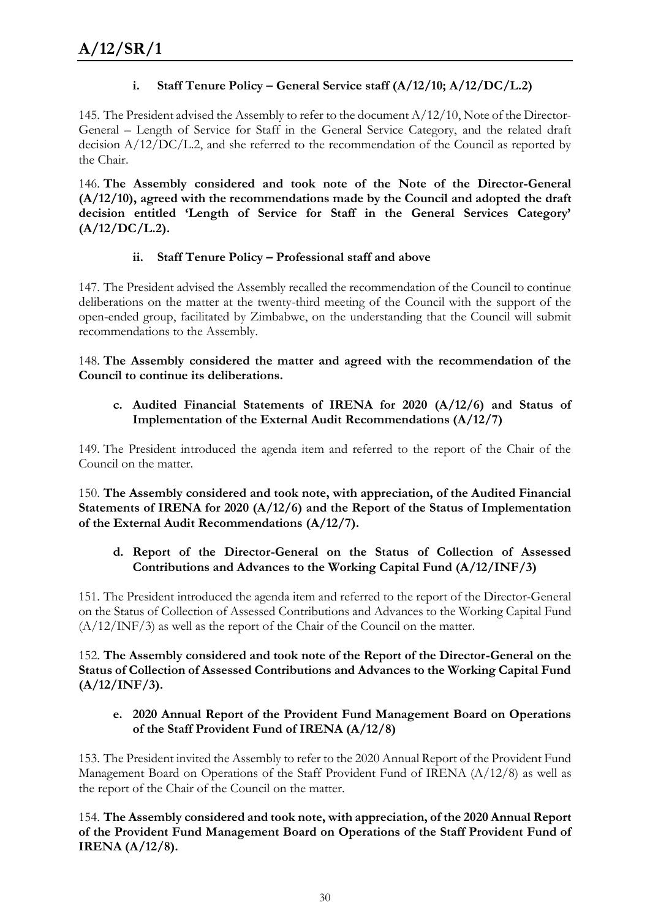#### i. Staff Tenure Policy – General Service staff (A/12/10; A/12/DC/L.2)

145. The President advised the Assembly to refer to the document A/12/10, Note of the Director-General – Length of Service for Staff in the General Service Category, and the related draft decision A/12/DC/L.2, and she referred to the recommendation of the Council as reported by the Chair.

146. **The Assembly considered and took note of the Note of the Director-General (A/12/10), agreed with the recommendations made by the Council and adopted the draft decision entitled 'Length of Service for Staff in the General Services Category' (A/12/DC/L.2).**

#### ii. Staff Tenure Policy – Professional staff and above

147. The President advised the Assembly recalled the recommendation of the Council to continue deliberations on the matter at the twenty-third meeting of the Council with the support of the open-ended group, facilitated by Zimbabwe, on the understanding that the Council will submit recommendations to the Assembly.

148. **The Assembly considered the matter and agreed with the recommendation of the Council to continue its deliberations.**

### c. Audited Financial Statements of IRENA for 2020 (A/12/6) and Status of Implementation of the External Audit Recommendations (A/12/7)

149. The President introduced the agenda item and referred to the report of the Chair of the Council on the matter.

150. **The Assembly considered and took note, with appreciation, of the Audited Financial Statements of IRENA for 2020 (A/12/6) and the Report of the Status of Implementation of the External Audit Recommendations (A/12/7).**

### d. Report of the Director-General on the Status of Collection of Assessed Contributions and Advances to the Working Capital Fund (A/12/INF/3)

151. The President introduced the agenda item and referred to the report of the Director-General on the Status of Collection of Assessed Contributions and Advances to the Working Capital Fund (A/12/INF/3) as well as the report of the Chair of the Council on the matter.

152. **The Assembly considered and took note of the Report of the Director-General on the Status of Collection of Assessed Contributions and Advances to the Working Capital Fund (A/12/INF/3).**

### e. 2020 Annual Report of the Provident Fund Management Board on Operations of the Staff Provident Fund of IRENA (A/12/8)

153. The President invited the Assembly to refer to the 2020 Annual Report of the Provident Fund Management Board on Operations of the Staff Provident Fund of IRENA (A/12/8) as well as the report of the Chair of the Council on the matter.

154. **The Assembly considered and took note, with appreciation, of the 2020 Annual Report of the Provident Fund Management Board on Operations of the Staff Provident Fund of IRENA (A/12/8).**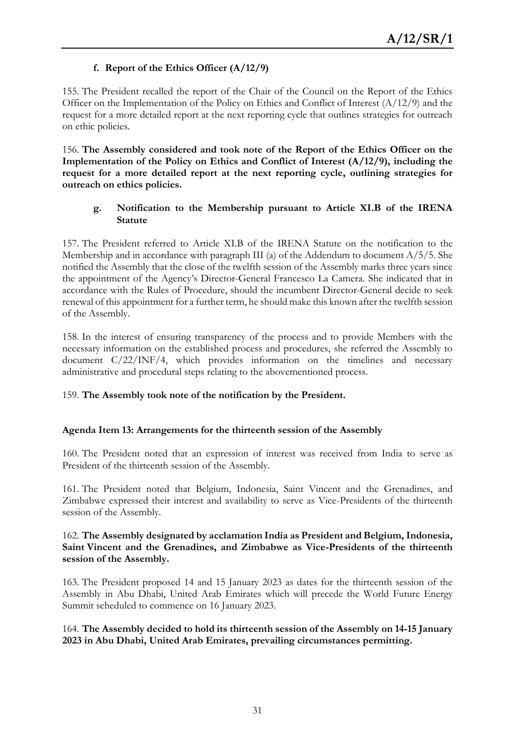#### f. Report of the Ethics Officer (A/12/9)

155. The President recalled the report of the Chair of the Council on the Report of the Ethics Officer on the Implementation of the Policy on Ethics and Conflict of Interest (A/12/9) and the request for a more detailed report at the next reporting cycle that outlines strategies for outreach on ethic policies.

156. **The Assembly considered and took note of the Report of the Ethics Officer on the Implementation of the Policy on Ethics and Conflict of Interest (A/12/9), including the request for a more detailed report at the next reporting cycle, outlining strategies for outreach on ethics policies.**

#### g. Notification to the Membership pursuant to Article XI.B of the IRENA Statute

157. The President referred to Article XI.B of the IRENA Statute on the notification to the Membership and in accordance with paragraph III (a) of the Addendum to document A/5/5. She notified the Assembly that the close of the twelfth session of the Assembly marks three years since the appointment of the Agency's Director-General Francesco La Camera. She indicated that in accordance with the Rules of Procedure, should the incumbent Director-General decide to seek renewal of this appointment for a further term, he should make this known after the twelfth session of the Assembly.

158. In the interest of ensuring transparency of the process and to provide Members with the necessary information on the established process and procedures, she referred the Assembly to document C/22/INF/4, which provides information on the timelines and necessary administrative and procedural steps relating to the abovementioned process.

159. **The Assembly took note of the notification by the President.**

### Agenda Item 13: Arrangements for the thirteenth session of the Assembly

160. The President noted that an expression of interest was received from India to serve as President of the thirteenth session of the Assembly.

161. The President noted that Belgium, Indonesia, Saint Vincent and the Grenadines, and Zimbabwe expressed their interest and availability to serve as Vice-Presidents of the thirteenth session of the Assembly.

162. **The Assembly designated by acclamation India as President and Belgium, Indonesia, Saint Vincent and the Grenadines, and Zimbabwe as Vice-Presidents of the thirteenth session of the Assembly.**

163. The President proposed 14 and 15 January 2023 as dates for the thirteenth session of the Assembly in Abu Dhabi, United Arab Emirates which will precede the World Future Energy Summit scheduled to commence on 16 January 2023.

164. **The Assembly decided to hold its thirteenth session of the Assembly on 14-15 January 2023 in Abu Dhabi, United Arab Emirates, prevailing circumstances permitting.**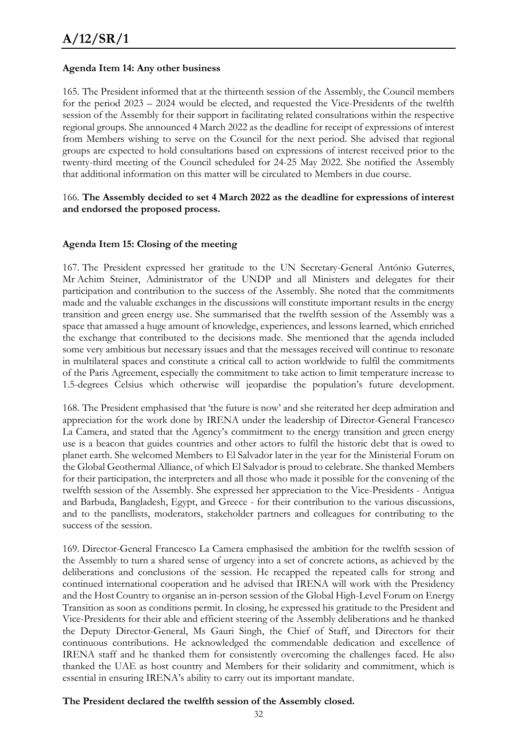### Agenda Item 14: Any other business

165. The President informed that at the thirteenth session of the Assembly, the Council members for the period 2023 – 2024 would be elected, and requested the Vice-Presidents of the twelfth session of the Assembly for their support in facilitating related consultations within the respective regional groups. She announced 4 March 2022 as the deadline for receipt of expressions of interest from Members wishing to serve on the Council for the next period. She advised that regional groups are expected to hold consultations based on expressions of interest received prior to the twenty-third meeting of the Council scheduled for 24-25 May 2022. She notified the Assembly that additional information on this matter will be circulated to Members in due course.

166. **The Assembly decided to set 4 March 2022 as the deadline for expressions of interest and endorsed the proposed process.**

### Agenda Item 15: Closing of the meeting

167. The President expressed her gratitude to the UN Secretary-General António Guterres, Mr Achim Steiner, Administrator of the UNDP and all Ministers and delegates for their participation and contribution to the success of the Assembly. She noted that the commitments made and the valuable exchanges in the discussions will constitute important results in the energy transition and green energy use. She summarised that the twelfth session of the Assembly was a space that amassed a huge amount of knowledge, experiences, and lessons learned, which enriched the exchange that contributed to the decisions made. She mentioned that the agenda included some very ambitious but necessary issues and that the messages received will continue to resonate in multilateral spaces and constitute a critical call to action worldwide to fulfil the commitments of the Paris Agreement, especially the commitment to take action to limit temperature increase to 1.5-degrees Celsius which otherwise will jeopardise the population's future development.

168. The President emphasised that 'the future is now' and she reiterated her deep admiration and appreciation for the work done by IRENA under the leadership of Director-General Francesco La Camera, and stated that the Agency's commitment to the energy transition and green energy use is a beacon that guides countries and other actors to fulfil the historic debt that is owed to planet earth. She welcomed Members to El Salvador later in the year for the Ministerial Forum on the Global Geothermal Alliance, of which El Salvador is proud to celebrate. She thanked Members for their participation, the interpreters and all those who made it possible for the convening of the twelfth session of the Assembly. She expressed her appreciation to the Vice-Presidents - Antigua and Barbuda, Bangladesh, Egypt, and Greece - for their contribution to the various discussions, and to the panellists, moderators, stakeholder partners and colleagues for contributing to the success of the session.

169. Director-General Francesco La Camera emphasised the ambition for the twelfth session of the Assembly to turn a shared sense of urgency into a set of concrete actions, as achieved by the deliberations and conclusions of the session. He recapped the repeated calls for strong and continued international cooperation and he advised that IRENA will work with the Presidency and the Host Country to organise an in-person session of the Global High-Level Forum on Energy Transition as soon as conditions permit. In closing, he expressed his gratitude to the President and Vice-Presidents for their able and efficient steering of the Assembly deliberations and he thanked the Deputy Director-General, Ms Gauri Singh, the Chief of Staff, and Directors for their continuous contributions. He acknowledged the commendable dedication and excellence of IRENA staff and he thanked them for consistently overcoming the challenges faced. He also thanked the UAE as host country and Members for their solidarity and commitment, which is essential in ensuring IRENA's ability to carry out its important mandate.

**The President declared the twelfth session of the Assembly closed.**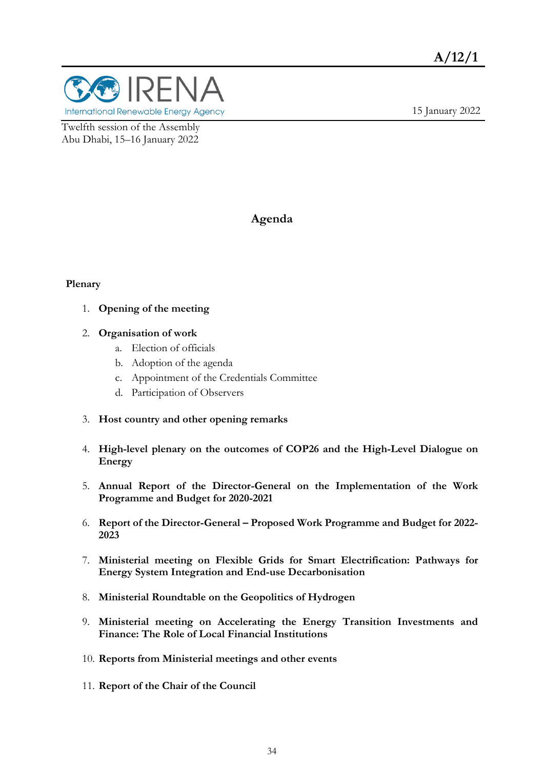**A/12/1**

IRENA
International Renewable Energy Agency

15 January 2022

Twelfth session of the Assembly
Abu Dhabi, 15–16 January 2022

# Agenda

**Plenary**

1. **Opening of the meeting**

2. **Organisation of work**
   a. Election of officials
   b. Adoption of the agenda
   c. Appointment of the Credentials Committee
   d. Participation of Observers

3. **Host country and other opening remarks**

4. **High-level plenary on the outcomes of COP26 and the High-Level Dialogue on Energy**

5. **Annual Report of the Director-General on the Implementation of the Work Programme and Budget for 2020-2021**

6. **Report of the Director-General – Proposed Work Programme and Budget for 2022-2023**

7. **Ministerial meeting on Flexible Grids for Smart Electrification: Pathways for Energy System Integration and End-use Decarbonisation**

8. **Ministerial Roundtable on the Geopolitics of Hydrogen**

9. **Ministerial meeting on Accelerating the Energy Transition Investments and Finance: The Role of Local Financial Institutions**

10. **Reports from Ministerial meetings and other events**

11. **Report of the Chair of the Council**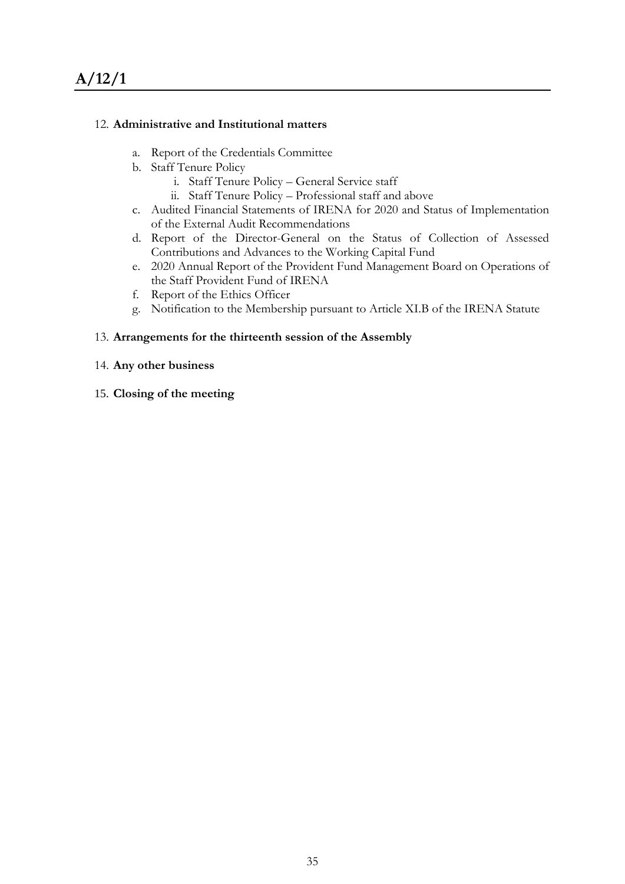12. **Administrative and Institutional matters**

    a. Report of the Credentials Committee
    b. Staff Tenure Policy
        i. Staff Tenure Policy – General Service staff
        ii. Staff Tenure Policy – Professional staff and above
    c. Audited Financial Statements of IRENA for 2020 and Status of Implementation of the External Audit Recommendations
    d. Report of the Director-General on the Status of Collection of Assessed Contributions and Advances to the Working Capital Fund
    e. 2020 Annual Report of the Provident Fund Management Board on Operations of the Staff Provident Fund of IRENA
    f. Report of the Ethics Officer
    g. Notification to the Membership pursuant to Article XI.B of the IRENA Statute

13. **Arrangements for the thirteenth session of the Assembly**

14. **Any other business**

15. **Closing of the meeting**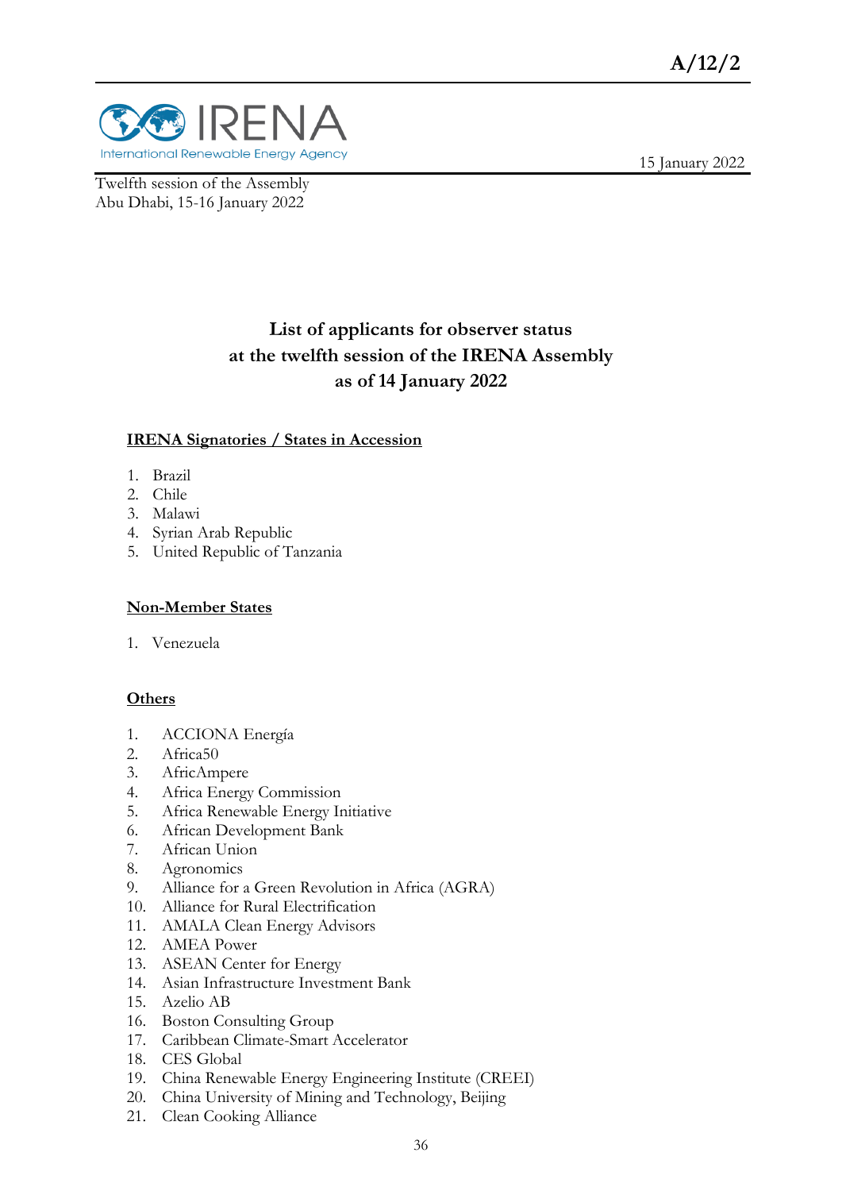A/12/2

IRENA
International Renewable Energy Agency

15 January 2022

Twelfth session of the Assembly
Abu Dhabi, 15-16 January 2022

# List of applicants for observer status at the twelfth session of the IRENA Assembly as of 14 January 2022

## IRENA Signatories / States in Accession

1. Brazil
2. Chile
3. Malawi
4. Syrian Arab Republic
5. United Republic of Tanzania

## Non-Member States

1. Venezuela

## Others

1. ACCIONA Energía
2. Africa50
3. AfricAmpere
4. Africa Energy Commission
5. Africa Renewable Energy Initiative
6. African Development Bank
7. African Union
8. Agronomics
9. Alliance for a Green Revolution in Africa (AGRA)
10. Alliance for Rural Electrification
11. AMALA Clean Energy Advisors
12. AMEA Power
13. ASEAN Center for Energy
14. Asian Infrastructure Investment Bank
15. Azelio AB
16. Boston Consulting Group
17. Caribbean Climate-Smart Accelerator
18. CES Global
19. China Renewable Energy Engineering Institute (CREEI)
20. China University of Mining and Technology, Beijing
21. Clean Cooking Alliance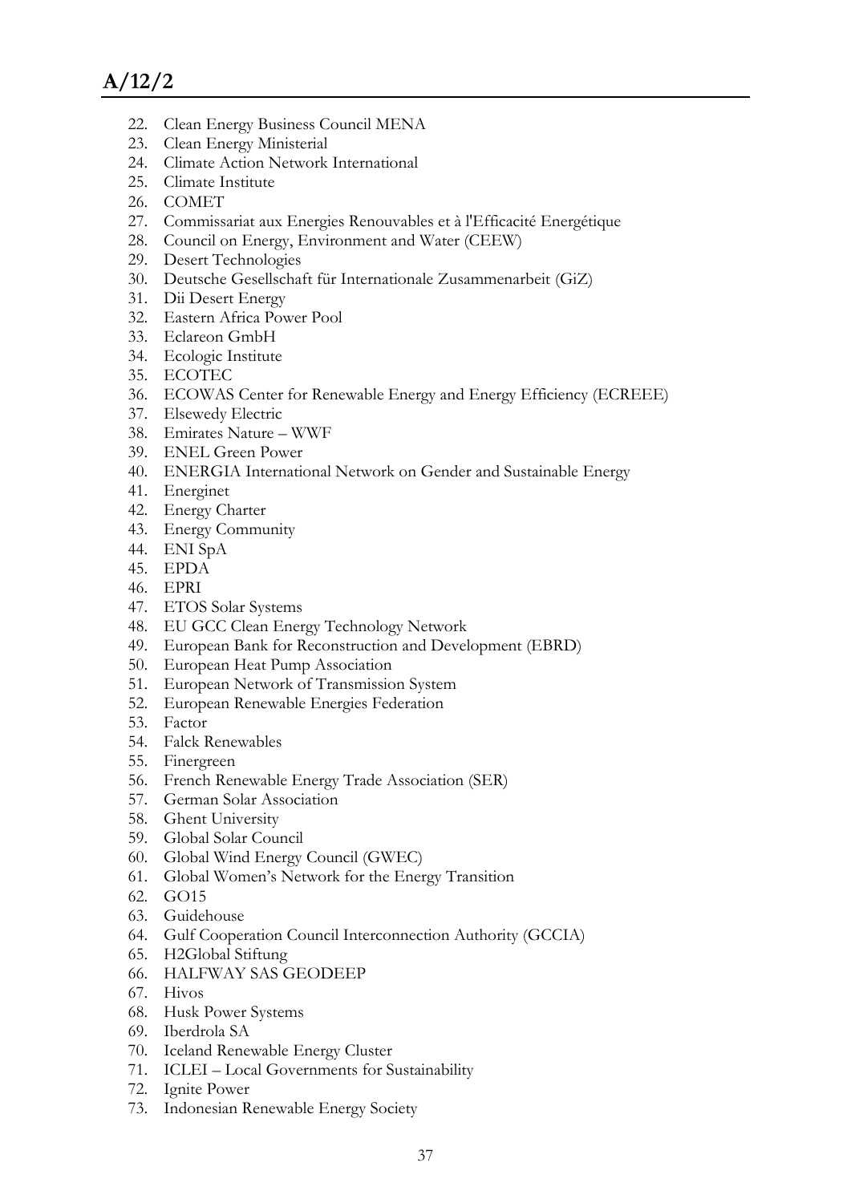22. Clean Energy Business Council MENA
23. Clean Energy Ministerial
24. Climate Action Network International
25. Climate Institute
26. COMET
27. Commissariat aux Energies Renouvables et à l'Efficacité Energétique
28. Council on Energy, Environment and Water (CEEW)
29. Desert Technologies
30. Deutsche Gesellschaft für Internationale Zusammenarbeit (GiZ)
31. Dii Desert Energy
32. Eastern Africa Power Pool
33. Eclareon GmbH
34. Ecologic Institute
35. ECOTEC
36. ECOWAS Center for Renewable Energy and Energy Efficiency (ECREEE)
37. Elsewedy Electric
38. Emirates Nature – WWF
39. ENEL Green Power
40. ENERGIA International Network on Gender and Sustainable Energy
41. Energinet
42. Energy Charter
43. Energy Community
44. ENI SpA
45. EPDA
46. EPRI
47. ETOS Solar Systems
48. EU GCC Clean Energy Technology Network
49. European Bank for Reconstruction and Development (EBRD)
50. European Heat Pump Association
51. European Network of Transmission System
52. European Renewable Energies Federation
53. Factor
54. Falck Renewables
55. Finergreen
56. French Renewable Energy Trade Association (SER)
57. German Solar Association
58. Ghent University
59. Global Solar Council
60. Global Wind Energy Council (GWEC)
61. Global Women's Network for the Energy Transition
62. GO15
63. Guidehouse
64. Gulf Cooperation Council Interconnection Authority (GCCIA)
65. H2Global Stiftung
66. HALFWAY SAS GEODEEP
67. Hivos
68. Husk Power Systems
69. Iberdrola SA
70. Iceland Renewable Energy Cluster
71. ICLEI – Local Governments for Sustainability
72. Ignite Power
73. Indonesian Renewable Energy Society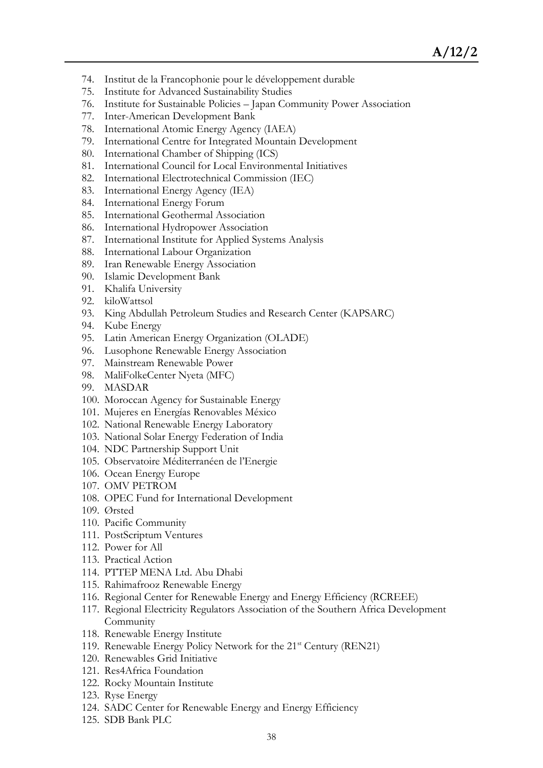74. Institut de la Francophonie pour le développement durable
75. Institute for Advanced Sustainability Studies
76. Institute for Sustainable Policies – Japan Community Power Association
77. Inter-American Development Bank
78. International Atomic Energy Agency (IAEA)
79. International Centre for Integrated Mountain Development
80. International Chamber of Shipping (ICS)
81. International Council for Local Environmental Initiatives
82. International Electrotechnical Commission (IEC)
83. International Energy Agency (IEA)
84. International Energy Forum
85. International Geothermal Association
86. International Hydropower Association
87. International Institute for Applied Systems Analysis
88. International Labour Organization
89. Iran Renewable Energy Association
90. Islamic Development Bank
91. Khalifa University
92. kiloWattsol
93. King Abdullah Petroleum Studies and Research Center (KAPSARC)
94. Kube Energy
95. Latin American Energy Organization (OLADE)
96. Lusophone Renewable Energy Association
97. Mainstream Renewable Power
98. MaliFolkeCenter Nyeta (MFC)
99. MASDAR
100. Moroccan Agency for Sustainable Energy
101. Mujeres en Energías Renovables México
102. National Renewable Energy Laboratory
103. National Solar Energy Federation of India
104. NDC Partnership Support Unit
105. Observatoire Méditerranéen de l'Energie
106. Ocean Energy Europe
107. OMV PETROM
108. OPEC Fund for International Development
109. Ørsted
110. Pacific Community
111. PostScriptum Ventures
112. Power for All
113. Practical Action
114. PTTEP MENA Ltd. Abu Dhabi
115. Rahimafrooz Renewable Energy
116. Regional Center for Renewable Energy and Energy Efficiency (RCREEE)
117. Regional Electricity Regulators Association of the Southern Africa Development Community
118. Renewable Energy Institute
119. Renewable Energy Policy Network for the 21st Century (REN21)
120. Renewables Grid Initiative
121. Res4Africa Foundation
122. Rocky Mountain Institute
123. Ryse Energy
124. SADC Center for Renewable Energy and Energy Efficiency
125. SDB Bank PLC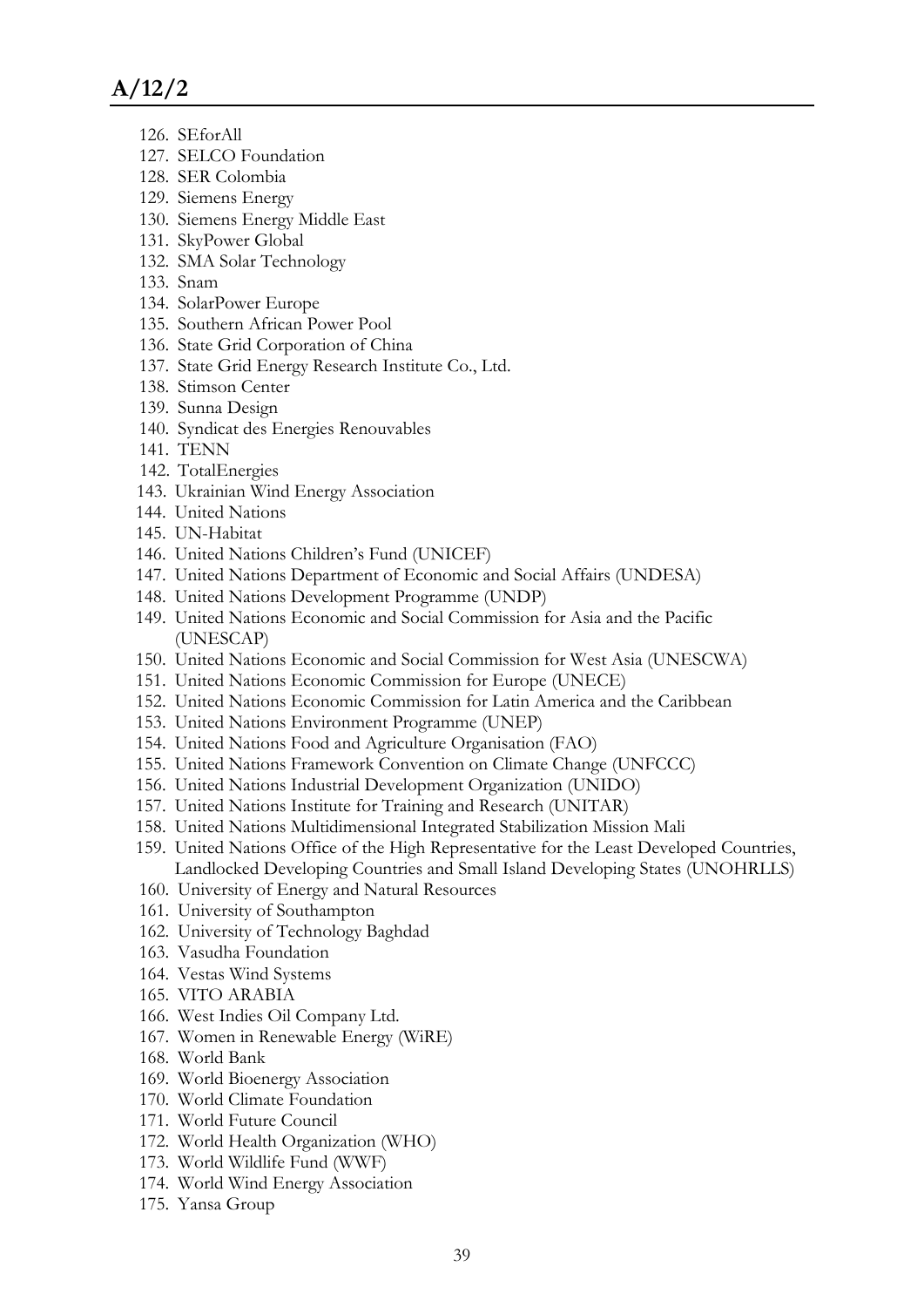126. SEforAll
127. SELCO Foundation
128. SER Colombia
129. Siemens Energy
130. Siemens Energy Middle East
131. SkyPower Global
132. SMA Solar Technology
133. Snam
134. SolarPower Europe
135. Southern African Power Pool
136. State Grid Corporation of China
137. State Grid Energy Research Institute Co., Ltd.
138. Stimson Center
139. Sunna Design
140. Syndicat des Energies Renouvables
141. TENN
142. TotalEnergies
143. Ukrainian Wind Energy Association
144. United Nations
145. UN-Habitat
146. United Nations Children's Fund (UNICEF)
147. United Nations Department of Economic and Social Affairs (UNDESA)
148. United Nations Development Programme (UNDP)
149. United Nations Economic and Social Commission for Asia and the Pacific (UNESCAP)
150. United Nations Economic and Social Commission for West Asia (UNESCWA)
151. United Nations Economic Commission for Europe (UNECE)
152. United Nations Economic Commission for Latin America and the Caribbean
153. United Nations Environment Programme (UNEP)
154. United Nations Food and Agriculture Organisation (FAO)
155. United Nations Framework Convention on Climate Change (UNFCCC)
156. United Nations Industrial Development Organization (UNIDO)
157. United Nations Institute for Training and Research (UNITAR)
158. United Nations Multidimensional Integrated Stabilization Mission Mali
159. United Nations Office of the High Representative for the Least Developed Countries, Landlocked Developing Countries and Small Island Developing States (UNOHRLLS)
160. University of Energy and Natural Resources
161. University of Southampton
162. University of Technology Baghdad
163. Vasudha Foundation
164. Vestas Wind Systems
165. VITO ARABIA
166. West Indies Oil Company Ltd.
167. Women in Renewable Energy (WiRE)
168. World Bank
169. World Bioenergy Association
170. World Climate Foundation
171. World Future Council
172. World Health Organization (WHO)
173. World Wildlife Fund (WWF)
174. World Wind Energy Association
175. Yansa Group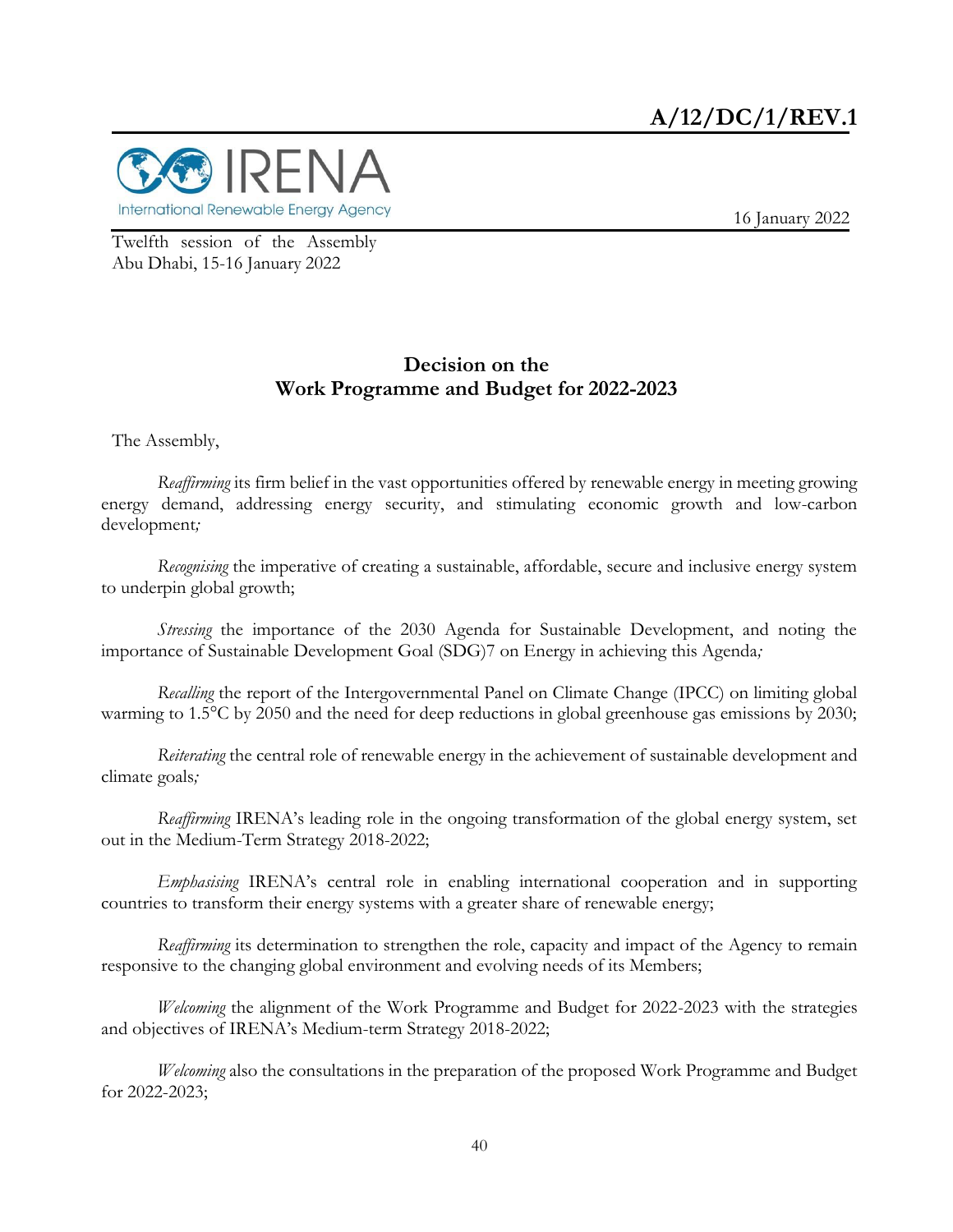A/12/DC/1/REV.1

16 January 2022

Twelfth session of the Assembly
Abu Dhabi, 15-16 January 2022

## Decision on the Work Programme and Budget for 2022-2023

The Assembly,

*Reaffirming* its firm belief in the vast opportunities offered by renewable energy in meeting growing energy demand, addressing energy security, and stimulating economic growth and low-carbon development;

*Recognising* the imperative of creating a sustainable, affordable, secure and inclusive energy system to underpin global growth;

*Stressing* the importance of the 2030 Agenda for Sustainable Development, and noting the importance of Sustainable Development Goal (SDG)7 on Energy in achieving this Agenda;

*Recalling* the report of the Intergovernmental Panel on Climate Change (IPCC) on limiting global warming to 1.5°C by 2050 and the need for deep reductions in global greenhouse gas emissions by 2030;

*Reiterating* the central role of renewable energy in the achievement of sustainable development and climate goals;

*Reaffirming* IRENA's leading role in the ongoing transformation of the global energy system, set out in the Medium-Term Strategy 2018-2022;

*Emphasising* IRENA's central role in enabling international cooperation and in supporting countries to transform their energy systems with a greater share of renewable energy;

*Reaffirming* its determination to strengthen the role, capacity and impact of the Agency to remain responsive to the changing global environment and evolving needs of its Members;

*Welcoming* the alignment of the Work Programme and Budget for 2022-2023 with the strategies and objectives of IRENA's Medium-term Strategy 2018-2022;

*Welcoming* also the consultations in the preparation of the proposed Work Programme and Budget for 2022-2023;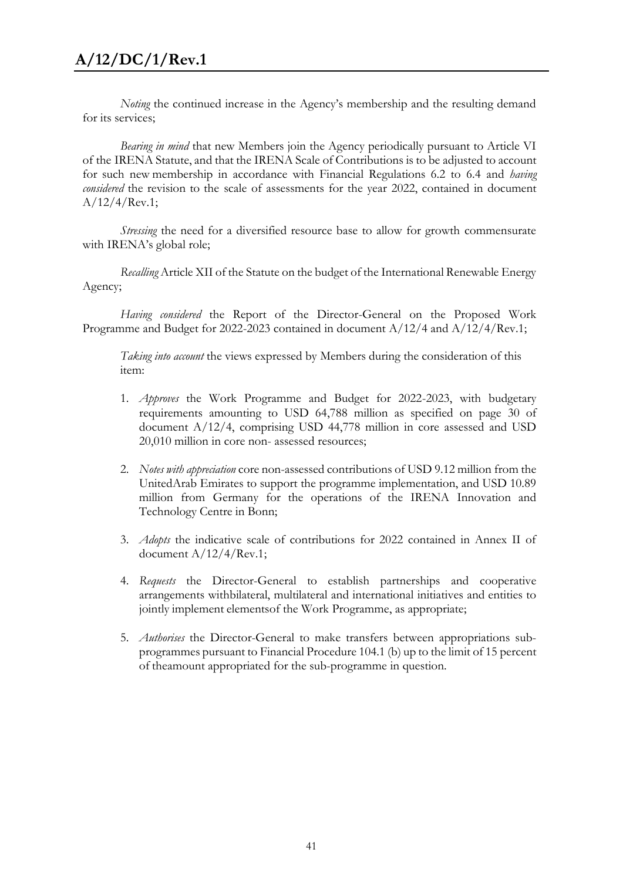*Noting* the continued increase in the Agency's membership and the resulting demand for its services;

*Bearing in mind* that new Members join the Agency periodically pursuant to Article VI of the IRENA Statute, and that the IRENA Scale of Contributions is to be adjusted to account for such new membership in accordance with Financial Regulations 6.2 to 6.4 and *having considered* the revision to the scale of assessments for the year 2022, contained in document A/12/4/Rev.1;

*Stressing* the need for a diversified resource base to allow for growth commensurate with IRENA's global role;

*Recalling* Article XII of the Statute on the budget of the International Renewable Energy Agency;

*Having considered* the Report of the Director-General on the Proposed Work Programme and Budget for 2022-2023 contained in document A/12/4 and A/12/4/Rev.1;

*Taking into account* the views expressed by Members during the consideration of this item:

1. *Approves* the Work Programme and Budget for 2022-2023, with budgetary requirements amounting to USD 64,788 million as specified on page 30 of document A/12/4, comprising USD 44,778 million in core assessed and USD 20,010 million in core non- assessed resources;

2. *Notes with appreciation* core non-assessed contributions of USD 9.12 million from the UnitedArab Emirates to support the programme implementation, and USD 10.89 million from Germany for the operations of the IRENA Innovation and Technology Centre in Bonn;

3. *Adopts* the indicative scale of contributions for 2022 contained in Annex II of document A/12/4/Rev.1;

4. *Requests* the Director-General to establish partnerships and cooperative arrangements withbilateral, multilateral and international initiatives and entities to jointly implement elementsof the Work Programme, as appropriate;

5. *Authorises* the Director-General to make transfers between appropriations sub-programmes pursuant to Financial Procedure 104.1 (b) up to the limit of 15 percent of theamount appropriated for the sub-programme in question.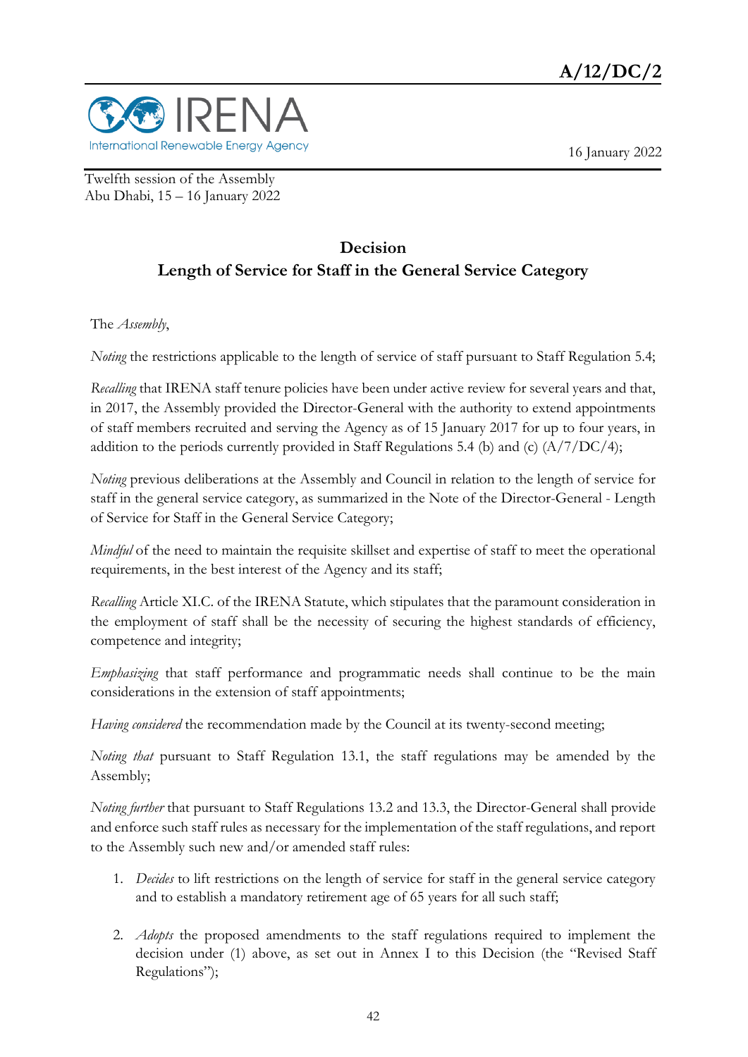A/12/DC/2

16 January 2022

Twelfth session of the Assembly
Abu Dhabi, 15 – 16 January 2022

## Decision
## Length of Service for Staff in the General Service Category

The *Assembly*,

*Noting* the restrictions applicable to the length of service of staff pursuant to Staff Regulation 5.4;

*Recalling* that IRENA staff tenure policies have been under active review for several years and that, in 2017, the Assembly provided the Director-General with the authority to extend appointments of staff members recruited and serving the Agency as of 15 January 2017 for up to four years, in addition to the periods currently provided in Staff Regulations 5.4 (b) and (c) (A/7/DC/4);

*Noting* previous deliberations at the Assembly and Council in relation to the length of service for staff in the general service category, as summarized in the Note of the Director-General - Length of Service for Staff in the General Service Category;

*Mindful* of the need to maintain the requisite skillset and expertise of staff to meet the operational requirements, in the best interest of the Agency and its staff;

*Recalling* Article XI.C. of the IRENA Statute, which stipulates that the paramount consideration in the employment of staff shall be the necessity of securing the highest standards of efficiency, competence and integrity;

*Emphasizing* that staff performance and programmatic needs shall continue to be the main considerations in the extension of staff appointments;

*Having considered* the recommendation made by the Council at its twenty-second meeting;

*Noting that* pursuant to Staff Regulation 13.1, the staff regulations may be amended by the Assembly;

*Noting further* that pursuant to Staff Regulations 13.2 and 13.3, the Director-General shall provide and enforce such staff rules as necessary for the implementation of the staff regulations, and report to the Assembly such new and/or amended staff rules:

1. *Decides* to lift restrictions on the length of service for staff in the general service category and to establish a mandatory retirement age of 65 years for all such staff;

2. *Adopts* the proposed amendments to the staff regulations required to implement the decision under (1) above, as set out in Annex I to this Decision (the "Revised Staff Regulations");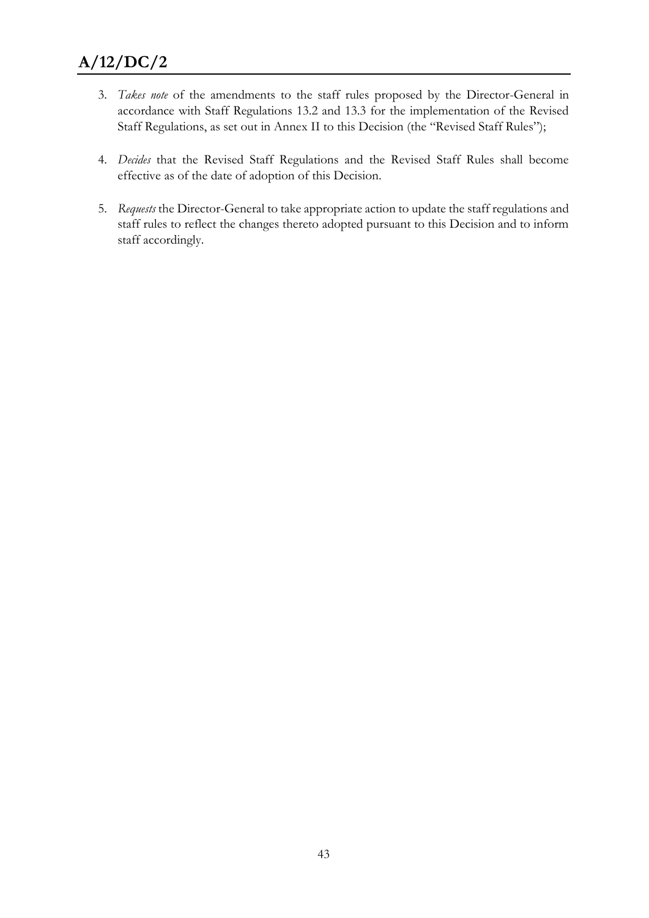3. *Takes note* of the amendments to the staff rules proposed by the Director-General in accordance with Staff Regulations 13.2 and 13.3 for the implementation of the Revised Staff Regulations, as set out in Annex II to this Decision (the "Revised Staff Rules");

4. *Decides* that the Revised Staff Regulations and the Revised Staff Rules shall become effective as of the date of adoption of this Decision.

5. *Requests* the Director-General to take appropriate action to update the staff regulations and staff rules to reflect the changes thereto adopted pursuant to this Decision and to inform staff accordingly.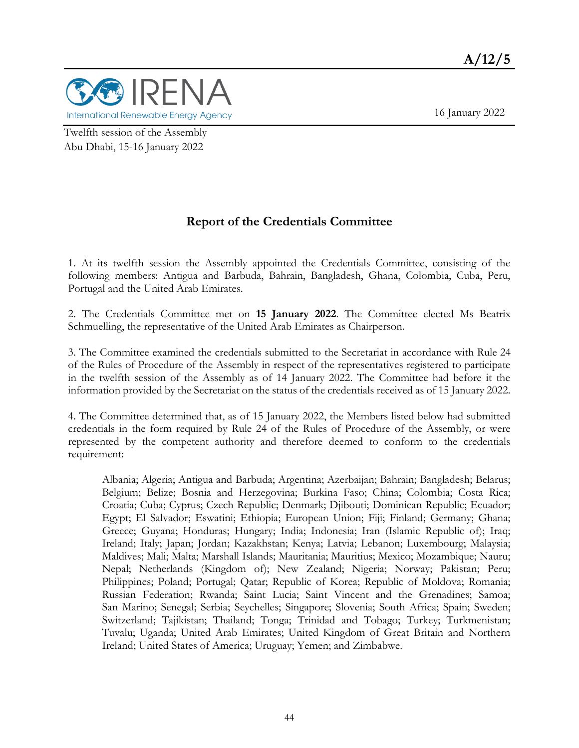**A/12/5**

IRENA
International Renewable Energy Agency

16 January 2022

Twelfth session of the Assembly
Abu Dhabi, 15-16 January 2022

## Report of the Credentials Committee

1. At its twelfth session the Assembly appointed the Credentials Committee, consisting of the following members: Antigua and Barbuda, Bahrain, Bangladesh, Ghana, Colombia, Cuba, Peru, Portugal and the United Arab Emirates.

2. The Credentials Committee met on **15 January 2022**. The Committee elected Ms Beatrix Schmuelling, the representative of the United Arab Emirates as Chairperson.

3. The Committee examined the credentials submitted to the Secretariat in accordance with Rule 24 of the Rules of Procedure of the Assembly in respect of the representatives registered to participate in the twelfth session of the Assembly as of 14 January 2022. The Committee had before it the information provided by the Secretariat on the status of the credentials received as of 15 January 2022.

4. The Committee determined that, as of 15 January 2022, the Members listed below had submitted credentials in the form required by Rule 24 of the Rules of Procedure of the Assembly, or were represented by the competent authority and therefore deemed to conform to the credentials requirement:

> Albania; Algeria; Antigua and Barbuda; Argentina; Azerbaijan; Bahrain; Bangladesh; Belarus; Belgium; Belize; Bosnia and Herzegovina; Burkina Faso; China; Colombia; Costa Rica; Croatia; Cuba; Cyprus; Czech Republic; Denmark; Djibouti; Dominican Republic; Ecuador; Egypt; El Salvador; Eswatini; Ethiopia; European Union; Fiji; Finland; Germany; Ghana; Greece; Guyana; Honduras; Hungary; India; Indonesia; Iran (Islamic Republic of); Iraq; Ireland; Italy; Japan; Jordan; Kazakhstan; Kenya; Latvia; Lebanon; Luxembourg; Malaysia; Maldives; Mali; Malta; Marshall Islands; Mauritania; Mauritius; Mexico; Mozambique; Nauru; Nepal; Netherlands (Kingdom of); New Zealand; Nigeria; Norway; Pakistan; Peru; Philippines; Poland; Portugal; Qatar; Republic of Korea; Republic of Moldova; Romania; Russian Federation; Rwanda; Saint Lucia; Saint Vincent and the Grenadines; Samoa; San Marino; Senegal; Serbia; Seychelles; Singapore; Slovenia; South Africa; Spain; Sweden; Switzerland; Tajikistan; Thailand; Tonga; Trinidad and Tobago; Turkey; Turkmenistan; Tuvalu; Uganda; United Arab Emirates; United Kingdom of Great Britain and Northern Ireland; United States of America; Uruguay; Yemen; and Zimbabwe.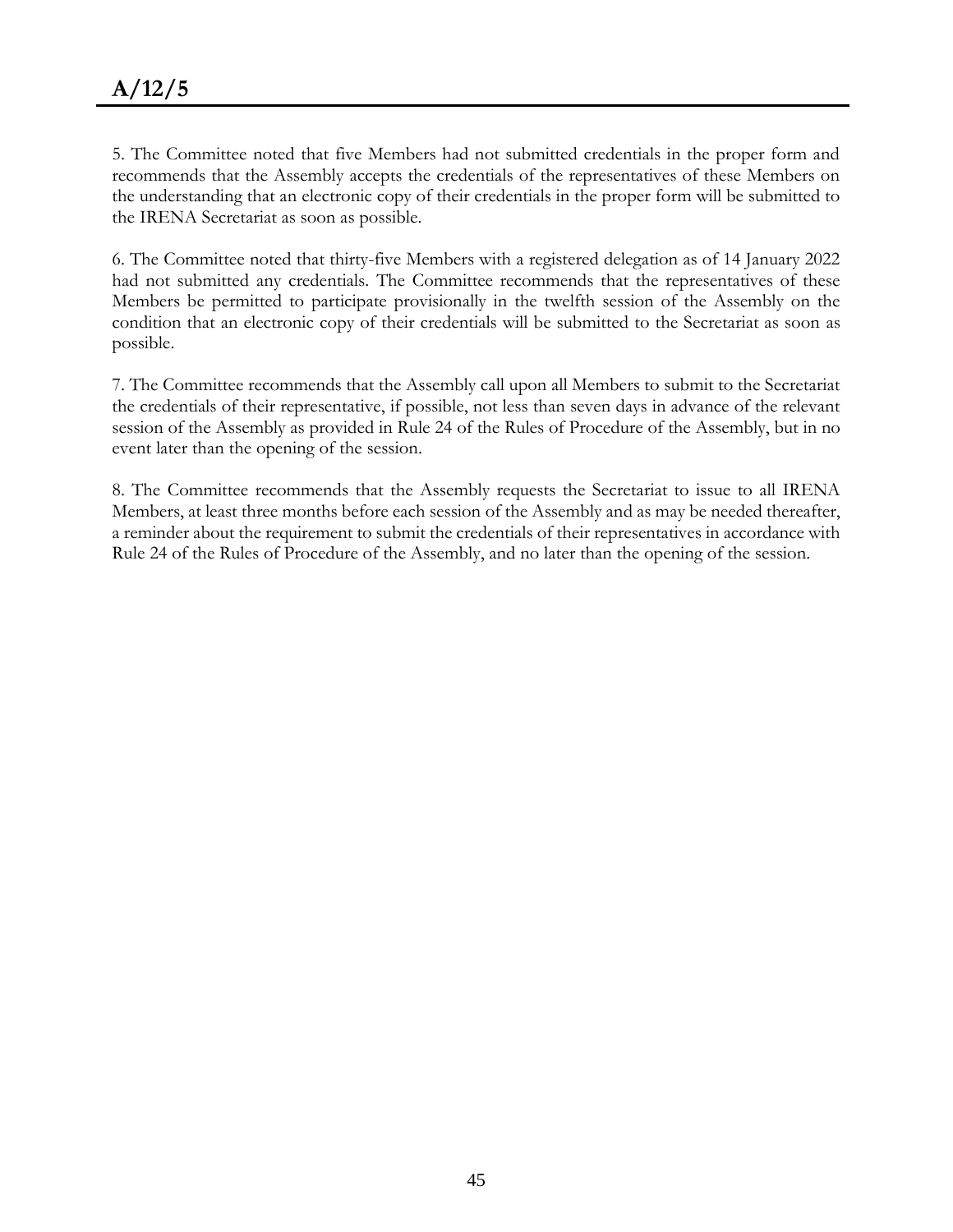5. The Committee noted that five Members had not submitted credentials in the proper form and recommends that the Assembly accepts the credentials of the representatives of these Members on the understanding that an electronic copy of their credentials in the proper form will be submitted to the IRENA Secretariat as soon as possible.

6. The Committee noted that thirty-five Members with a registered delegation as of 14 January 2022 had not submitted any credentials. The Committee recommends that the representatives of these Members be permitted to participate provisionally in the twelfth session of the Assembly on the condition that an electronic copy of their credentials will be submitted to the Secretariat as soon as possible.

7. The Committee recommends that the Assembly call upon all Members to submit to the Secretariat the credentials of their representative, if possible, not less than seven days in advance of the relevant session of the Assembly as provided in Rule 24 of the Rules of Procedure of the Assembly, but in no event later than the opening of the session.

8. The Committee recommends that the Assembly requests the Secretariat to issue to all IRENA Members, at least three months before each session of the Assembly and as may be needed thereafter, a reminder about the requirement to submit the credentials of their representatives in accordance with Rule 24 of the Rules of Procedure of the Assembly, and no later than the opening of the session.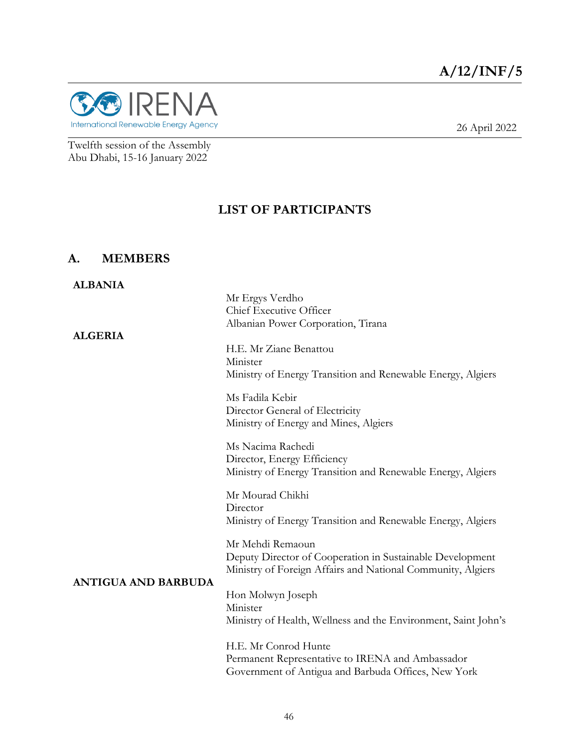A/12/INF/5

International Renewable Energy Agency

26 April 2022

Twelfth session of the Assembly
Abu Dhabi, 15-16 January 2022

# LIST OF PARTICIPANTS

## A. MEMBERS

### ALBANIA

Mr Ergys Verdho
Chief Executive Officer
Albanian Power Corporation, Tirana

### ALGERIA

H.E. Mr Ziane Benattou
Minister
Ministry of Energy Transition and Renewable Energy, Algiers

Ms Fadila Kebir
Director General of Electricity
Ministry of Energy and Mines, Algiers

Ms Nacima Rachedi
Director, Energy Efficiency
Ministry of Energy Transition and Renewable Energy, Algiers

Mr Mourad Chikhi
Director
Ministry of Energy Transition and Renewable Energy, Algiers

Mr Mehdi Remaoun
Deputy Director of Cooperation in Sustainable Development
Ministry of Foreign Affairs and National Community, Algiers

### ANTIGUA AND BARBUDA

Hon Molwyn Joseph
Minister
Ministry of Health, Wellness and the Environment, Saint John's

H.E. Mr Conrod Hunte
Permanent Representative to IRENA and Ambassador
Government of Antigua and Barbuda Offices, New York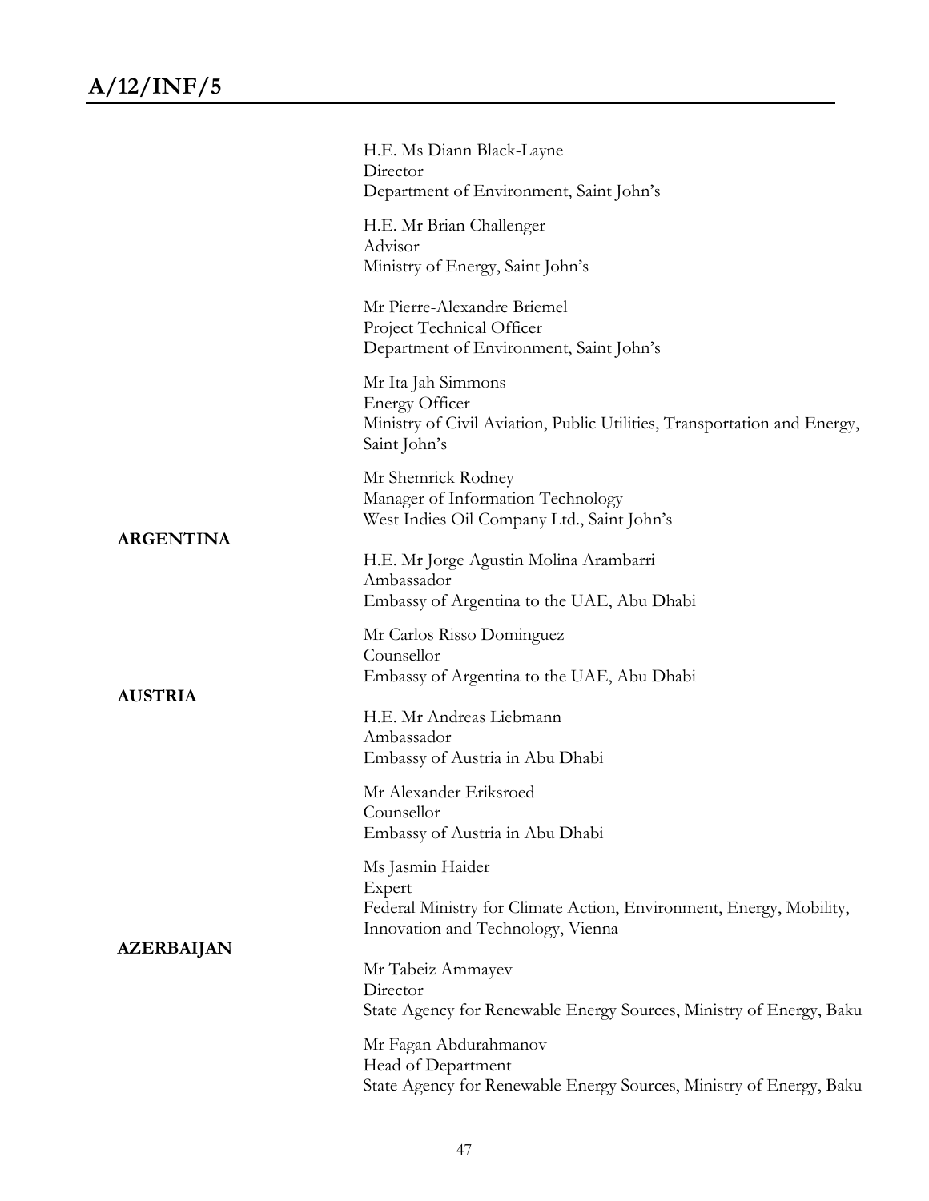H.E. Ms Diann Black-Layne
Director
Department of Environment, Saint John's

H.E. Mr Brian Challenger
Advisor
Ministry of Energy, Saint John's

Mr Pierre-Alexandre Briemel
Project Technical Officer
Department of Environment, Saint John's

Mr Ita Jah Simmons
Energy Officer
Ministry of Civil Aviation, Public Utilities, Transportation and Energy, Saint John's

Mr Shemrick Rodney
Manager of Information Technology
West Indies Oil Company Ltd., Saint John's

**ARGENTINA**

H.E. Mr Jorge Agustin Molina Arambarri
Ambassador
Embassy of Argentina to the UAE, Abu Dhabi

Mr Carlos Risso Dominguez
Counsellor
Embassy of Argentina to the UAE, Abu Dhabi

**AUSTRIA**

H.E. Mr Andreas Liebmann
Ambassador
Embassy of Austria in Abu Dhabi

Mr Alexander Eriksroed
Counsellor
Embassy of Austria in Abu Dhabi

Ms Jasmin Haider
Expert
Federal Ministry for Climate Action, Environment, Energy, Mobility, Innovation and Technology, Vienna

**AZERBAIJAN**

Mr Tabeiz Ammayev
Director
State Agency for Renewable Energy Sources, Ministry of Energy, Baku

Mr Fagan Abdurahmanov
Head of Department
State Agency for Renewable Energy Sources, Ministry of Energy, Baku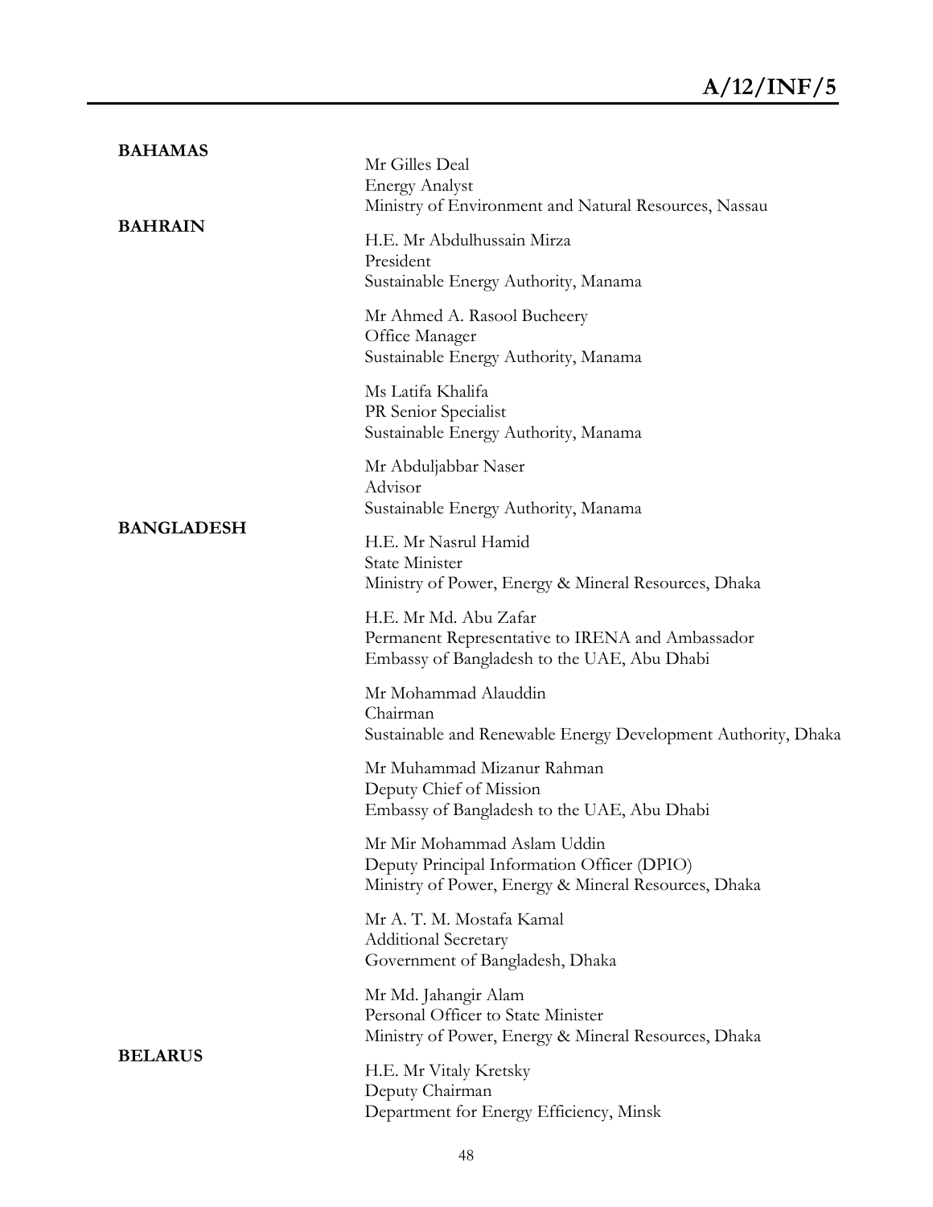**BAHAMAS**

Mr Gilles Deal
Energy Analyst
Ministry of Environment and Natural Resources, Nassau

**BAHRAIN**

H.E. Mr Abdulhussain Mirza
President
Sustainable Energy Authority, Manama

Mr Ahmed A. Rasool Bucheery
Office Manager
Sustainable Energy Authority, Manama

Ms Latifa Khalifa
PR Senior Specialist
Sustainable Energy Authority, Manama

Mr Abduljabbar Naser
Advisor
Sustainable Energy Authority, Manama

**BANGLADESH**

H.E. Mr Nasrul Hamid
State Minister
Ministry of Power, Energy & Mineral Resources, Dhaka

H.E. Mr Md. Abu Zafar
Permanent Representative to IRENA and Ambassador
Embassy of Bangladesh to the UAE, Abu Dhabi

Mr Mohammad Alauddin
Chairman
Sustainable and Renewable Energy Development Authority, Dhaka

Mr Muhammad Mizanur Rahman
Deputy Chief of Mission
Embassy of Bangladesh to the UAE, Abu Dhabi

Mr Mir Mohammad Aslam Uddin
Deputy Principal Information Officer (DPIO)
Ministry of Power, Energy & Mineral Resources, Dhaka

Mr A. T. M. Mostafa Kamal
Additional Secretary
Government of Bangladesh, Dhaka

Mr Md. Jahangir Alam
Personal Officer to State Minister
Ministry of Power, Energy & Mineral Resources, Dhaka

**BELARUS**

H.E. Mr Vitaly Kretsky
Deputy Chairman
Department for Energy Efficiency, Minsk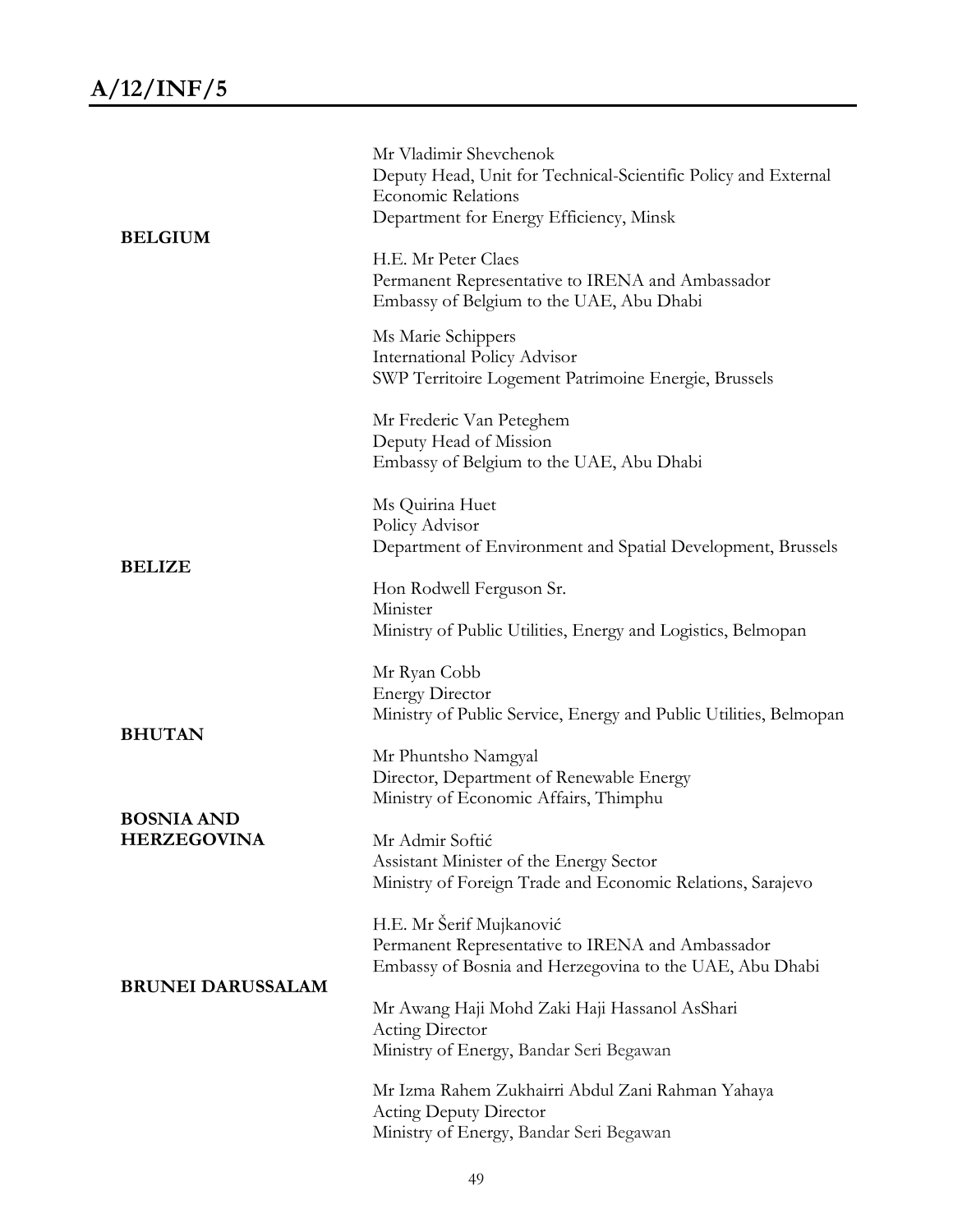Mr Vladimir Shevchenok
Deputy Head, Unit for Technical-Scientific Policy and External Economic Relations
Department for Energy Efficiency, Minsk

**BELGIUM**

H.E. Mr Peter Claes
Permanent Representative to IRENA and Ambassador
Embassy of Belgium to the UAE, Abu Dhabi

Ms Marie Schippers
International Policy Advisor
SWP Territoire Logement Patrimoine Energie, Brussels

Mr Frederic Van Peteghem
Deputy Head of Mission
Embassy of Belgium to the UAE, Abu Dhabi

Ms Quirina Huet
Policy Advisor
Department of Environment and Spatial Development, Brussels

**BELIZE**

Hon Rodwell Ferguson Sr.
Minister
Ministry of Public Utilities, Energy and Logistics, Belmopan

Mr Ryan Cobb
Energy Director
Ministry of Public Service, Energy and Public Utilities, Belmopan

**BHUTAN**

Mr Phuntsho Namgyal
Director, Department of Renewable Energy
Ministry of Economic Affairs, Thimphu

**BOSNIA AND HERZEGOVINA**

Mr Admir Softić
Assistant Minister of the Energy Sector
Ministry of Foreign Trade and Economic Relations, Sarajevo

H.E. Mr Šerif Mujkanović
Permanent Representative to IRENA and Ambassador
Embassy of Bosnia and Herzegovina to the UAE, Abu Dhabi

**BRUNEI DARUSSALAM**

Mr Awang Haji Mohd Zaki Haji Hassanol AsShari
Acting Director
Ministry of Energy, Bandar Seri Begawan

Mr Izma Rahem Zukhairri Abdul Zani Rahman Yahaya
Acting Deputy Director
Ministry of Energy, Bandar Seri Begawan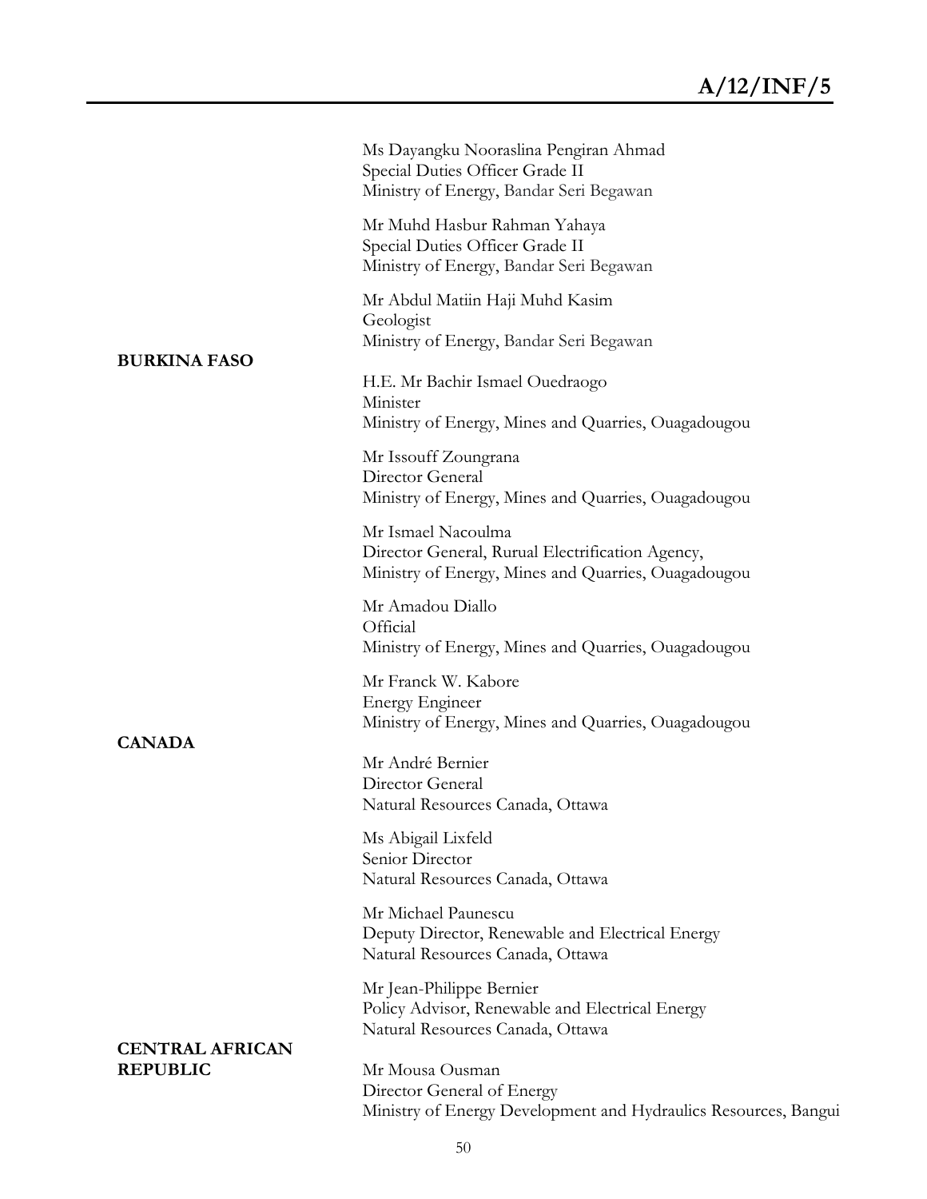Ms Dayangku Nooraslina Pengiran Ahmad
Special Duties Officer Grade II
Ministry of Energy, Bandar Seri Begawan

Mr Muhd Hasbur Rahman Yahaya
Special Duties Officer Grade II
Ministry of Energy, Bandar Seri Begawan

Mr Abdul Matiin Haji Muhd Kasim
Geologist
Ministry of Energy, Bandar Seri Begawan

**BURKINA FASO**

H.E. Mr Bachir Ismael Ouedraogo
Minister
Ministry of Energy, Mines and Quarries, Ouagadougou

Mr Issouff Zoungrana
Director General
Ministry of Energy, Mines and Quarries, Ouagadougou

Mr Ismael Nacoulma
Director General, Rurual Electrification Agency,
Ministry of Energy, Mines and Quarries, Ouagadougou

Mr Amadou Diallo
Official
Ministry of Energy, Mines and Quarries, Ouagadougou

Mr Franck W. Kabore
Energy Engineer
Ministry of Energy, Mines and Quarries, Ouagadougou

**CANADA**

Mr André Bernier
Director General
Natural Resources Canada, Ottawa

Ms Abigail Lixfeld
Senior Director
Natural Resources Canada, Ottawa

Mr Michael Paunescu
Deputy Director, Renewable and Electrical Energy
Natural Resources Canada, Ottawa

Mr Jean-Philippe Bernier
Policy Advisor, Renewable and Electrical Energy
Natural Resources Canada, Ottawa

**CENTRAL AFRICAN REPUBLIC**

Mr Mousa Ousman
Director General of Energy
Ministry of Energy Development and Hydraulics Resources, Bangui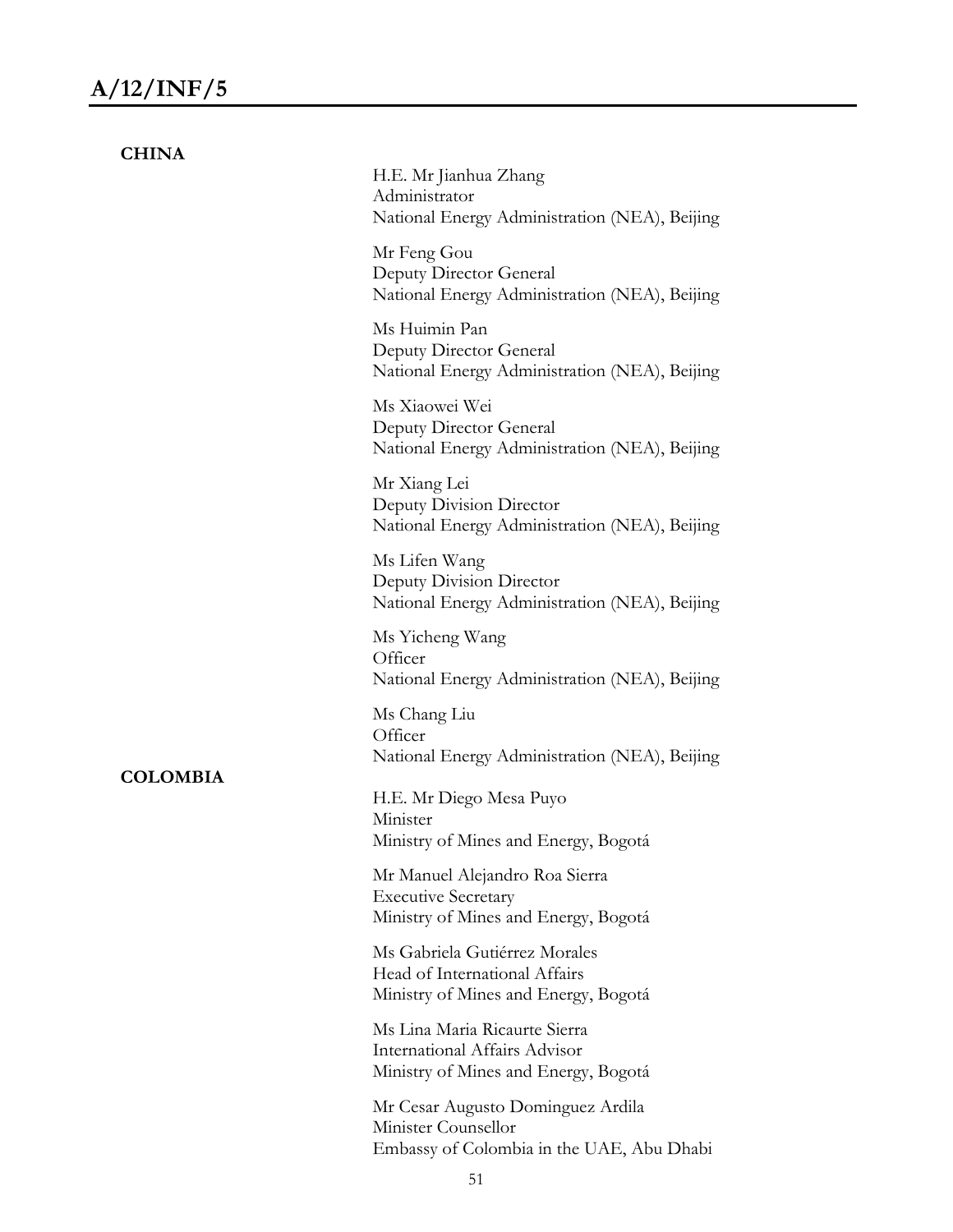**CHINA**

H.E. Mr Jianhua Zhang
Administrator
National Energy Administration (NEA), Beijing

Mr Feng Gou
Deputy Director General
National Energy Administration (NEA), Beijing

Ms Huimin Pan
Deputy Director General
National Energy Administration (NEA), Beijing

Ms Xiaowei Wei
Deputy Director General
National Energy Administration (NEA), Beijing

Mr Xiang Lei
Deputy Division Director
National Energy Administration (NEA), Beijing

Ms Lifen Wang
Deputy Division Director
National Energy Administration (NEA), Beijing

Ms Yicheng Wang
Officer
National Energy Administration (NEA), Beijing

Ms Chang Liu
Officer
National Energy Administration (NEA), Beijing

**COLOMBIA**

H.E. Mr Diego Mesa Puyo
Minister
Ministry of Mines and Energy, Bogotá

Mr Manuel Alejandro Roa Sierra
Executive Secretary
Ministry of Mines and Energy, Bogotá

Ms Gabriela Gutiérrez Morales
Head of International Affairs
Ministry of Mines and Energy, Bogotá

Ms Lina Maria Ricaurte Sierra
International Affairs Advisor
Ministry of Mines and Energy, Bogotá

Mr Cesar Augusto Dominguez Ardila
Minister Counsellor
Embassy of Colombia in the UAE, Abu Dhabi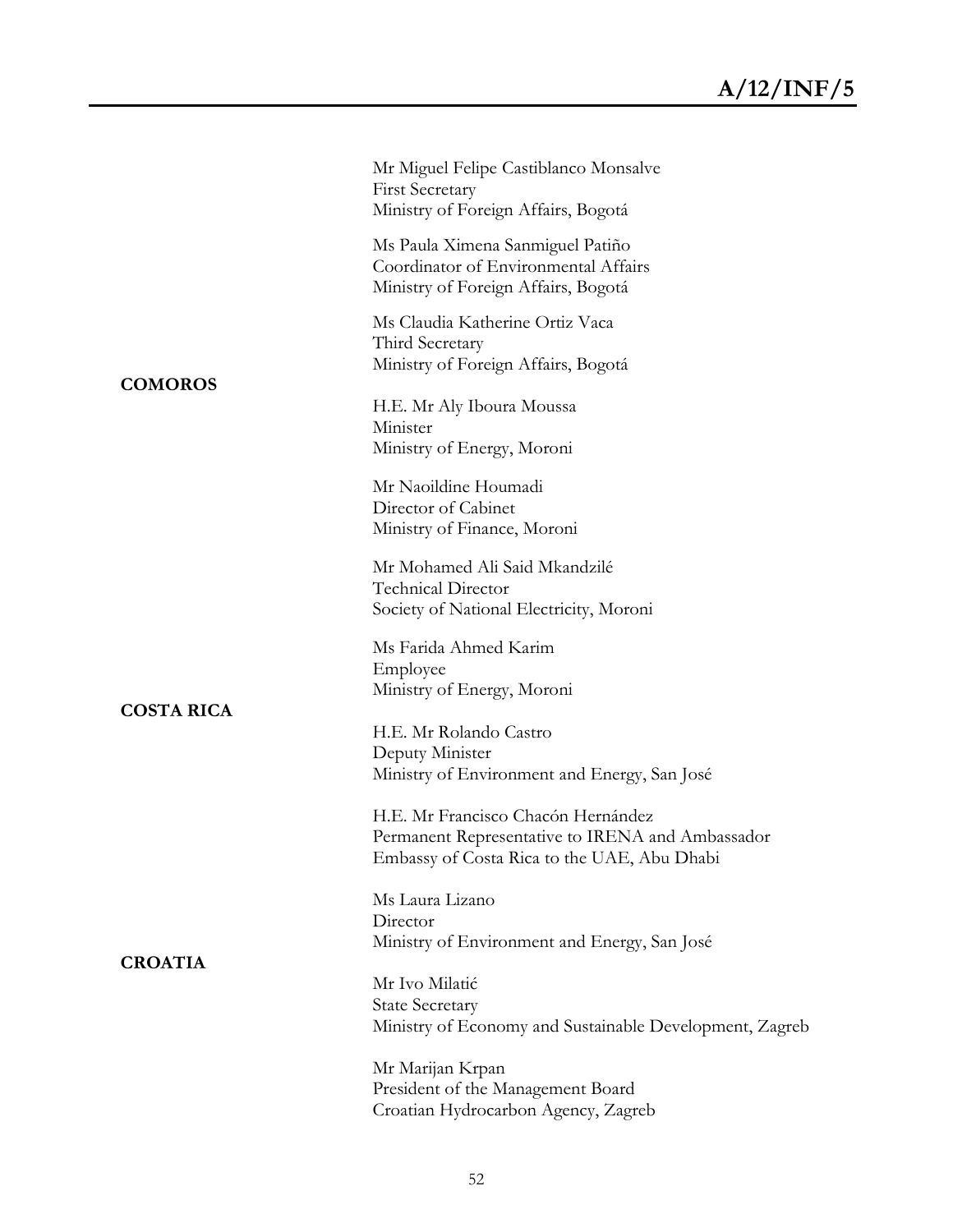Mr Miguel Felipe Castiblanco Monsalve
First Secretary
Ministry of Foreign Affairs, Bogotá

Ms Paula Ximena Sanmiguel Patiño
Coordinator of Environmental Affairs
Ministry of Foreign Affairs, Bogotá

Ms Claudia Katherine Ortiz Vaca
Third Secretary
Ministry of Foreign Affairs, Bogotá

**COMOROS**

H.E. Mr Aly Iboura Moussa
Minister
Ministry of Energy, Moroni

Mr Naoildine Houmadi
Director of Cabinet
Ministry of Finance, Moroni

Mr Mohamed Ali Said Mkandzilé
Technical Director
Society of National Electricity, Moroni

Ms Farida Ahmed Karim
Employee
Ministry of Energy, Moroni

**COSTA RICA**

H.E. Mr Rolando Castro
Deputy Minister
Ministry of Environment and Energy, San José

H.E. Mr Francisco Chacón Hernández
Permanent Representative to IRENA and Ambassador
Embassy of Costa Rica to the UAE, Abu Dhabi

Ms Laura Lizano
Director
Ministry of Environment and Energy, San José

**CROATIA**

Mr Ivo Milatić
State Secretary
Ministry of Economy and Sustainable Development, Zagreb

Mr Marijan Krpan
President of the Management Board
Croatian Hydrocarbon Agency, Zagreb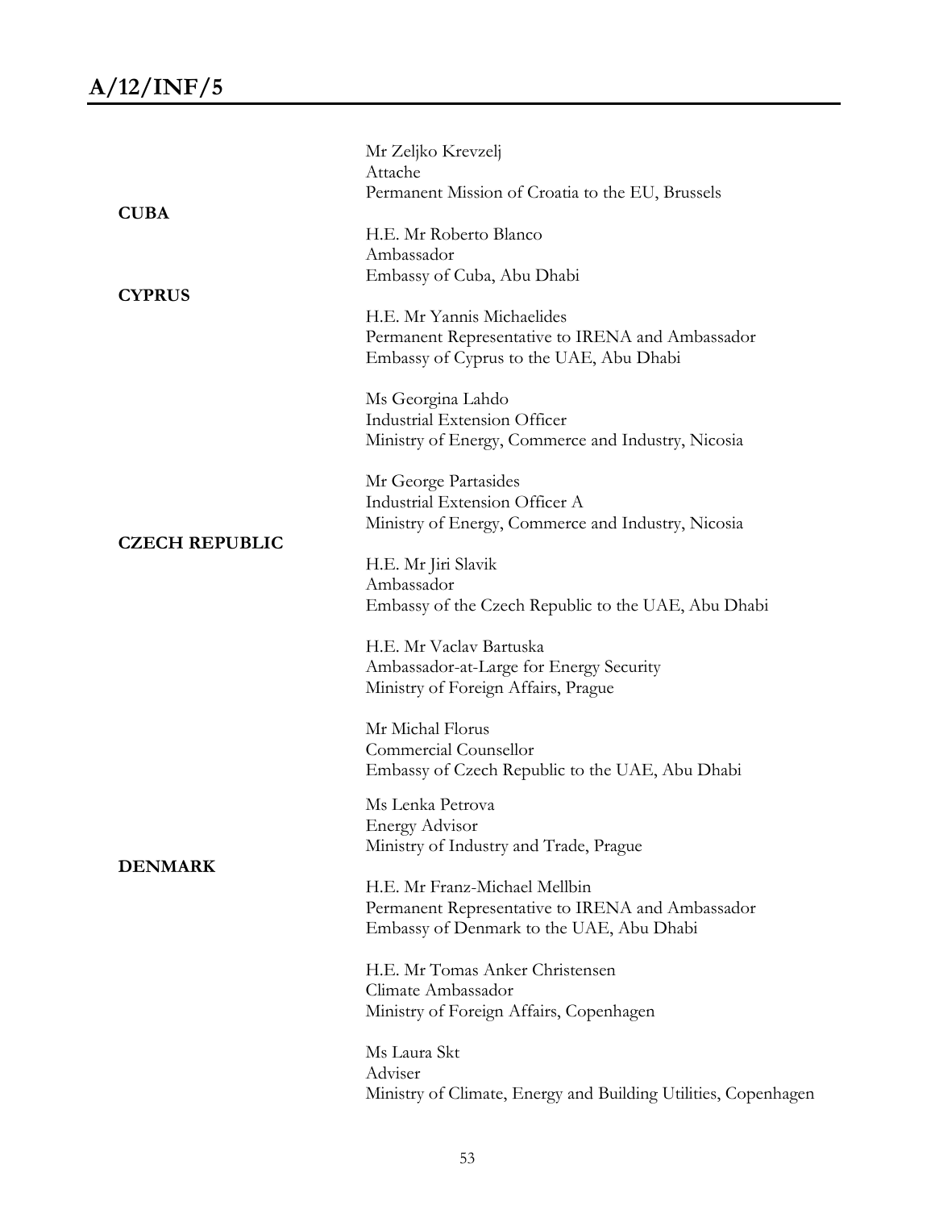Mr Zeljko Krevzelj
Attache
Permanent Mission of Croatia to the EU, Brussels

**CUBA**

H.E. Mr Roberto Blanco
Ambassador
Embassy of Cuba, Abu Dhabi

**CYPRUS**

H.E. Mr Yannis Michaelides
Permanent Representative to IRENA and Ambassador
Embassy of Cyprus to the UAE, Abu Dhabi

Ms Georgina Lahdo
Industrial Extension Officer
Ministry of Energy, Commerce and Industry, Nicosia

Mr George Partasides
Industrial Extension Officer A
Ministry of Energy, Commerce and Industry, Nicosia

**CZECH REPUBLIC**

H.E. Mr Jiri Slavik
Ambassador
Embassy of the Czech Republic to the UAE, Abu Dhabi

H.E. Mr Vaclav Bartuska
Ambassador-at-Large for Energy Security
Ministry of Foreign Affairs, Prague

Mr Michal Florus
Commercial Counsellor
Embassy of Czech Republic to the UAE, Abu Dhabi

Ms Lenka Petrova
Energy Advisor
Ministry of Industry and Trade, Prague

**DENMARK**

H.E. Mr Franz-Michael Mellbin
Permanent Representative to IRENA and Ambassador
Embassy of Denmark to the UAE, Abu Dhabi

H.E. Mr Tomas Anker Christensen
Climate Ambassador
Ministry of Foreign Affairs, Copenhagen

Ms Laura Skt
Adviser
Ministry of Climate, Energy and Building Utilities, Copenhagen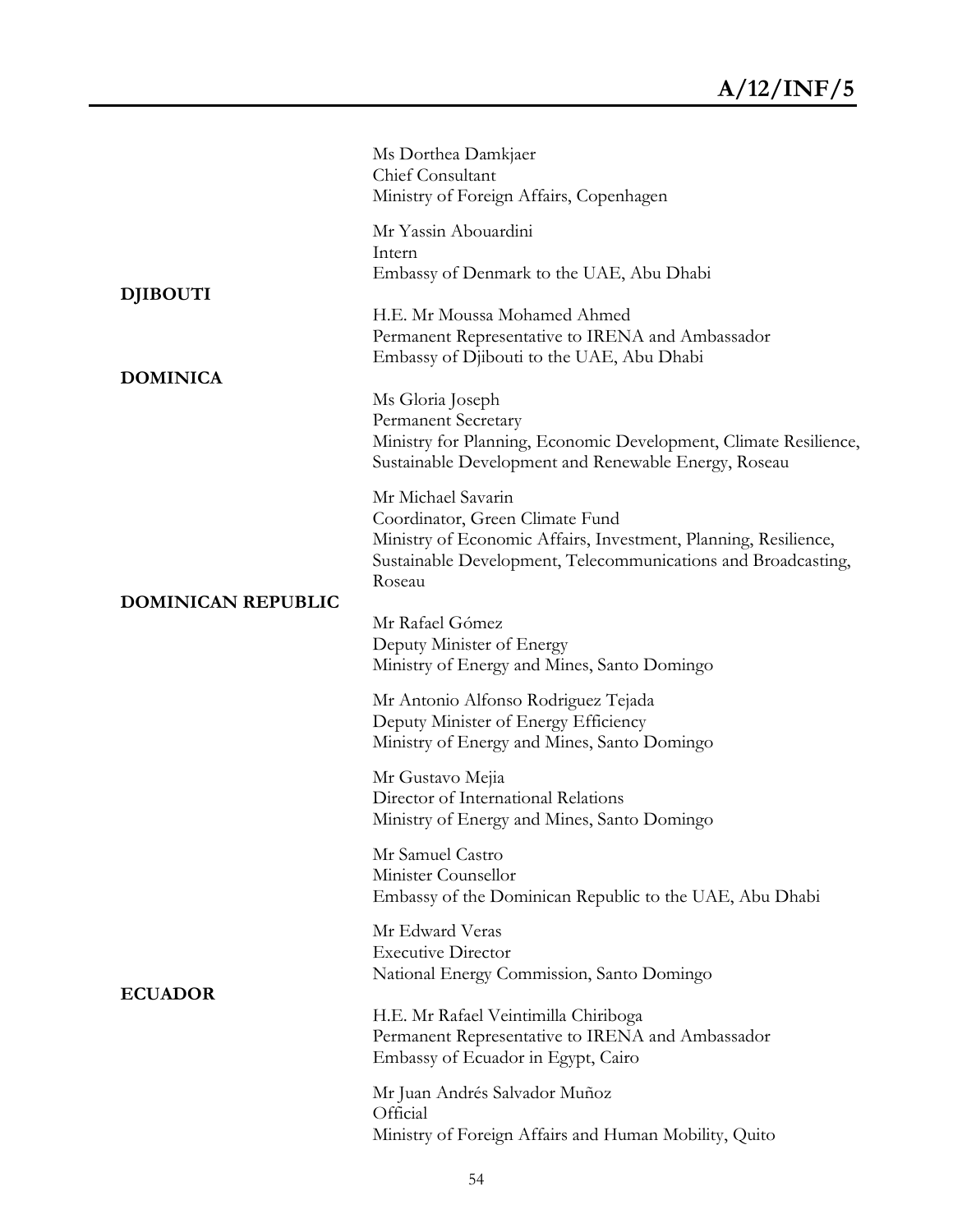Ms Dorthea Damkjaer
Chief Consultant
Ministry of Foreign Affairs, Copenhagen

Mr Yassin Abouardini
Intern
Embassy of Denmark to the UAE, Abu Dhabi

**DJIBOUTI**

H.E. Mr Moussa Mohamed Ahmed
Permanent Representative to IRENA and Ambassador
Embassy of Djibouti to the UAE, Abu Dhabi

**DOMINICA**

Ms Gloria Joseph
Permanent Secretary
Ministry for Planning, Economic Development, Climate Resilience, Sustainable Development and Renewable Energy, Roseau

Mr Michael Savarin
Coordinator, Green Climate Fund
Ministry of Economic Affairs, Investment, Planning, Resilience, Sustainable Development, Telecommunications and Broadcasting, Roseau

**DOMINICAN REPUBLIC**

Mr Rafael Gómez
Deputy Minister of Energy
Ministry of Energy and Mines, Santo Domingo

Mr Antonio Alfonso Rodriguez Tejada
Deputy Minister of Energy Efficiency
Ministry of Energy and Mines, Santo Domingo

Mr Gustavo Mejia
Director of International Relations
Ministry of Energy and Mines, Santo Domingo

Mr Samuel Castro
Minister Counsellor
Embassy of the Dominican Republic to the UAE, Abu Dhabi

Mr Edward Veras
Executive Director
National Energy Commission, Santo Domingo

**ECUADOR**

H.E. Mr Rafael Veintimilla Chiriboga
Permanent Representative to IRENA and Ambassador
Embassy of Ecuador in Egypt, Cairo

Mr Juan Andrés Salvador Muñoz
Official
Ministry of Foreign Affairs and Human Mobility, Quito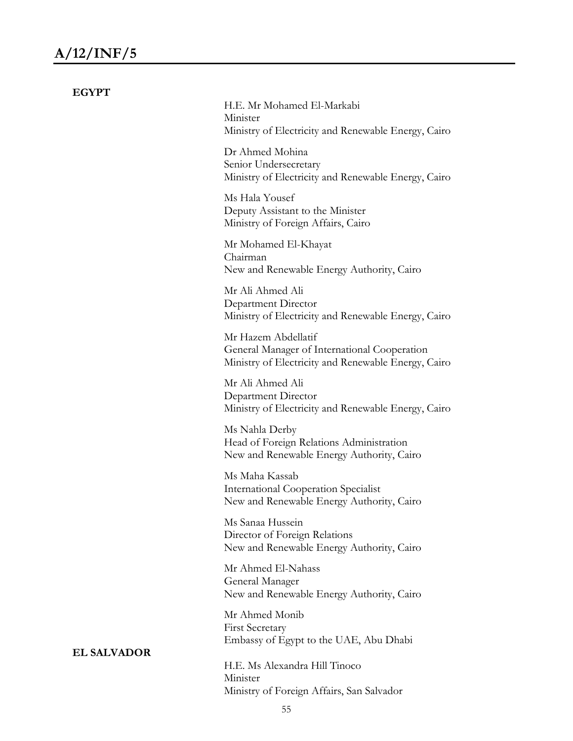**EGYPT**

H.E. Mr Mohamed El-Markabi
Minister
Ministry of Electricity and Renewable Energy, Cairo

Dr Ahmed Mohina
Senior Undersecretary
Ministry of Electricity and Renewable Energy, Cairo

Ms Hala Yousef
Deputy Assistant to the Minister
Ministry of Foreign Affairs, Cairo

Mr Mohamed El-Khayat
Chairman
New and Renewable Energy Authority, Cairo

Mr Ali Ahmed Ali
Department Director
Ministry of Electricity and Renewable Energy, Cairo

Mr Hazem Abdellatif
General Manager of International Cooperation
Ministry of Electricity and Renewable Energy, Cairo

Mr Ali Ahmed Ali
Department Director
Ministry of Electricity and Renewable Energy, Cairo

Ms Nahla Derby
Head of Foreign Relations Administration
New and Renewable Energy Authority, Cairo

Ms Maha Kassab
International Cooperation Specialist
New and Renewable Energy Authority, Cairo

Ms Sanaa Hussein
Director of Foreign Relations
New and Renewable Energy Authority, Cairo

Mr Ahmed El-Nahass
General Manager
New and Renewable Energy Authority, Cairo

Mr Ahmed Monib
First Secretary
Embassy of Egypt to the UAE, Abu Dhabi

**EL SALVADOR**

H.E. Ms Alexandra Hill Tinoco
Minister
Ministry of Foreign Affairs, San Salvador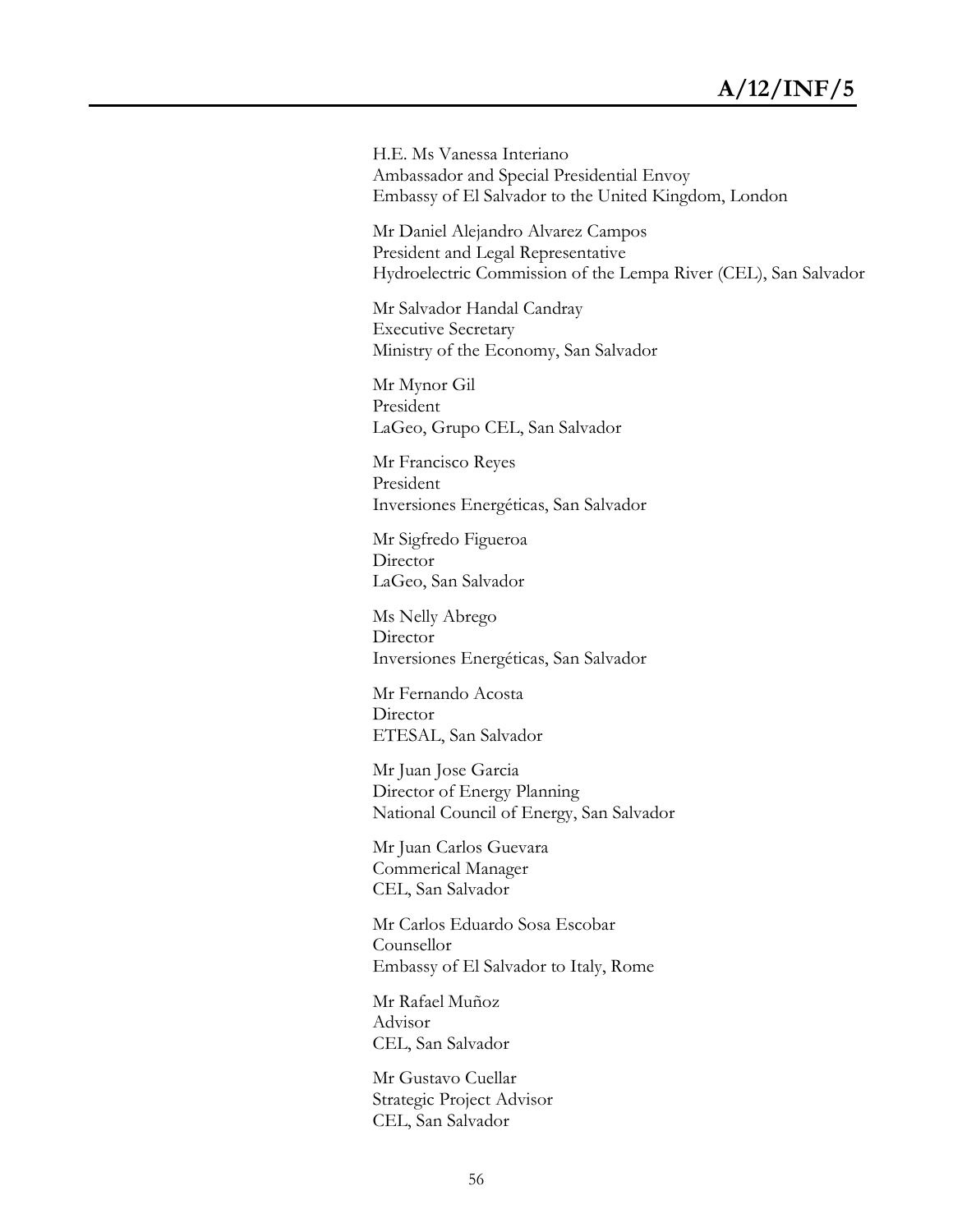H.E. Ms Vanessa Interiano
Ambassador and Special Presidential Envoy
Embassy of El Salvador to the United Kingdom, London

Mr Daniel Alejandro Alvarez Campos
President and Legal Representative
Hydroelectric Commission of the Lempa River (CEL), San Salvador

Mr Salvador Handal Candray
Executive Secretary
Ministry of the Economy, San Salvador

Mr Mynor Gil
President
LaGeo, Grupo CEL, San Salvador

Mr Francisco Reyes
President
Inversiones Energéticas, San Salvador

Mr Sigfredo Figueroa
Director
LaGeo, San Salvador

Ms Nelly Abrego
Director
Inversiones Energéticas, San Salvador

Mr Fernando Acosta
Director
ETESAL, San Salvador

Mr Juan Jose Garcia
Director of Energy Planning
National Council of Energy, San Salvador

Mr Juan Carlos Guevara
Commerical Manager
CEL, San Salvador

Mr Carlos Eduardo Sosa Escobar
Counsellor
Embassy of El Salvador to Italy, Rome

Mr Rafael Muñoz
Advisor
CEL, San Salvador

Mr Gustavo Cuellar
Strategic Project Advisor
CEL, San Salvador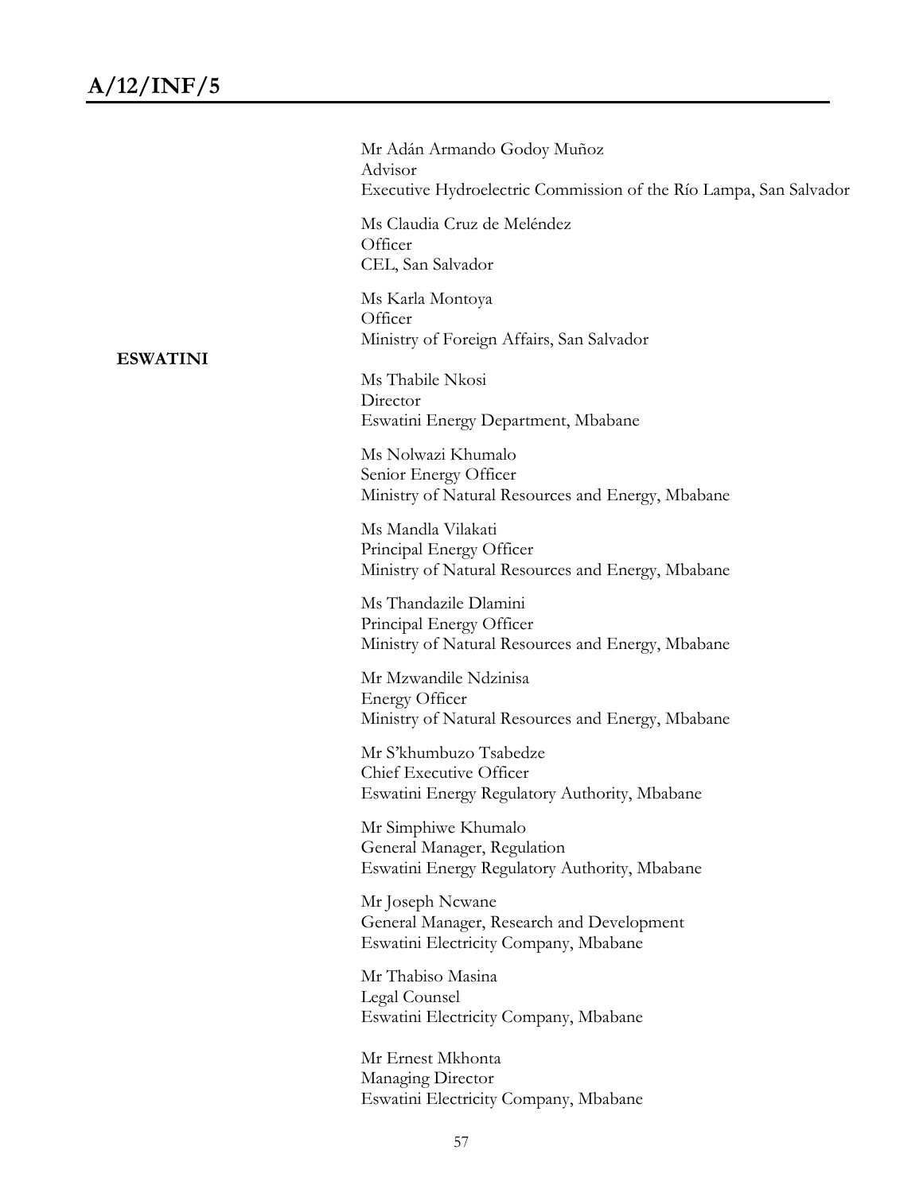Mr Adán Armando Godoy Muñoz
Advisor
Executive Hydroelectric Commission of the Río Lampa, San Salvador

Ms Claudia Cruz de Meléndez
Officer
CEL, San Salvador

Ms Karla Montoya
Officer
Ministry of Foreign Affairs, San Salvador

**ESWATINI**

Ms Thabile Nkosi
Director
Eswatini Energy Department, Mbabane

Ms Nolwazi Khumalo
Senior Energy Officer
Ministry of Natural Resources and Energy, Mbabane

Ms Mandla Vilakati
Principal Energy Officer
Ministry of Natural Resources and Energy, Mbabane

Ms Thandazile Dlamini
Principal Energy Officer
Ministry of Natural Resources and Energy, Mbabane

Mr Mzwandile Ndzinisa
Energy Officer
Ministry of Natural Resources and Energy, Mbabane

Mr S'khumbuzo Tsabedze
Chief Executive Officer
Eswatini Energy Regulatory Authority, Mbabane

Mr Simphiwe Khumalo
General Manager, Regulation
Eswatini Energy Regulatory Authority, Mbabane

Mr Joseph Ncwane
General Manager, Research and Development
Eswatini Electricity Company, Mbabane

Mr Thabiso Masina
Legal Counsel
Eswatini Electricity Company, Mbabane

Mr Ernest Mkhonta
Managing Director
Eswatini Electricity Company, Mbabane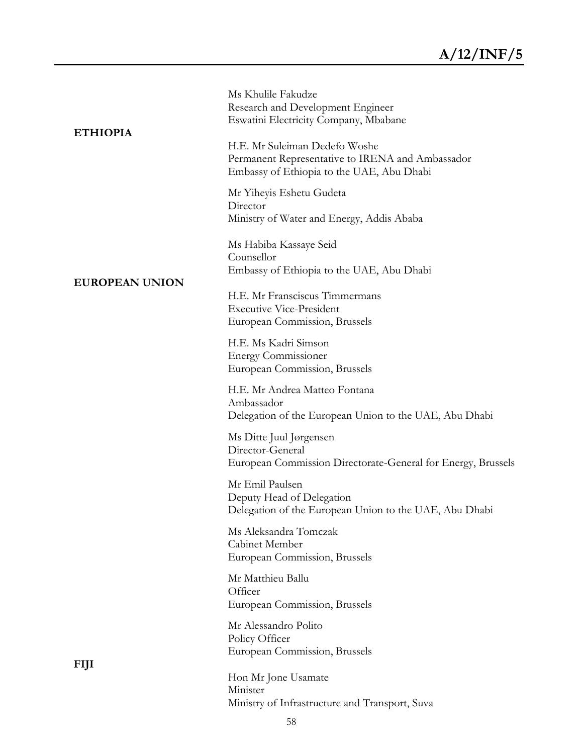Ms Khulile Fakudze
Research and Development Engineer
Eswatini Electricity Company, Mbabane

**ETHIOPIA**

H.E. Mr Suleiman Dedefo Woshe
Permanent Representative to IRENA and Ambassador
Embassy of Ethiopia to the UAE, Abu Dhabi

Mr Yiheyis Eshetu Gudeta
Director
Ministry of Water and Energy, Addis Ababa

Ms Habiba Kassaye Seid
Counsellor
Embassy of Ethiopia to the UAE, Abu Dhabi

**EUROPEAN UNION**

H.E. Mr Fransciscus Timmermans
Executive Vice-President
European Commission, Brussels

H.E. Ms Kadri Simson
Energy Commissioner
European Commission, Brussels

H.E. Mr Andrea Matteo Fontana
Ambassador
Delegation of the European Union to the UAE, Abu Dhabi

Ms Ditte Juul Jørgensen
Director-General
European Commission Directorate-General for Energy, Brussels

Mr Emil Paulsen
Deputy Head of Delegation
Delegation of the European Union to the UAE, Abu Dhabi

Ms Aleksandra Tomczak
Cabinet Member
European Commission, Brussels

Mr Matthieu Ballu
Officer
European Commission, Brussels

Mr Alessandro Polito
Policy Officer
European Commission, Brussels

**FIJI**

Hon Mr Jone Usamate
Minister
Ministry of Infrastructure and Transport, Suva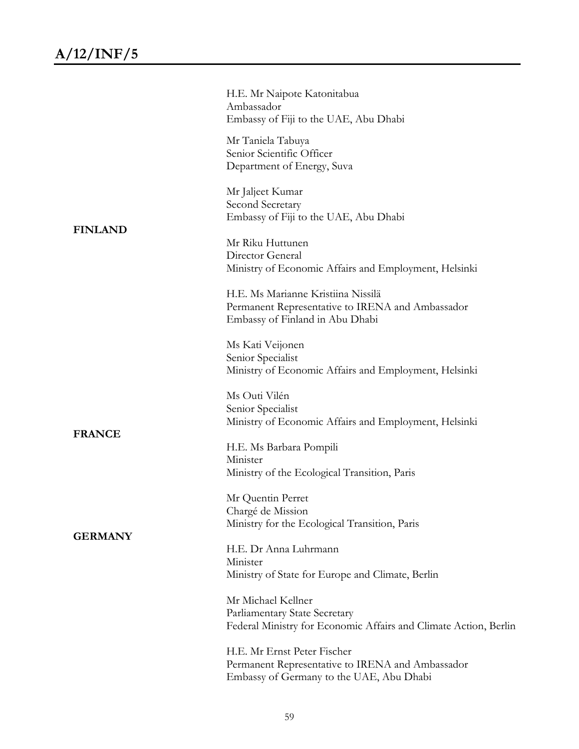H.E. Mr Naipote Katonitabua
Ambassador
Embassy of Fiji to the UAE, Abu Dhabi

Mr Taniela Tabuya
Senior Scientific Officer
Department of Energy, Suva

Mr Jaljeet Kumar
Second Secretary
Embassy of Fiji to the UAE, Abu Dhabi

**FINLAND**

Mr Riku Huttunen
Director General
Ministry of Economic Affairs and Employment, Helsinki

H.E. Ms Marianne Kristiina Nissilä
Permanent Representative to IRENA and Ambassador
Embassy of Finland in Abu Dhabi

Ms Kati Veijonen
Senior Specialist
Ministry of Economic Affairs and Employment, Helsinki

Ms Outi Vilén
Senior Specialist
Ministry of Economic Affairs and Employment, Helsinki

**FRANCE**

H.E. Ms Barbara Pompili
Minister
Ministry of the Ecological Transition, Paris

Mr Quentin Perret
Chargé de Mission
Ministry for the Ecological Transition, Paris

**GERMANY**

H.E. Dr Anna Luhrmann
Minister
Ministry of State for Europe and Climate, Berlin

Mr Michael Kellner
Parliamentary State Secretary
Federal Ministry for Economic Affairs and Climate Action, Berlin

H.E. Mr Ernst Peter Fischer
Permanent Representative to IRENA and Ambassador
Embassy of Germany to the UAE, Abu Dhabi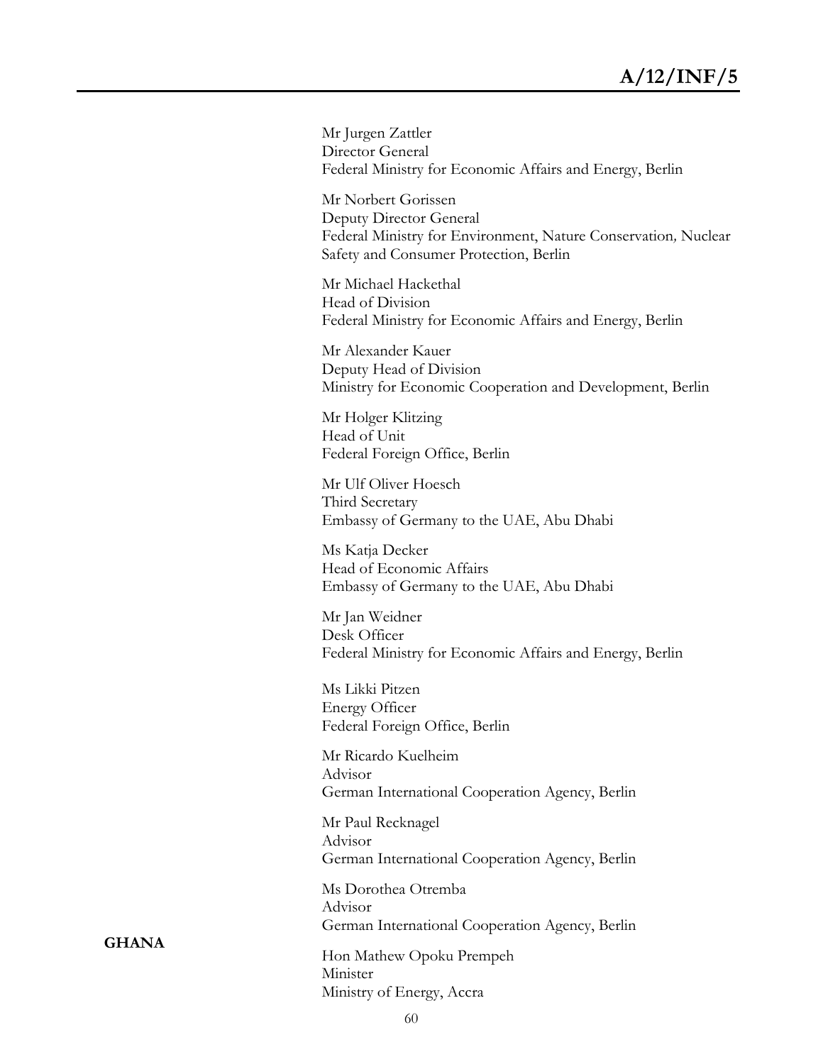Mr Jurgen Zattler
Director General
Federal Ministry for Economic Affairs and Energy, Berlin

Mr Norbert Gorissen
Deputy Director General
Federal Ministry for Environment, Nature Conservation, Nuclear Safety and Consumer Protection, Berlin

Mr Michael Hackethal
Head of Division
Federal Ministry for Economic Affairs and Energy, Berlin

Mr Alexander Kauer
Deputy Head of Division
Ministry for Economic Cooperation and Development, Berlin

Mr Holger Klitzing
Head of Unit
Federal Foreign Office, Berlin

Mr Ulf Oliver Hoesch
Third Secretary
Embassy of Germany to the UAE, Abu Dhabi

Ms Katja Decker
Head of Economic Affairs
Embassy of Germany to the UAE, Abu Dhabi

Mr Jan Weidner
Desk Officer
Federal Ministry for Economic Affairs and Energy, Berlin

Ms Likki Pitzen
Energy Officer
Federal Foreign Office, Berlin

Mr Ricardo Kuelheim
Advisor
German International Cooperation Agency, Berlin

Mr Paul Recknagel
Advisor
German International Cooperation Agency, Berlin

Ms Dorothea Otremba
Advisor
German International Cooperation Agency, Berlin

**GHANA**

Hon Mathew Opoku Prempeh
Minister
Ministry of Energy, Accra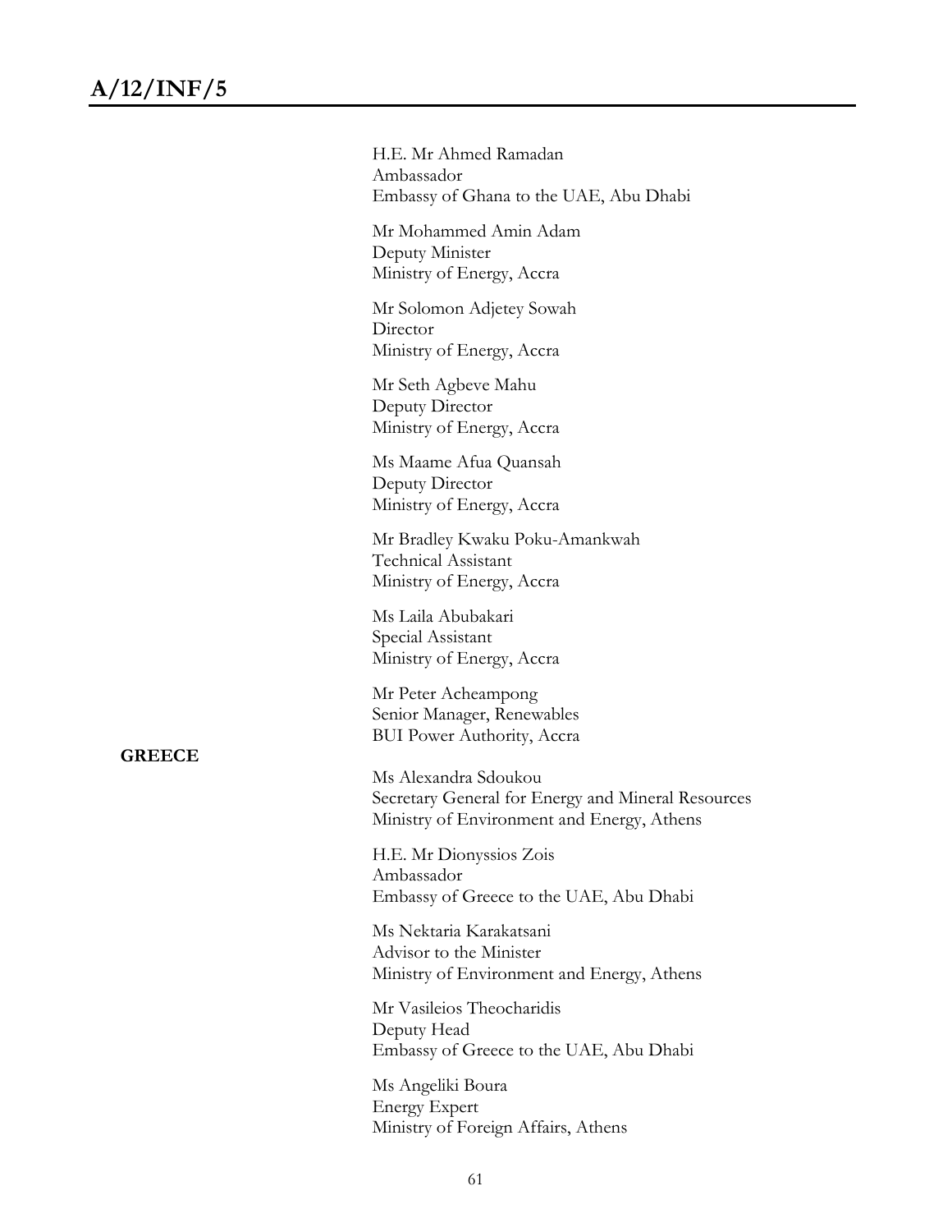H.E. Mr Ahmed Ramadan
Ambassador
Embassy of Ghana to the UAE, Abu Dhabi

Mr Mohammed Amin Adam
Deputy Minister
Ministry of Energy, Accra

Mr Solomon Adjetey Sowah
Director
Ministry of Energy, Accra

Mr Seth Agbeve Mahu
Deputy Director
Ministry of Energy, Accra

Ms Maame Afua Quansah
Deputy Director
Ministry of Energy, Accra

Mr Bradley Kwaku Poku-Amankwah
Technical Assistant
Ministry of Energy, Accra

Ms Laila Abubakari
Special Assistant
Ministry of Energy, Accra

Mr Peter Acheampong
Senior Manager, Renewables
BUI Power Authority, Accra

**GREECE**

Ms Alexandra Sdoukou
Secretary General for Energy and Mineral Resources
Ministry of Environment and Energy, Athens

H.E. Mr Dionyssios Zois
Ambassador
Embassy of Greece to the UAE, Abu Dhabi

Ms Nektaria Karakatsani
Advisor to the Minister
Ministry of Environment and Energy, Athens

Mr Vasileios Theocharidis
Deputy Head
Embassy of Greece to the UAE, Abu Dhabi

Ms Angeliki Boura
Energy Expert
Ministry of Foreign Affairs, Athens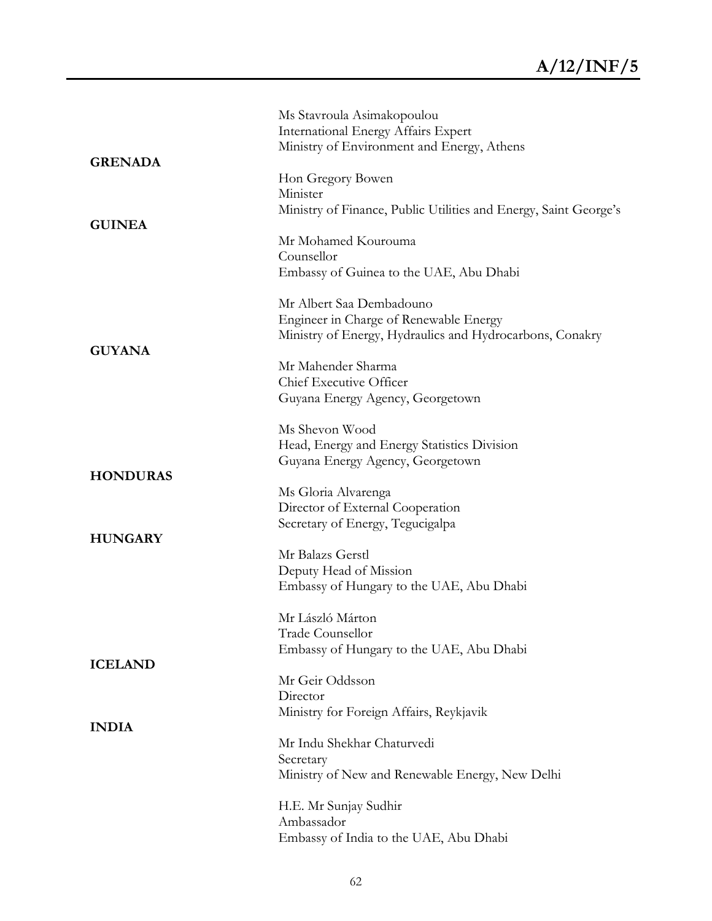Ms Stavroula Asimakopoulou
International Energy Affairs Expert
Ministry of Environment and Energy, Athens

**GRENADA**

Hon Gregory Bowen
Minister
Ministry of Finance, Public Utilities and Energy, Saint George's

**GUINEA**

Mr Mohamed Kourouma
Counsellor
Embassy of Guinea to the UAE, Abu Dhabi

Mr Albert Saa Dembadouno
Engineer in Charge of Renewable Energy
Ministry of Energy, Hydraulics and Hydrocarbons, Conakry

**GUYANA**

Mr Mahender Sharma
Chief Executive Officer
Guyana Energy Agency, Georgetown

Ms Shevon Wood
Head, Energy and Energy Statistics Division
Guyana Energy Agency, Georgetown

**HONDURAS**

Ms Gloria Alvarenga
Director of External Cooperation
Secretary of Energy, Tegucigalpa

**HUNGARY**

Mr Balazs Gerstl
Deputy Head of Mission
Embassy of Hungary to the UAE, Abu Dhabi

Mr László Márton
Trade Counsellor
Embassy of Hungary to the UAE, Abu Dhabi

**ICELAND**

Mr Geir Oddsson
Director
Ministry for Foreign Affairs, Reykjavik

**INDIA**

Mr Indu Shekhar Chaturvedi
Secretary
Ministry of New and Renewable Energy, New Delhi

H.E. Mr Sunjay Sudhir
Ambassador
Embassy of India to the UAE, Abu Dhabi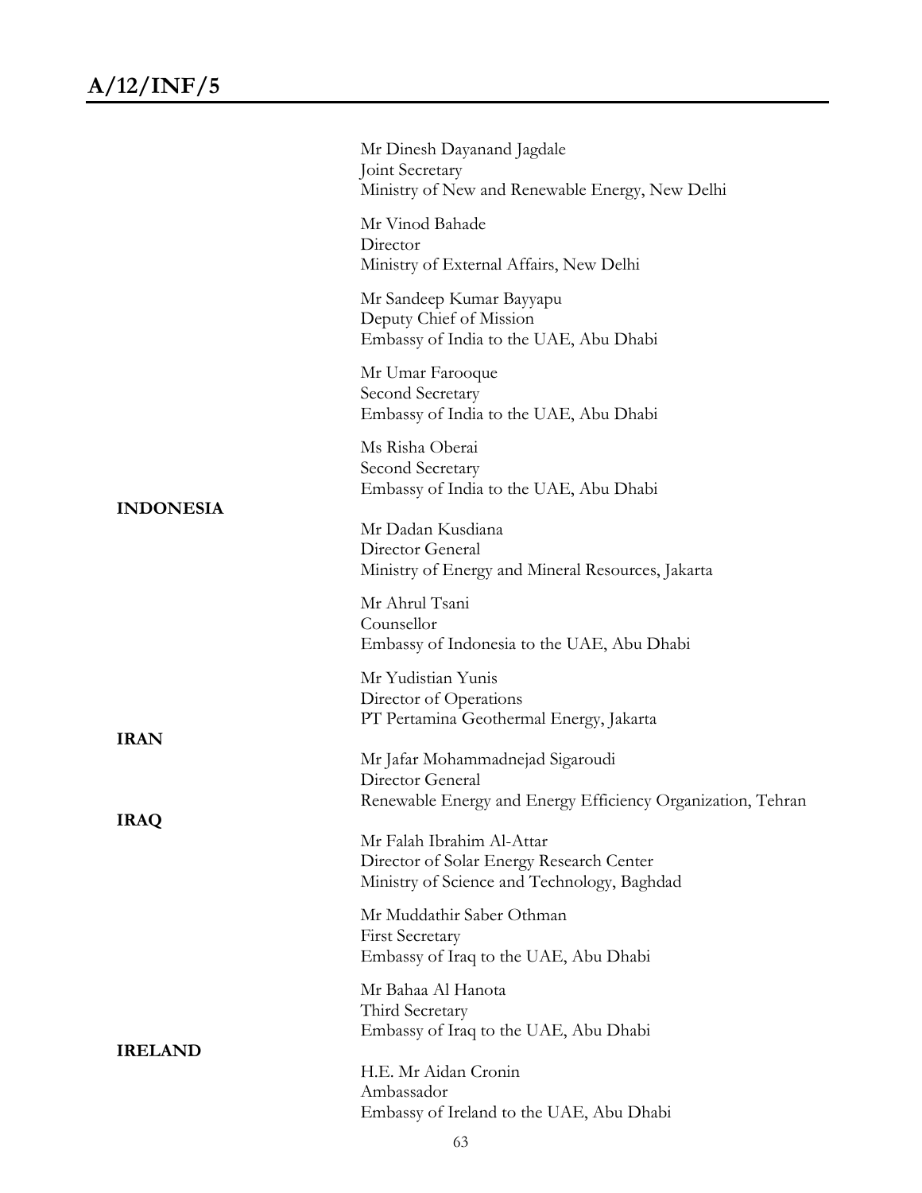Mr Dinesh Dayanand Jagdale
Joint Secretary
Ministry of New and Renewable Energy, New Delhi

Mr Vinod Bahade
Director
Ministry of External Affairs, New Delhi

Mr Sandeep Kumar Bayyapu
Deputy Chief of Mission
Embassy of India to the UAE, Abu Dhabi

Mr Umar Farooque
Second Secretary
Embassy of India to the UAE, Abu Dhabi

Ms Risha Oberai
Second Secretary
Embassy of India to the UAE, Abu Dhabi

**INDONESIA**

Mr Dadan Kusdiana
Director General
Ministry of Energy and Mineral Resources, Jakarta

Mr Ahrul Tsani
Counsellor
Embassy of Indonesia to the UAE, Abu Dhabi

Mr Yudistian Yunis
Director of Operations
PT Pertamina Geothermal Energy, Jakarta

**IRAN**

Mr Jafar Mohammadnejad Sigaroudi
Director General
Renewable Energy and Energy Efficiency Organization, Tehran

**IRAQ**

Mr Falah Ibrahim Al-Attar
Director of Solar Energy Research Center
Ministry of Science and Technology, Baghdad

Mr Muddathir Saber Othman
First Secretary
Embassy of Iraq to the UAE, Abu Dhabi

Mr Bahaa Al Hanota
Third Secretary
Embassy of Iraq to the UAE, Abu Dhabi

**IRELAND**

H.E. Mr Aidan Cronin
Ambassador
Embassy of Ireland to the UAE, Abu Dhabi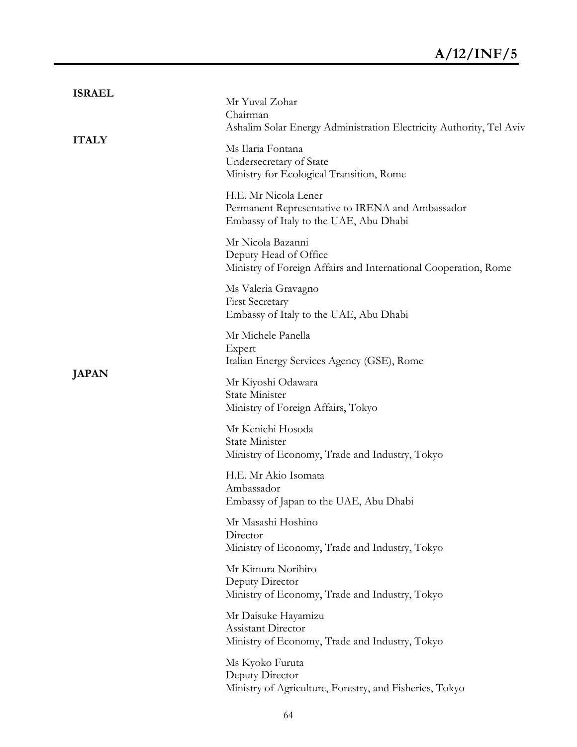**ISRAEL**

Mr Yuval Zohar
Chairman
Ashalim Solar Energy Administration Electricity Authority, Tel Aviv

**ITALY**

Ms Ilaria Fontana
Undersecretary of State
Ministry for Ecological Transition, Rome

H.E. Mr Nicola Lener
Permanent Representative to IRENA and Ambassador
Embassy of Italy to the UAE, Abu Dhabi

Mr Nicola Bazanni
Deputy Head of Office
Ministry of Foreign Affairs and International Cooperation, Rome

Ms Valeria Gravagno
First Secretary
Embassy of Italy to the UAE, Abu Dhabi

Mr Michele Panella
Expert
Italian Energy Services Agency (GSE), Rome

**JAPAN**

Mr Kiyoshi Odawara
State Minister
Ministry of Foreign Affairs, Tokyo

Mr Kenichi Hosoda
State Minister
Ministry of Economy, Trade and Industry, Tokyo

H.E. Mr Akio Isomata
Ambassador
Embassy of Japan to the UAE, Abu Dhabi

Mr Masashi Hoshino
Director
Ministry of Economy, Trade and Industry, Tokyo

Mr Kimura Norihiro
Deputy Director
Ministry of Economy, Trade and Industry, Tokyo

Mr Daisuke Hayamizu
Assistant Director
Ministry of Economy, Trade and Industry, Tokyo

Ms Kyoko Furuta
Deputy Director
Ministry of Agriculture, Forestry, and Fisheries, Tokyo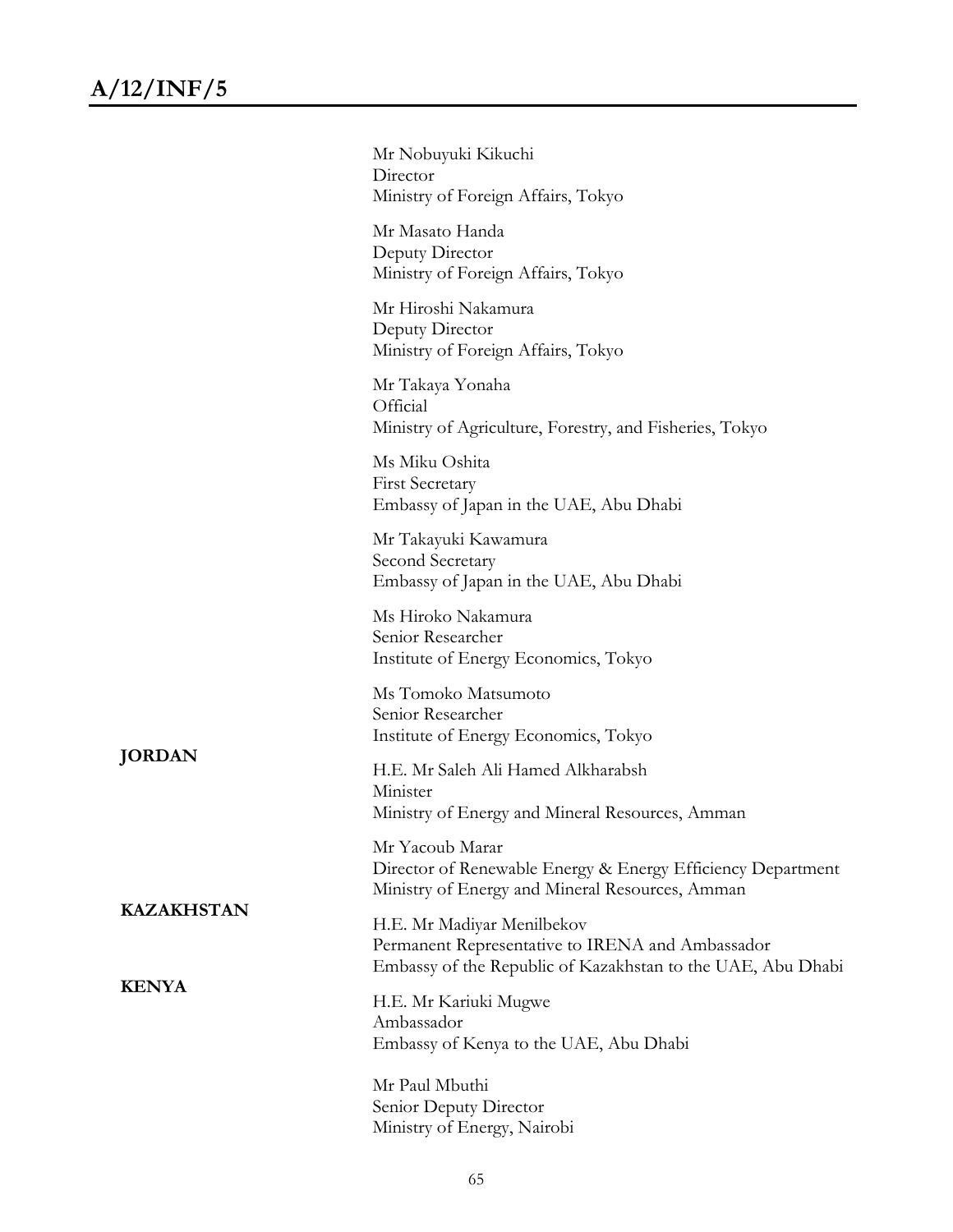Mr Nobuyuki Kikuchi
Director
Ministry of Foreign Affairs, Tokyo

Mr Masato Handa
Deputy Director
Ministry of Foreign Affairs, Tokyo

Mr Hiroshi Nakamura
Deputy Director
Ministry of Foreign Affairs, Tokyo

Mr Takaya Yonaha
Official
Ministry of Agriculture, Forestry, and Fisheries, Tokyo

Ms Miku Oshita
First Secretary
Embassy of Japan in the UAE, Abu Dhabi

Mr Takayuki Kawamura
Second Secretary
Embassy of Japan in the UAE, Abu Dhabi

Ms Hiroko Nakamura
Senior Researcher
Institute of Energy Economics, Tokyo

Ms Tomoko Matsumoto
Senior Researcher
Institute of Energy Economics, Tokyo

**JORDAN**

H.E. Mr Saleh Ali Hamed Alkharabsh
Minister
Ministry of Energy and Mineral Resources, Amman

Mr Yacoub Marar
Director of Renewable Energy & Energy Efficiency Department
Ministry of Energy and Mineral Resources, Amman

**KAZAKHSTAN**

H.E. Mr Madiyar Menilbekov
Permanent Representative to IRENA and Ambassador
Embassy of the Republic of Kazakhstan to the UAE, Abu Dhabi

**KENYA**

H.E. Mr Kariuki Mugwe
Ambassador
Embassy of Kenya to the UAE, Abu Dhabi

Mr Paul Mbuthi
Senior Deputy Director
Ministry of Energy, Nairobi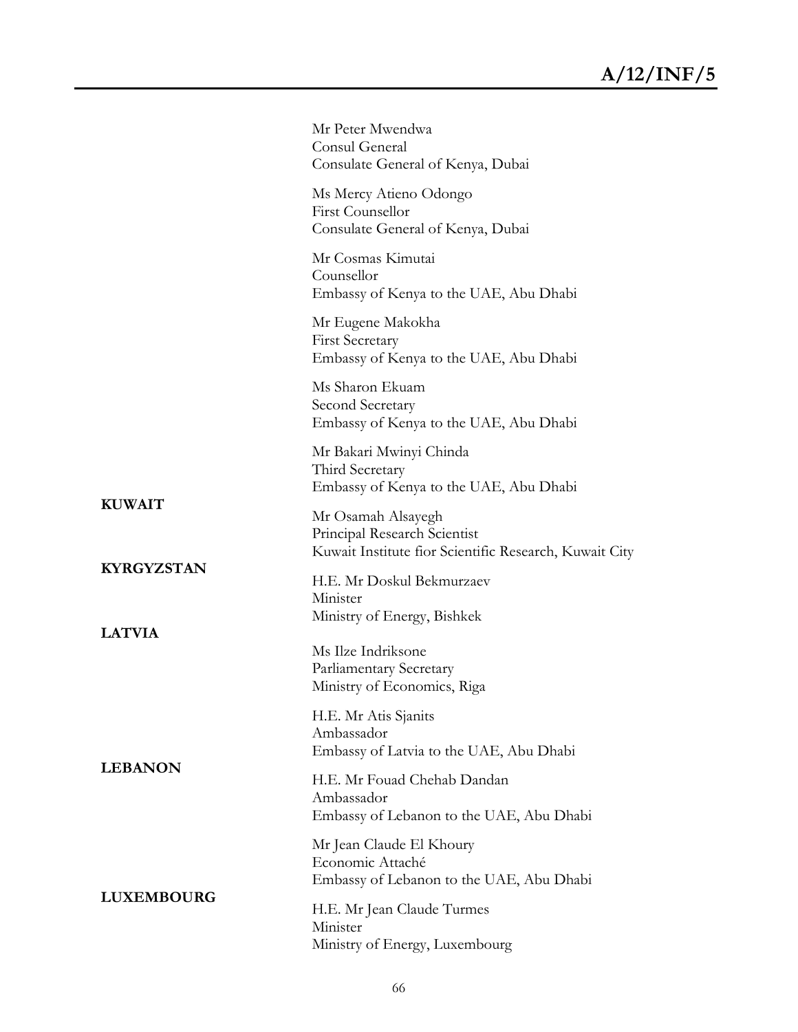Mr Peter Mwendwa
Consul General
Consulate General of Kenya, Dubai

Ms Mercy Atieno Odongo
First Counsellor
Consulate General of Kenya, Dubai

Mr Cosmas Kimutai
Counsellor
Embassy of Kenya to the UAE, Abu Dhabi

Mr Eugene Makokha
First Secretary
Embassy of Kenya to the UAE, Abu Dhabi

Ms Sharon Ekuam
Second Secretary
Embassy of Kenya to the UAE, Abu Dhabi

Mr Bakari Mwinyi Chinda
Third Secretary
Embassy of Kenya to the UAE, Abu Dhabi

**KUWAIT**

Mr Osamah Alsayegh
Principal Research Scientist
Kuwait Institute fior Scientific Research, Kuwait City

**KYRGYZSTAN**

H.E. Mr Doskul Bekmurzaev
Minister
Ministry of Energy, Bishkek

**LATVIA**

Ms Ilze Indriksone
Parliamentary Secretary
Ministry of Economics, Riga

H.E. Mr Atis Sjanits
Ambassador
Embassy of Latvia to the UAE, Abu Dhabi

**LEBANON**

H.E. Mr Fouad Chehab Dandan
Ambassador
Embassy of Lebanon to the UAE, Abu Dhabi

Mr Jean Claude El Khoury
Economic Attaché
Embassy of Lebanon to the UAE, Abu Dhabi

**LUXEMBOURG**

H.E. Mr Jean Claude Turmes
Minister
Ministry of Energy, Luxembourg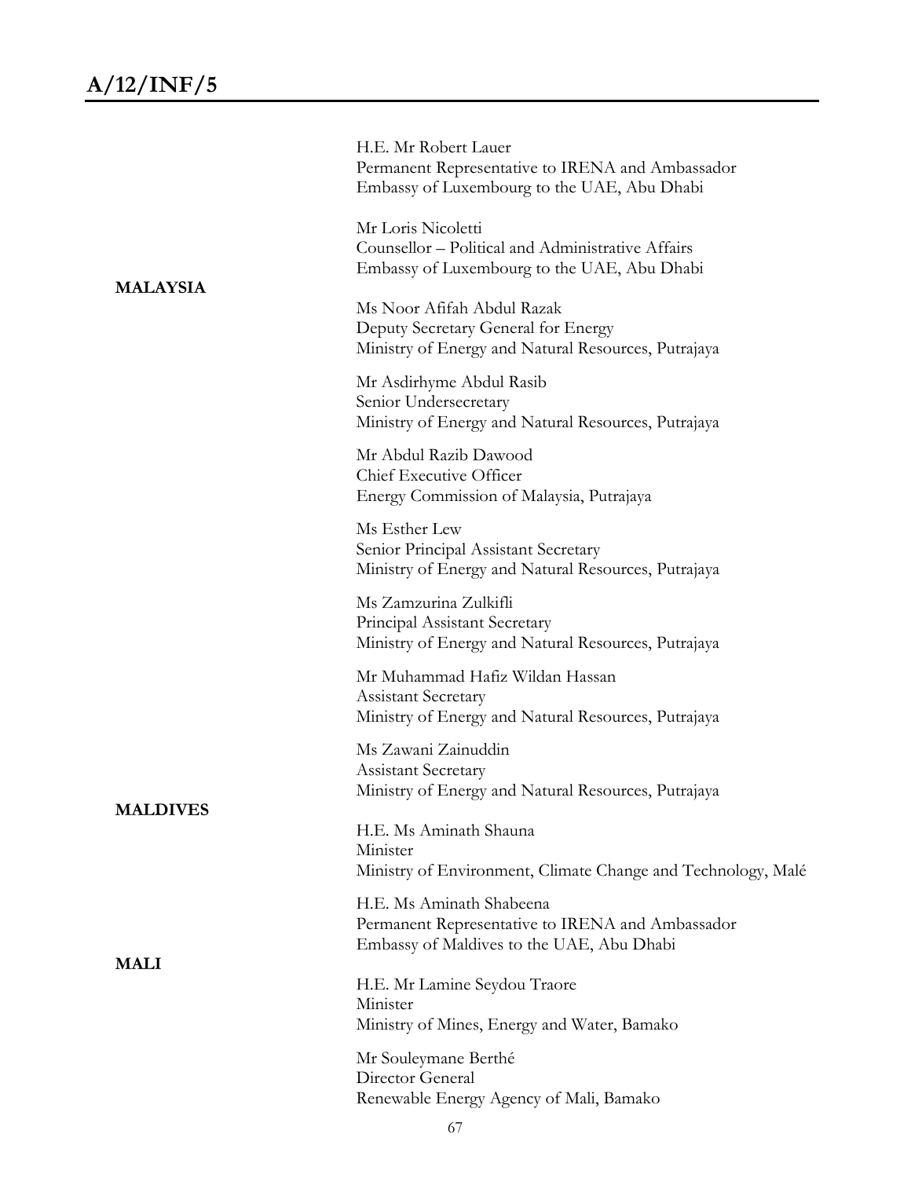H.E. Mr Robert Lauer
Permanent Representative to IRENA and Ambassador
Embassy of Luxembourg to the UAE, Abu Dhabi

Mr Loris Nicoletti
Counsellor – Political and Administrative Affairs
Embassy of Luxembourg to the UAE, Abu Dhabi

**MALAYSIA**

Ms Noor Afifah Abdul Razak
Deputy Secretary General for Energy
Ministry of Energy and Natural Resources, Putrajaya

Mr Asdirhyme Abdul Rasib
Senior Undersecretary
Ministry of Energy and Natural Resources, Putrajaya

Mr Abdul Razib Dawood
Chief Executive Officer
Energy Commission of Malaysia, Putrajaya

Ms Esther Lew
Senior Principal Assistant Secretary
Ministry of Energy and Natural Resources, Putrajaya

Ms Zamzurina Zulkifli
Principal Assistant Secretary
Ministry of Energy and Natural Resources, Putrajaya

Mr Muhammad Hafiz Wildan Hassan
Assistant Secretary
Ministry of Energy and Natural Resources, Putrajaya

Ms Zawani Zainuddin
Assistant Secretary
Ministry of Energy and Natural Resources, Putrajaya

**MALDIVES**

H.E. Ms Aminath Shauna
Minister
Ministry of Environment, Climate Change and Technology, Malé

H.E. Ms Aminath Shabeena
Permanent Representative to IRENA and Ambassador
Embassy of Maldives to the UAE, Abu Dhabi

**MALI**

H.E. Mr Lamine Seydou Traore
Minister
Ministry of Mines, Energy and Water, Bamako

Mr Souleymane Berthé
Director General
Renewable Energy Agency of Mali, Bamako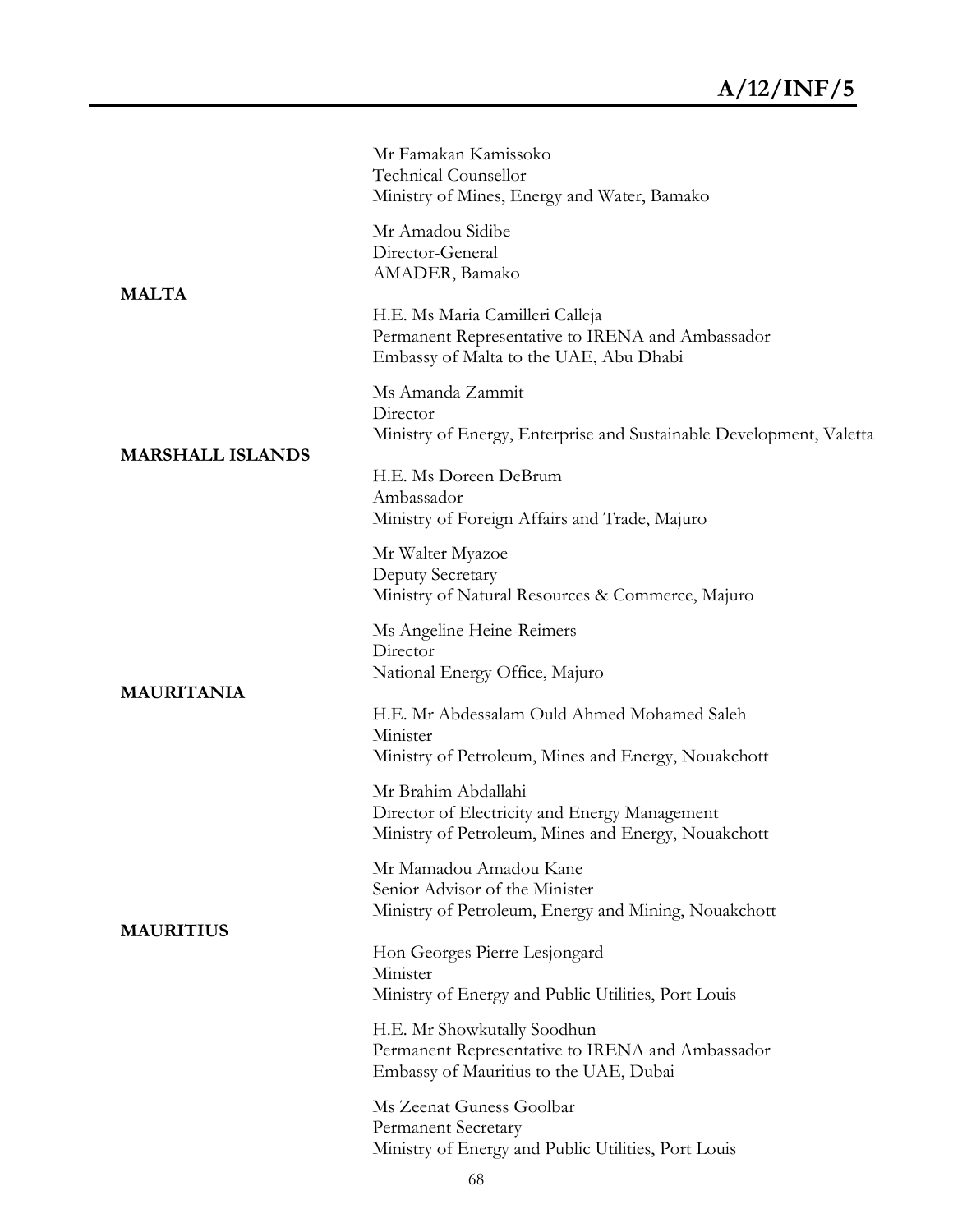Mr Famakan Kamissoko
Technical Counsellor
Ministry of Mines, Energy and Water, Bamako

Mr Amadou Sidibe
Director-General
AMADER, Bamako

**MALTA**

H.E. Ms Maria Camilleri Calleja
Permanent Representative to IRENA and Ambassador
Embassy of Malta to the UAE, Abu Dhabi

Ms Amanda Zammit
Director
Ministry of Energy, Enterprise and Sustainable Development, Valetta

**MARSHALL ISLANDS**

H.E. Ms Doreen DeBrum
Ambassador
Ministry of Foreign Affairs and Trade, Majuro

Mr Walter Myazoe
Deputy Secretary
Ministry of Natural Resources & Commerce, Majuro

Ms Angeline Heine-Reimers
Director
National Energy Office, Majuro

**MAURITANIA**

H.E. Mr Abdessalam Ould Ahmed Mohamed Saleh
Minister
Ministry of Petroleum, Mines and Energy, Nouakchott

Mr Brahim Abdallahi
Director of Electricity and Energy Management
Ministry of Petroleum, Mines and Energy, Nouakchott

Mr Mamadou Amadou Kane
Senior Advisor of the Minister
Ministry of Petroleum, Energy and Mining, Nouakchott

**MAURITIUS**

Hon Georges Pierre Lesjongard
Minister
Ministry of Energy and Public Utilities, Port Louis

H.E. Mr Showkutally Soodhun
Permanent Representative to IRENA and Ambassador
Embassy of Mauritius to the UAE, Dubai

Ms Zeenat Guness Goolbar
Permanent Secretary
Ministry of Energy and Public Utilities, Port Louis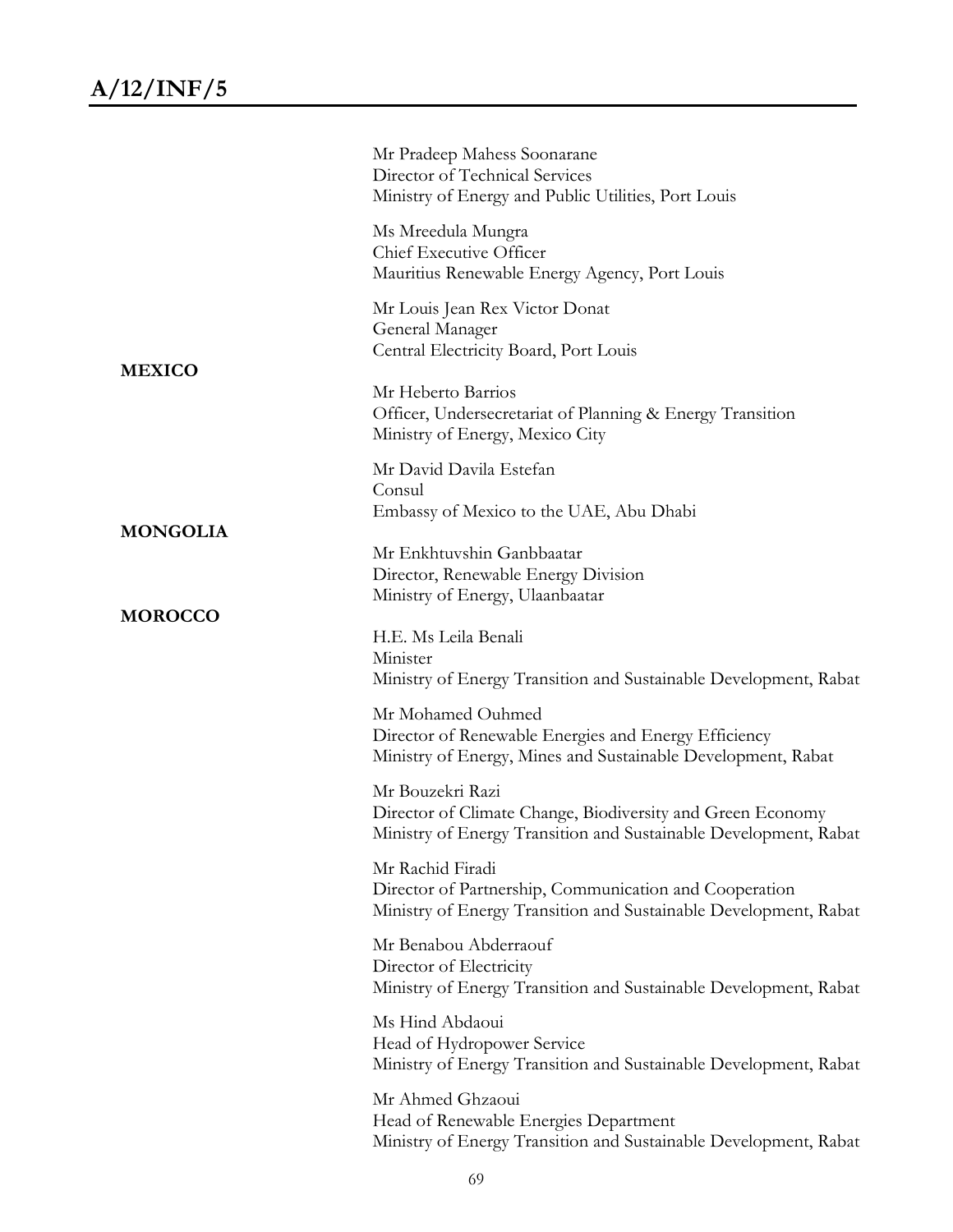Mr Pradeep Mahess Soonarane
Director of Technical Services
Ministry of Energy and Public Utilities, Port Louis

Ms Mreedula Mungra
Chief Executive Officer
Mauritius Renewable Energy Agency, Port Louis

Mr Louis Jean Rex Victor Donat
General Manager
Central Electricity Board, Port Louis

**MEXICO**

Mr Heberto Barrios
Officer, Undersecretariat of Planning & Energy Transition
Ministry of Energy, Mexico City

Mr David Davila Estefan
Consul
Embassy of Mexico to the UAE, Abu Dhabi

**MONGOLIA**

Mr Enkhtuvshin Ganbbaatar
Director, Renewable Energy Division
Ministry of Energy, Ulaanbaatar

**MOROCCO**

H.E. Ms Leila Benali
Minister
Ministry of Energy Transition and Sustainable Development, Rabat

Mr Mohamed Ouhmed
Director of Renewable Energies and Energy Efficiency
Ministry of Energy, Mines and Sustainable Development, Rabat

Mr Bouzekri Razi
Director of Climate Change, Biodiversity and Green Economy
Ministry of Energy Transition and Sustainable Development, Rabat

Mr Rachid Firadi
Director of Partnership, Communication and Cooperation
Ministry of Energy Transition and Sustainable Development, Rabat

Mr Benabou Abderraouf
Director of Electricity
Ministry of Energy Transition and Sustainable Development, Rabat

Ms Hind Abdaoui
Head of Hydropower Service
Ministry of Energy Transition and Sustainable Development, Rabat

Mr Ahmed Ghzaoui
Head of Renewable Energies Department
Ministry of Energy Transition and Sustainable Development, Rabat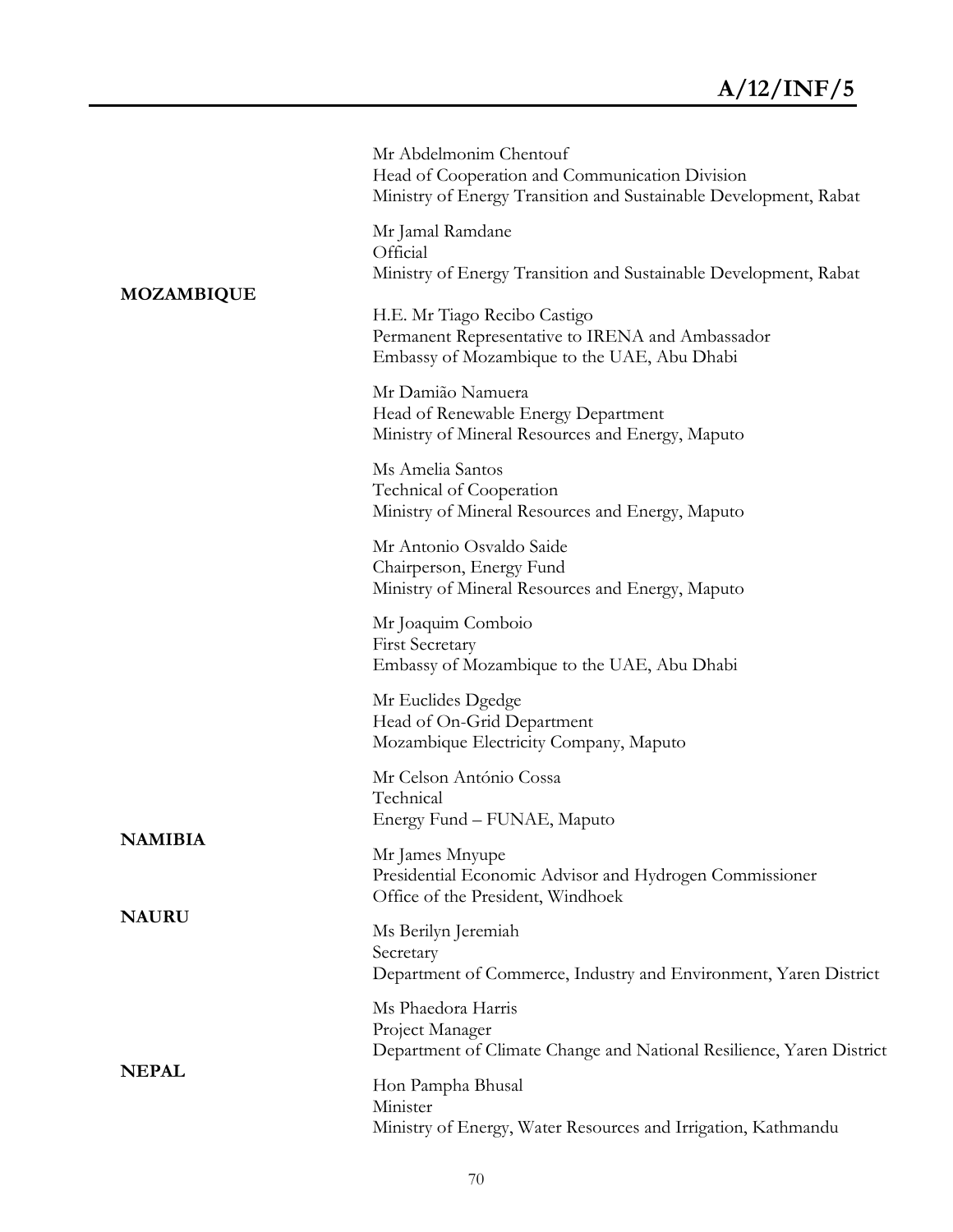Mr Abdelmonim Chentouf
Head of Cooperation and Communication Division
Ministry of Energy Transition and Sustainable Development, Rabat

Mr Jamal Ramdane
Official
Ministry of Energy Transition and Sustainable Development, Rabat

**MOZAMBIQUE**

H.E. Mr Tiago Recibo Castigo
Permanent Representative to IRENA and Ambassador
Embassy of Mozambique to the UAE, Abu Dhabi

Mr Damião Namuera
Head of Renewable Energy Department
Ministry of Mineral Resources and Energy, Maputo

Ms Amelia Santos
Technical of Cooperation
Ministry of Mineral Resources and Energy, Maputo

Mr Antonio Osvaldo Saide
Chairperson, Energy Fund
Ministry of Mineral Resources and Energy, Maputo

Mr Joaquim Comboio
First Secretary
Embassy of Mozambique to the UAE, Abu Dhabi

Mr Euclides Dgedge
Head of On-Grid Department
Mozambique Electricity Company, Maputo

Mr Celson António Cossa
Technical
Energy Fund – FUNAE, Maputo

**NAMIBIA**

Mr James Mnyupe
Presidential Economic Advisor and Hydrogen Commissioner
Office of the President, Windhoek

**NAURU**

Ms Berilyn Jeremiah
Secretary
Department of Commerce, Industry and Environment, Yaren District

Ms Phaedora Harris
Project Manager
Department of Climate Change and National Resilience, Yaren District

**NEPAL**

Hon Pampha Bhusal
Minister
Ministry of Energy, Water Resources and Irrigation, Kathmandu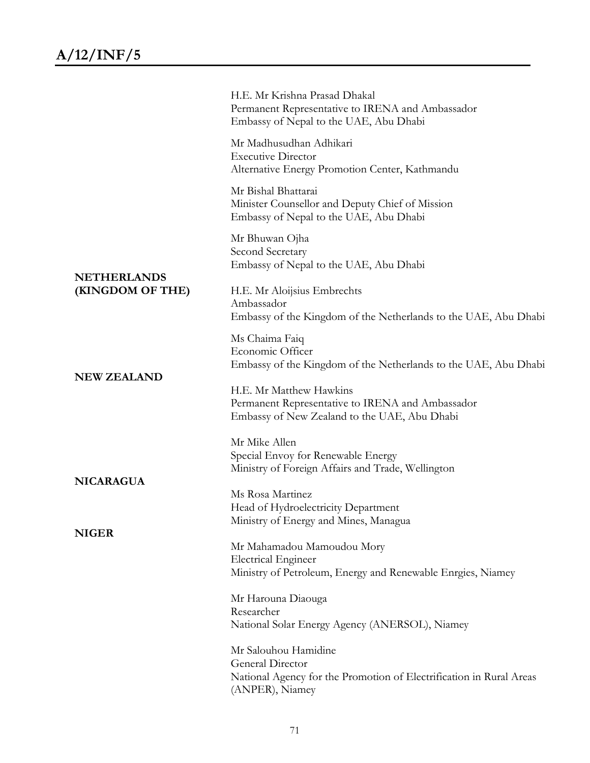H.E. Mr Krishna Prasad Dhakal
Permanent Representative to IRENA and Ambassador
Embassy of Nepal to the UAE, Abu Dhabi

Mr Madhusudhan Adhikari
Executive Director
Alternative Energy Promotion Center, Kathmandu

Mr Bishal Bhattarai
Minister Counsellor and Deputy Chief of Mission
Embassy of Nepal to the UAE, Abu Dhabi

Mr Bhuwan Ojha
Second Secretary
Embassy of Nepal to the UAE, Abu Dhabi

**NETHERLANDS (KINGDOM OF THE)**

H.E. Mr Aloijsius Embrechts
Ambassador
Embassy of the Kingdom of the Netherlands to the UAE, Abu Dhabi

Ms Chaima Faiq
Economic Officer
Embassy of the Kingdom of the Netherlands to the UAE, Abu Dhabi

**NEW ZEALAND**

H.E. Mr Matthew Hawkins
Permanent Representative to IRENA and Ambassador
Embassy of New Zealand to the UAE, Abu Dhabi

Mr Mike Allen
Special Envoy for Renewable Energy
Ministry of Foreign Affairs and Trade, Wellington

**NICARAGUA**

Ms Rosa Martinez
Head of Hydroelectricity Department
Ministry of Energy and Mines, Managua

**NIGER**

Mr Mahamadou Mamoudou Mory
Electrical Engineer
Ministry of Petroleum, Energy and Renewable Enrgies, Niamey

Mr Harouna Diaouga
Researcher
National Solar Energy Agency (ANERSOL), Niamey

Mr Salouhou Hamidine
General Director
National Agency for the Promotion of Electrification in Rural Areas (ANPER), Niamey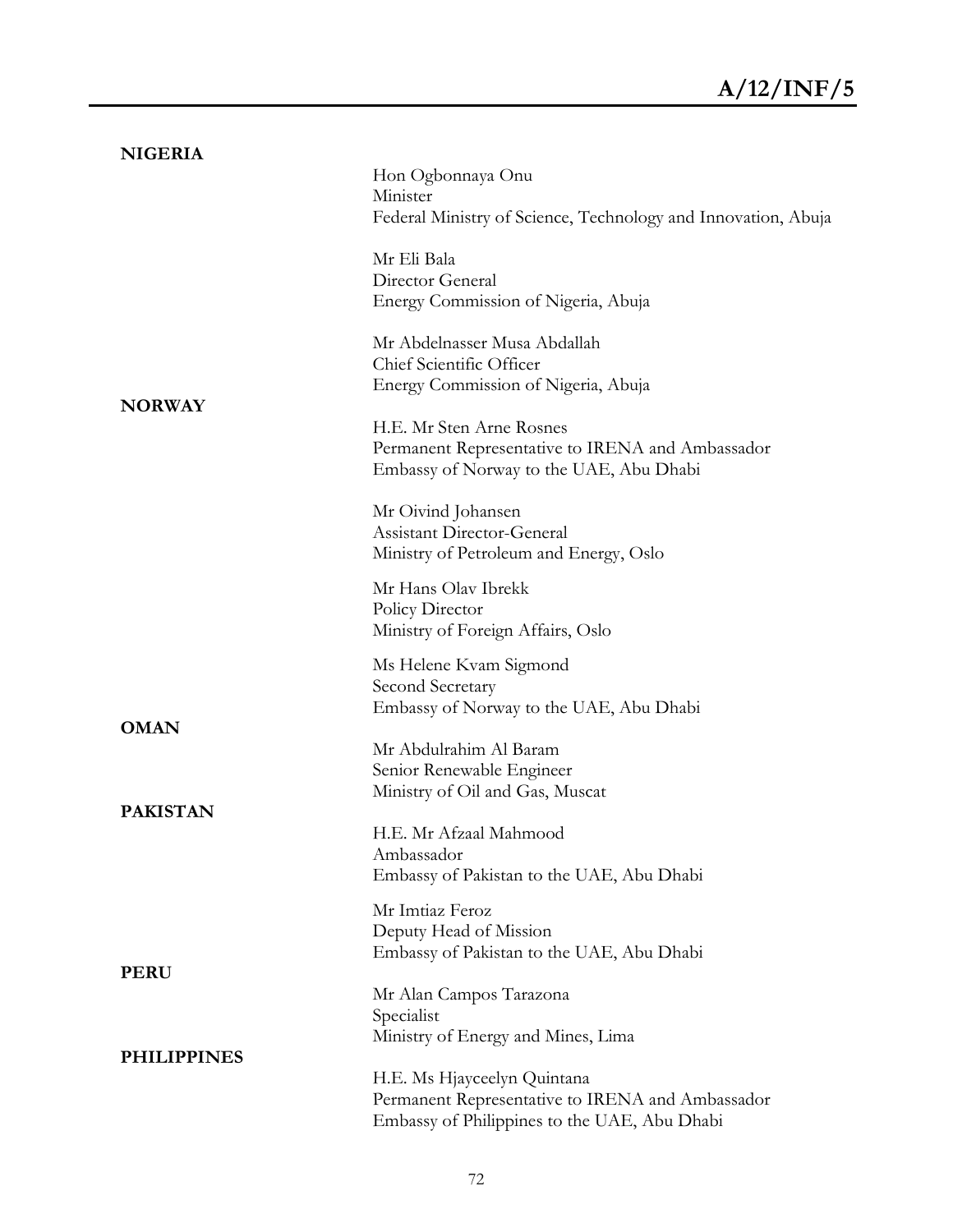**NIGERIA**

Hon Ogbonnaya Onu
Minister
Federal Ministry of Science, Technology and Innovation, Abuja

Mr Eli Bala
Director General
Energy Commission of Nigeria, Abuja

Mr Abdelnasser Musa Abdallah
Chief Scientific Officer
Energy Commission of Nigeria, Abuja

**NORWAY**

H.E. Mr Sten Arne Rosnes
Permanent Representative to IRENA and Ambassador
Embassy of Norway to the UAE, Abu Dhabi

Mr Oivind Johansen
Assistant Director-General
Ministry of Petroleum and Energy, Oslo

Mr Hans Olav Ibrekk
Policy Director
Ministry of Foreign Affairs, Oslo

Ms Helene Kvam Sigmond
Second Secretary
Embassy of Norway to the UAE, Abu Dhabi

**OMAN**

Mr Abdulrahim Al Baram
Senior Renewable Engineer
Ministry of Oil and Gas, Muscat

**PAKISTAN**

H.E. Mr Afzaal Mahmood
Ambassador
Embassy of Pakistan to the UAE, Abu Dhabi

Mr Imtiaz Feroz
Deputy Head of Mission
Embassy of Pakistan to the UAE, Abu Dhabi

**PERU**

Mr Alan Campos Tarazona
Specialist
Ministry of Energy and Mines, Lima

**PHILIPPINES**

H.E. Ms Hjayceelyn Quintana
Permanent Representative to IRENA and Ambassador
Embassy of Philippines to the UAE, Abu Dhabi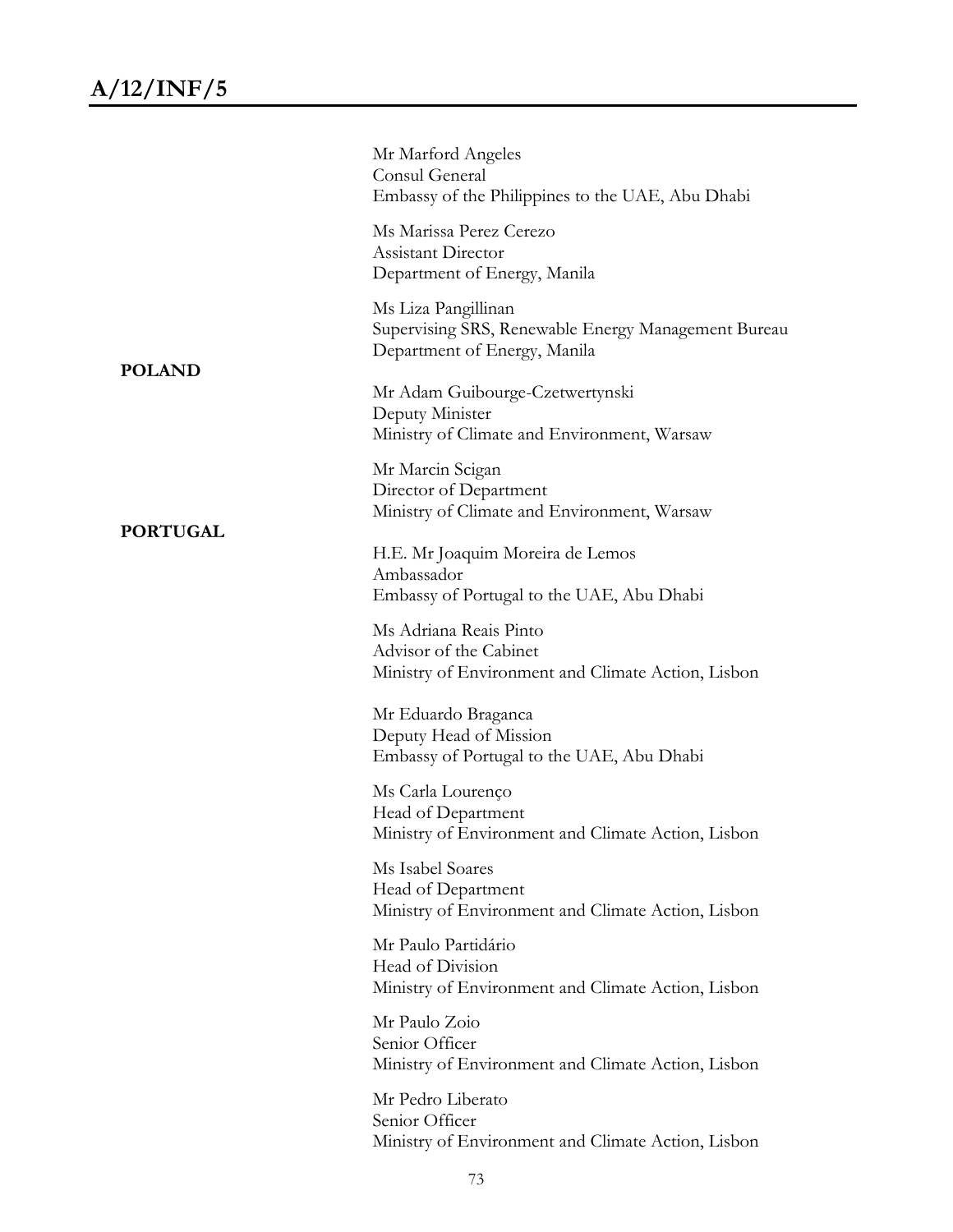Mr Marford Angeles
Consul General
Embassy of the Philippines to the UAE, Abu Dhabi

Ms Marissa Perez Cerezo
Assistant Director
Department of Energy, Manila

Ms Liza Pangillinan
Supervising SRS, Renewable Energy Management Bureau
Department of Energy, Manila

**POLAND**

Mr Adam Guibourge-Czetwertynski
Deputy Minister
Ministry of Climate and Environment, Warsaw

Mr Marcin Scigan
Director of Department
Ministry of Climate and Environment, Warsaw

**PORTUGAL**

H.E. Mr Joaquim Moreira de Lemos
Ambassador
Embassy of Portugal to the UAE, Abu Dhabi

Ms Adriana Reais Pinto
Advisor of the Cabinet
Ministry of Environment and Climate Action, Lisbon

Mr Eduardo Braganca
Deputy Head of Mission
Embassy of Portugal to the UAE, Abu Dhabi

Ms Carla Lourenço
Head of Department
Ministry of Environment and Climate Action, Lisbon

Ms Isabel Soares
Head of Department
Ministry of Environment and Climate Action, Lisbon

Mr Paulo Partidário
Head of Division
Ministry of Environment and Climate Action, Lisbon

Mr Paulo Zoio
Senior Officer
Ministry of Environment and Climate Action, Lisbon

Mr Pedro Liberato
Senior Officer
Ministry of Environment and Climate Action, Lisbon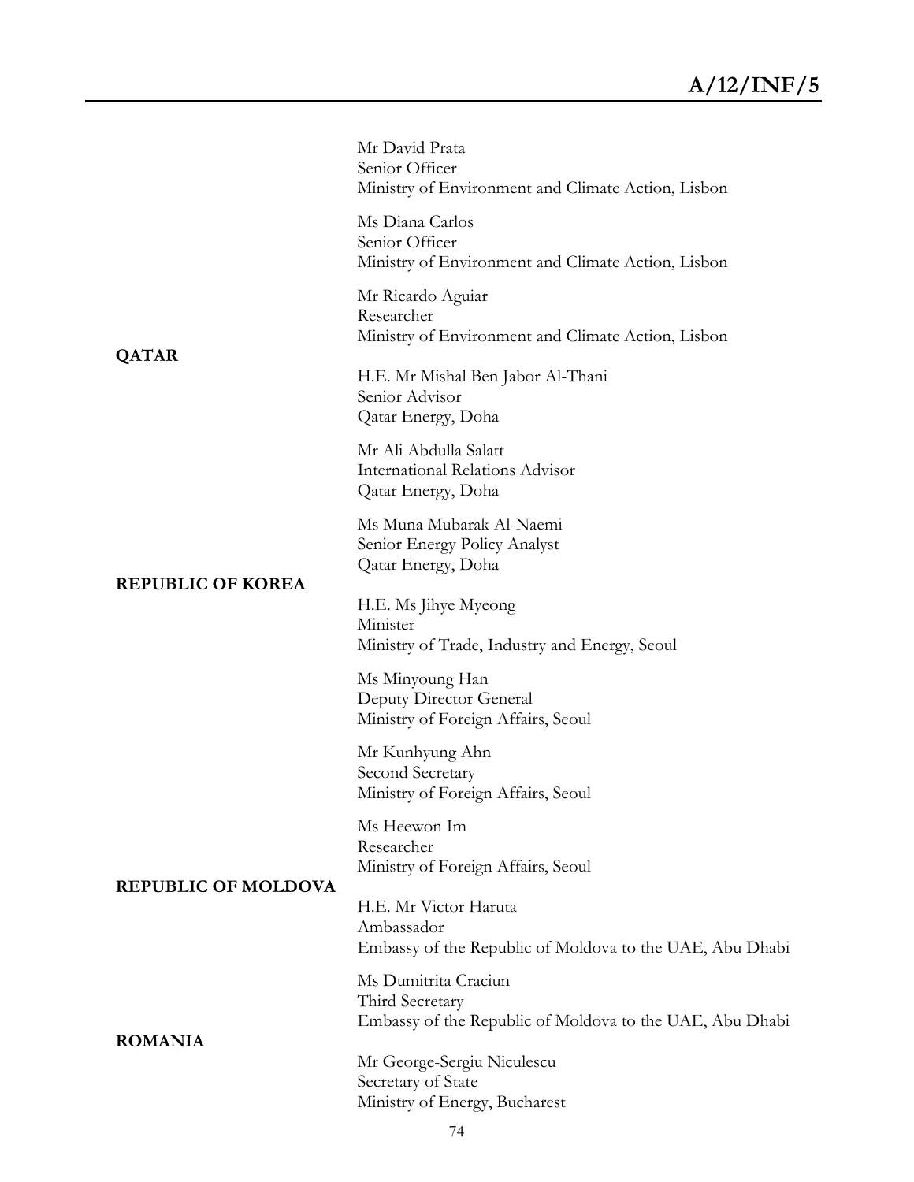Mr David Prata
Senior Officer
Ministry of Environment and Climate Action, Lisbon

Ms Diana Carlos
Senior Officer
Ministry of Environment and Climate Action, Lisbon

Mr Ricardo Aguiar
Researcher
Ministry of Environment and Climate Action, Lisbon

**QATAR**

H.E. Mr Mishal Ben Jabor Al-Thani
Senior Advisor
Qatar Energy, Doha

Mr Ali Abdulla Salatt
International Relations Advisor
Qatar Energy, Doha

Ms Muna Mubarak Al-Naemi
Senior Energy Policy Analyst
Qatar Energy, Doha

**REPUBLIC OF KOREA**

H.E. Ms Jihye Myeong
Minister
Ministry of Trade, Industry and Energy, Seoul

Ms Minyoung Han
Deputy Director General
Ministry of Foreign Affairs, Seoul

Mr Kunhyung Ahn
Second Secretary
Ministry of Foreign Affairs, Seoul

Ms Heewon Im
Researcher
Ministry of Foreign Affairs, Seoul

**REPUBLIC OF MOLDOVA**

H.E. Mr Victor Haruta
Ambassador
Embassy of the Republic of Moldova to the UAE, Abu Dhabi

Ms Dumitrita Craciun
Third Secretary
Embassy of the Republic of Moldova to the UAE, Abu Dhabi

**ROMANIA**

Mr George-Sergiu Niculescu
Secretary of State
Ministry of Energy, Bucharest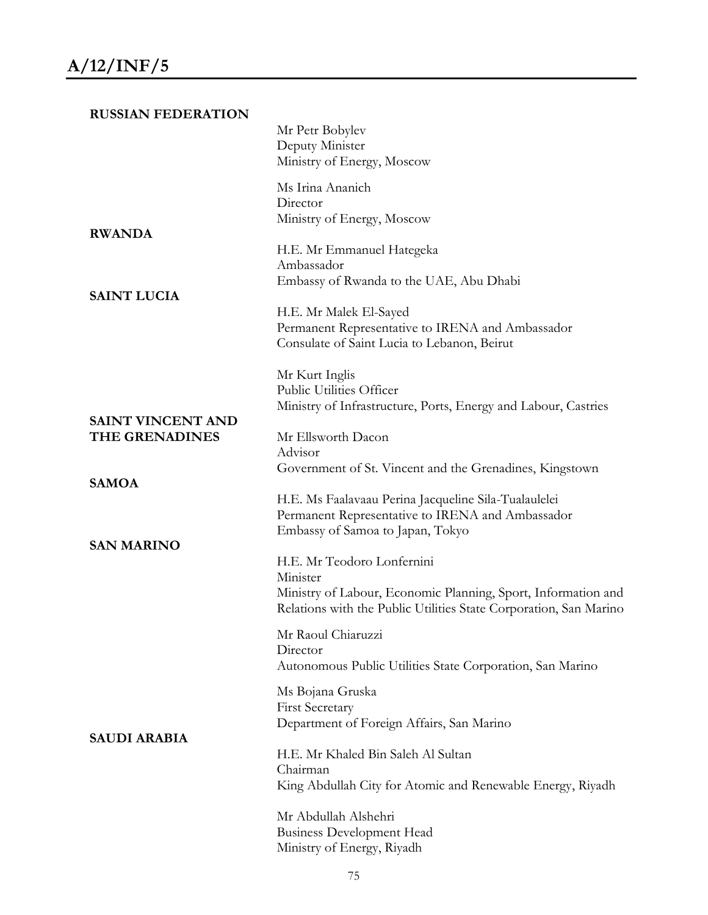**RUSSIAN FEDERATION**

Mr Petr Bobylev
Deputy Minister
Ministry of Energy, Moscow

Ms Irina Ananich
Director
Ministry of Energy, Moscow

**RWANDA**

H.E. Mr Emmanuel Hategeka
Ambassador
Embassy of Rwanda to the UAE, Abu Dhabi

**SAINT LUCIA**

H.E. Mr Malek El-Sayed
Permanent Representative to IRENA and Ambassador
Consulate of Saint Lucia to Lebanon, Beirut

Mr Kurt Inglis
Public Utilities Officer
Ministry of Infrastructure, Ports, Energy and Labour, Castries

**SAINT VINCENT AND THE GRENADINES**

Mr Ellsworth Dacon
Advisor
Government of St. Vincent and the Grenadines, Kingstown

**SAMOA**

H.E. Ms Faalavaau Perina Jacqueline Sila-Tualaulelei
Permanent Representative to IRENA and Ambassador
Embassy of Samoa to Japan, Tokyo

**SAN MARINO**

H.E. Mr Teodoro Lonfernini
Minister
Ministry of Labour, Economic Planning, Sport, Information and Relations with the Public Utilities State Corporation, San Marino

Mr Raoul Chiaruzzi
Director
Autonomous Public Utilities State Corporation, San Marino

Ms Bojana Gruska
First Secretary
Department of Foreign Affairs, San Marino

**SAUDI ARABIA**

H.E. Mr Khaled Bin Saleh Al Sultan
Chairman
King Abdullah City for Atomic and Renewable Energy, Riyadh

Mr Abdullah Alshehri
Business Development Head
Ministry of Energy, Riyadh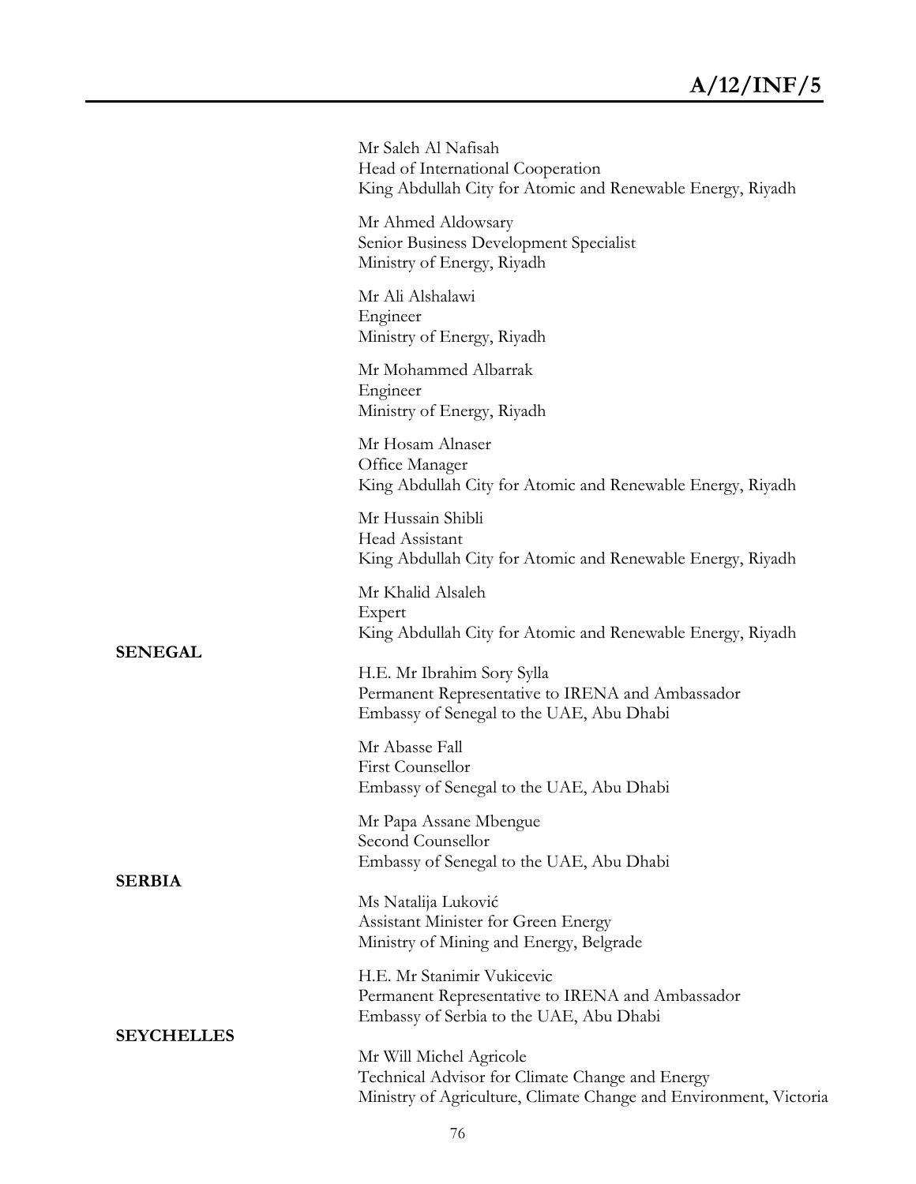Mr Saleh Al Nafisah
Head of International Cooperation
King Abdullah City for Atomic and Renewable Energy, Riyadh

Mr Ahmed Aldowsary
Senior Business Development Specialist
Ministry of Energy, Riyadh

Mr Ali Alshalawi
Engineer
Ministry of Energy, Riyadh

Mr Mohammed Albarrak
Engineer
Ministry of Energy, Riyadh

Mr Hosam Alnaser
Office Manager
King Abdullah City for Atomic and Renewable Energy, Riyadh

Mr Hussain Shibli
Head Assistant
King Abdullah City for Atomic and Renewable Energy, Riyadh

Mr Khalid Alsaleh
Expert
King Abdullah City for Atomic and Renewable Energy, Riyadh

**SENEGAL**

H.E. Mr Ibrahim Sory Sylla
Permanent Representative to IRENA and Ambassador
Embassy of Senegal to the UAE, Abu Dhabi

Mr Abasse Fall
First Counsellor
Embassy of Senegal to the UAE, Abu Dhabi

Mr Papa Assane Mbengue
Second Counsellor
Embassy of Senegal to the UAE, Abu Dhabi

**SERBIA**

Ms Natalija Luković
Assistant Minister for Green Energy
Ministry of Mining and Energy, Belgrade

H.E. Mr Stanimir Vukicevic
Permanent Representative to IRENA and Ambassador
Embassy of Serbia to the UAE, Abu Dhabi

**SEYCHELLES**

Mr Will Michel Agricole
Technical Advisor for Climate Change and Energy
Ministry of Agriculture, Climate Change and Environment, Victoria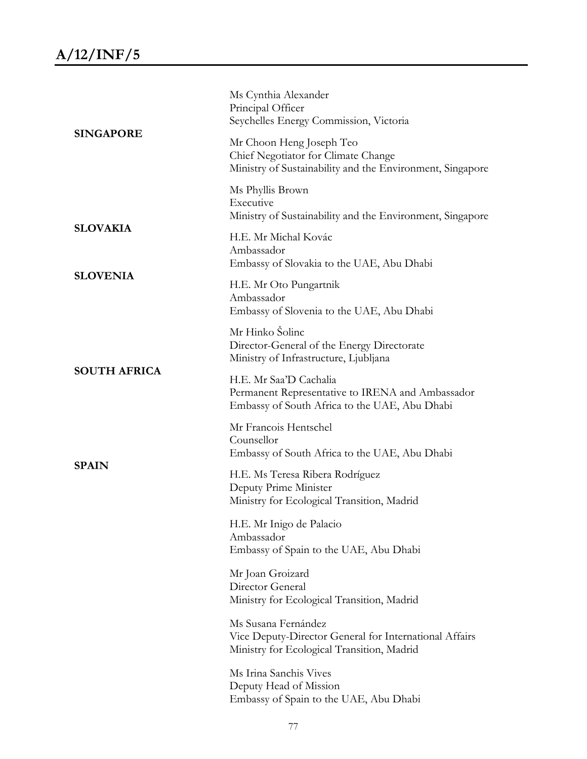Ms Cynthia Alexander
Principal Officer
Seychelles Energy Commission, Victoria

**SINGAPORE**

Mr Choon Heng Joseph Teo
Chief Negotiator for Climate Change
Ministry of Sustainability and the Environment, Singapore

Ms Phyllis Brown
Executive
Ministry of Sustainability and the Environment, Singapore

**SLOVAKIA**

H.E. Mr Michal Kovác
Ambassador
Embassy of Slovakia to the UAE, Abu Dhabi

**SLOVENIA**

H.E. Mr Oto Pungartnik
Ambassador
Embassy of Slovenia to the UAE, Abu Dhabi

Mr Hinko Šolinc
Director-General of the Energy Directorate
Ministry of Infrastructure, Ljubljana

**SOUTH AFRICA**

H.E. Mr Saa'D Cachalia
Permanent Representative to IRENA and Ambassador
Embassy of South Africa to the UAE, Abu Dhabi

Mr Francois Hentschel
Counsellor
Embassy of South Africa to the UAE, Abu Dhabi

**SPAIN**

H.E. Ms Teresa Ribera Rodríguez
Deputy Prime Minister
Ministry for Ecological Transition, Madrid

H.E. Mr Inigo de Palacio
Ambassador
Embassy of Spain to the UAE, Abu Dhabi

Mr Joan Groizard
Director General
Ministry for Ecological Transition, Madrid

Ms Susana Fernández
Vice Deputy-Director General for International Affairs
Ministry for Ecological Transition, Madrid

Ms Irina Sanchis Vives
Deputy Head of Mission
Embassy of Spain to the UAE, Abu Dhabi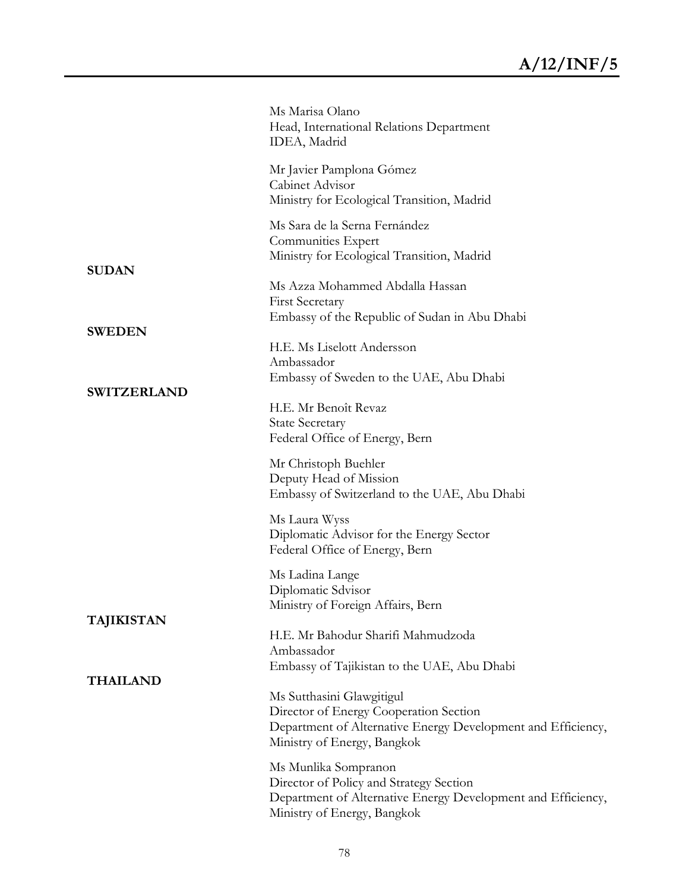Ms Marisa Olano
Head, International Relations Department
IDEA, Madrid

Mr Javier Pamplona Gómez
Cabinet Advisor
Ministry for Ecological Transition, Madrid

Ms Sara de la Serna Fernández
Communities Expert
Ministry for Ecological Transition, Madrid

**SUDAN**

Ms Azza Mohammed Abdalla Hassan
First Secretary
Embassy of the Republic of Sudan in Abu Dhabi

**SWEDEN**

H.E. Ms Liselott Andersson
Ambassador
Embassy of Sweden to the UAE, Abu Dhabi

**SWITZERLAND**

H.E. Mr Benoît Revaz
State Secretary
Federal Office of Energy, Bern

Mr Christoph Buehler
Deputy Head of Mission
Embassy of Switzerland to the UAE, Abu Dhabi

Ms Laura Wyss
Diplomatic Advisor for the Energy Sector
Federal Office of Energy, Bern

Ms Ladina Lange
Diplomatic Sdvisor
Ministry of Foreign Affairs, Bern

**TAJIKISTAN**

H.E. Mr Bahodur Sharifi Mahmudzoda
Ambassador
Embassy of Tajikistan to the UAE, Abu Dhabi

**THAILAND**

Ms Sutthasini Glawgitigul
Director of Energy Cooperation Section
Department of Alternative Energy Development and Efficiency,
Ministry of Energy, Bangkok

Ms Munlika Sompranon
Director of Policy and Strategy Section
Department of Alternative Energy Development and Efficiency,
Ministry of Energy, Bangkok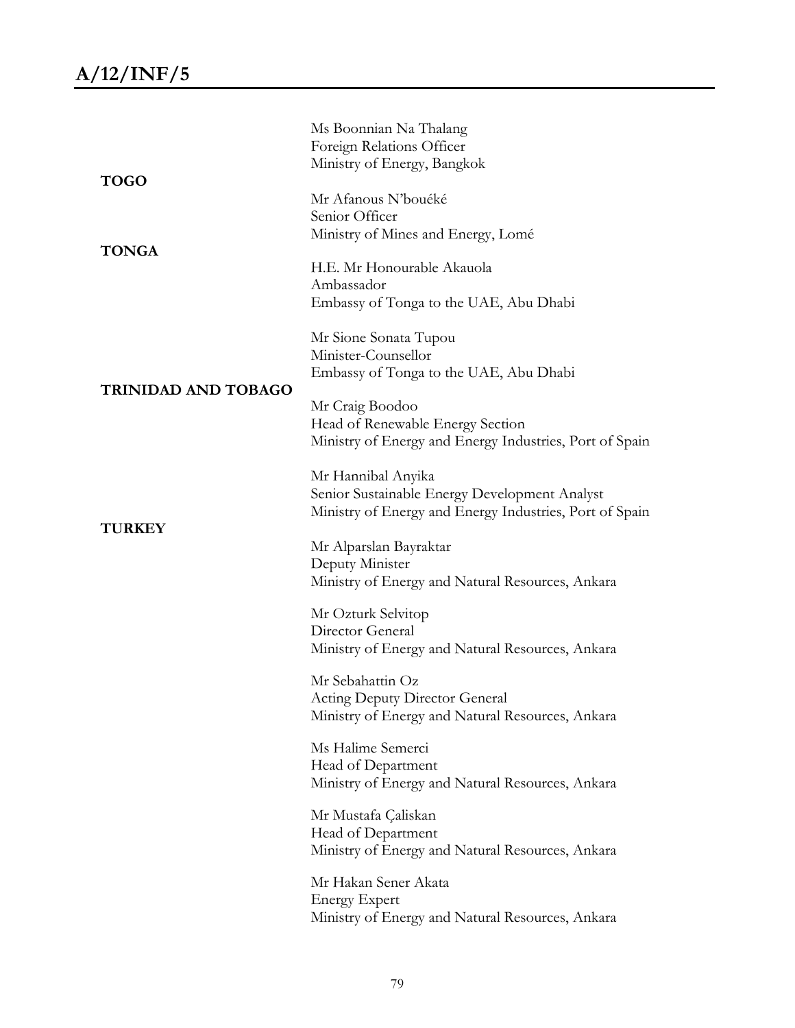Ms Boonnian Na Thalang
Foreign Relations Officer
Ministry of Energy, Bangkok

**TOGO**

Mr Afanous N'bouéké
Senior Officer
Ministry of Mines and Energy, Lomé

**TONGA**

H.E. Mr Honourable Akauola
Ambassador
Embassy of Tonga to the UAE, Abu Dhabi

Mr Sione Sonata Tupou
Minister-Counsellor
Embassy of Tonga to the UAE, Abu Dhabi

**TRINIDAD AND TOBAGO**

Mr Craig Boodoo
Head of Renewable Energy Section
Ministry of Energy and Energy Industries, Port of Spain

Mr Hannibal Anyika
Senior Sustainable Energy Development Analyst
Ministry of Energy and Energy Industries, Port of Spain

**TURKEY**

Mr Alparslan Bayraktar
Deputy Minister
Ministry of Energy and Natural Resources, Ankara

Mr Ozturk Selvitop
Director General
Ministry of Energy and Natural Resources, Ankara

Mr Sebahattin Oz
Acting Deputy Director General
Ministry of Energy and Natural Resources, Ankara

Ms Halime Semerci
Head of Department
Ministry of Energy and Natural Resources, Ankara

Mr Mustafa Çaliskan
Head of Department
Ministry of Energy and Natural Resources, Ankara

Mr Hakan Sener Akata
Energy Expert
Ministry of Energy and Natural Resources, Ankara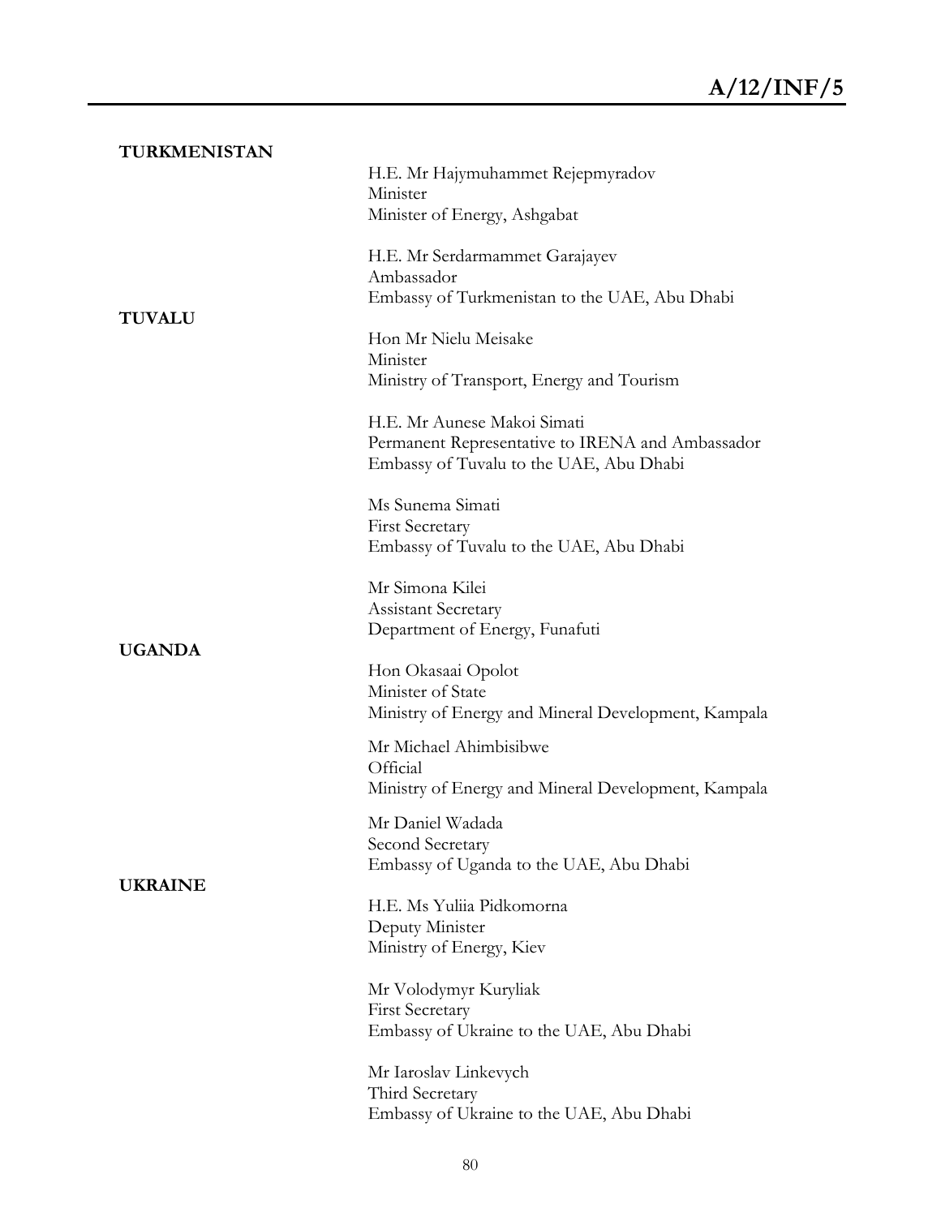**TURKMENISTAN**

H.E. Mr Hajymuhammet Rejepmyradov
Minister
Minister of Energy, Ashgabat

H.E. Mr Serdarmammet Garajayev
Ambassador
Embassy of Turkmenistan to the UAE, Abu Dhabi

**TUVALU**

Hon Mr Nielu Meisake
Minister
Ministry of Transport, Energy and Tourism

H.E. Mr Aunese Makoi Simati
Permanent Representative to IRENA and Ambassador
Embassy of Tuvalu to the UAE, Abu Dhabi

Ms Sunema Simati
First Secretary
Embassy of Tuvalu to the UAE, Abu Dhabi

Mr Simona Kilei
Assistant Secretary
Department of Energy, Funafuti

**UGANDA**

Hon Okasaai Opolot
Minister of State
Ministry of Energy and Mineral Development, Kampala

Mr Michael Ahimbisibwe
Official
Ministry of Energy and Mineral Development, Kampala

Mr Daniel Wadada
Second Secretary
Embassy of Uganda to the UAE, Abu Dhabi

**UKRAINE**

H.E. Ms Yuliia Pidkomorna
Deputy Minister
Ministry of Energy, Kiev

Mr Volodymyr Kuryliak
First Secretary
Embassy of Ukraine to the UAE, Abu Dhabi

Mr Iaroslav Linkevych
Third Secretary
Embassy of Ukraine to the UAE, Abu Dhabi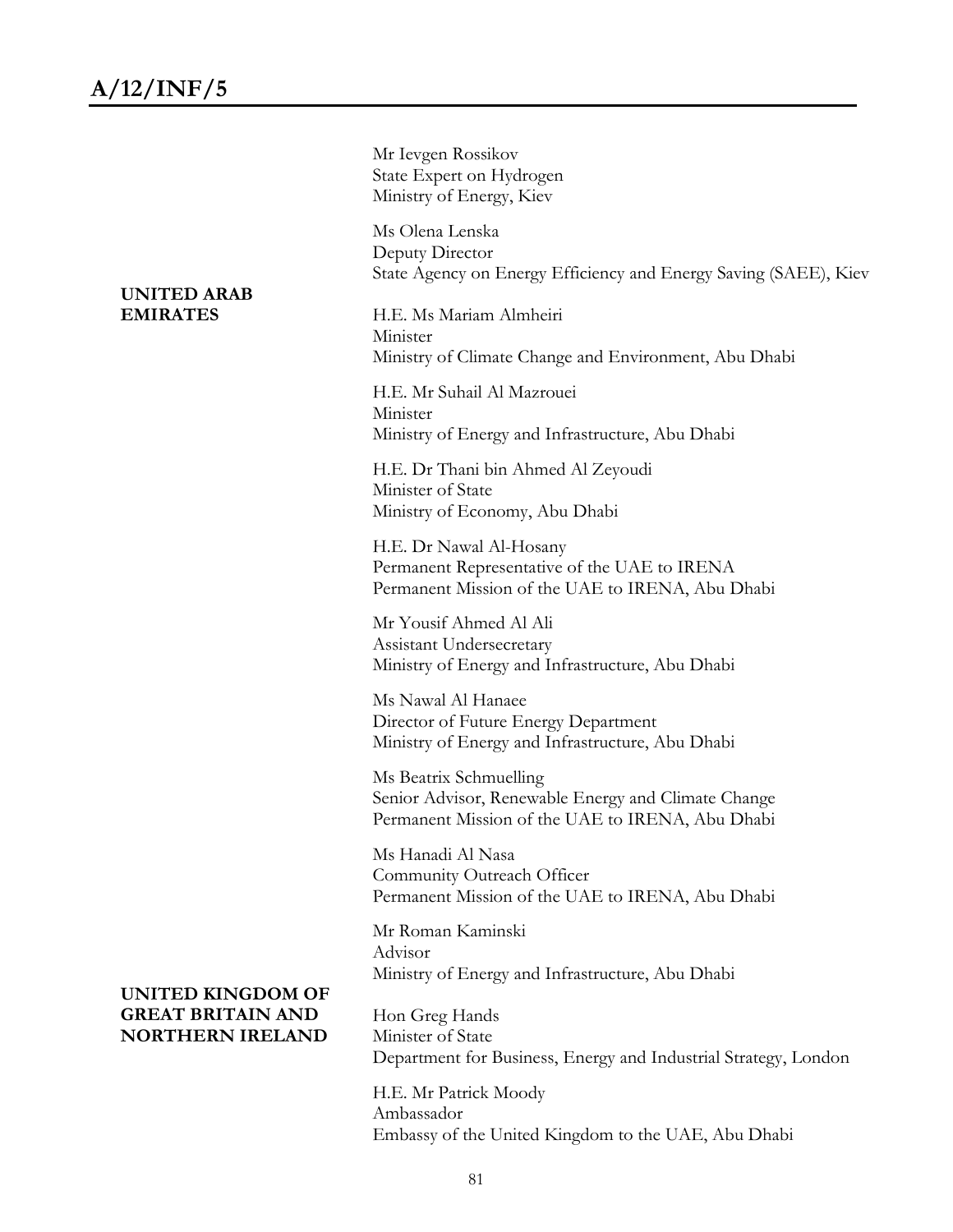Mr Ievgen Rossikov
State Expert on Hydrogen
Ministry of Energy, Kiev

Ms Olena Lenska
Deputy Director
State Agency on Energy Efficiency and Energy Saving (SAEE), Kiev

**UNITED ARAB EMIRATES**

H.E. Ms Mariam Almheiri
Minister
Ministry of Climate Change and Environment, Abu Dhabi

H.E. Mr Suhail Al Mazrouei
Minister
Ministry of Energy and Infrastructure, Abu Dhabi

H.E. Dr Thani bin Ahmed Al Zeyoudi
Minister of State
Ministry of Economy, Abu Dhabi

H.E. Dr Nawal Al-Hosany
Permanent Representative of the UAE to IRENA
Permanent Mission of the UAE to IRENA, Abu Dhabi

Mr Yousif Ahmed Al Ali
Assistant Undersecretary
Ministry of Energy and Infrastructure, Abu Dhabi

Ms Nawal Al Hanaee
Director of Future Energy Department
Ministry of Energy and Infrastructure, Abu Dhabi

Ms Beatrix Schmuelling
Senior Advisor, Renewable Energy and Climate Change
Permanent Mission of the UAE to IRENA, Abu Dhabi

Ms Hanadi Al Nasa
Community Outreach Officer
Permanent Mission of the UAE to IRENA, Abu Dhabi

Mr Roman Kaminski
Advisor
Ministry of Energy and Infrastructure, Abu Dhabi

**UNITED KINGDOM OF GREAT BRITAIN AND NORTHERN IRELAND**

Hon Greg Hands
Minister of State
Department for Business, Energy and Industrial Strategy, London

H.E. Mr Patrick Moody
Ambassador
Embassy of the United Kingdom to the UAE, Abu Dhabi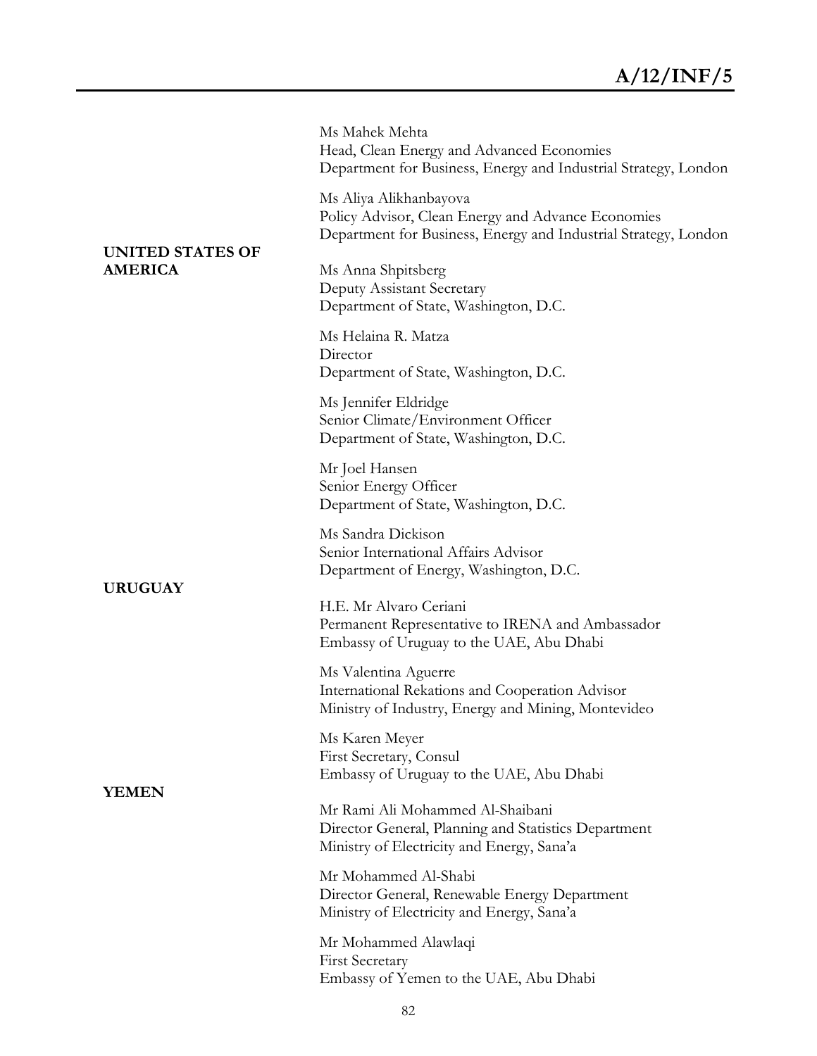Ms Mahek Mehta
Head, Clean Energy and Advanced Economies
Department for Business, Energy and Industrial Strategy, London

Ms Aliya Alikhanbayova
Policy Advisor, Clean Energy and Advance Economies
Department for Business, Energy and Industrial Strategy, London

**UNITED STATES OF AMERICA**

Ms Anna Shpitsberg
Deputy Assistant Secretary
Department of State, Washington, D.C.

Ms Helaina R. Matza
Director
Department of State, Washington, D.C.

Ms Jennifer Eldridge
Senior Climate/Environment Officer
Department of State, Washington, D.C.

Mr Joel Hansen
Senior Energy Officer
Department of State, Washington, D.C.

Ms Sandra Dickison
Senior International Affairs Advisor
Department of Energy, Washington, D.C.

**URUGUAY**

H.E. Mr Alvaro Ceriani
Permanent Representative to IRENA and Ambassador
Embassy of Uruguay to the UAE, Abu Dhabi

Ms Valentina Aguerre
International Rekations and Cooperation Advisor
Ministry of Industry, Energy and Mining, Montevideo

Ms Karen Meyer
First Secretary, Consul
Embassy of Uruguay to the UAE, Abu Dhabi

**YEMEN**

Mr Rami Ali Mohammed Al-Shaibani
Director General, Planning and Statistics Department
Ministry of Electricity and Energy, Sana'a

Mr Mohammed Al-Shabi
Director General, Renewable Energy Department
Ministry of Electricity and Energy, Sana'a

Mr Mohammed Alawlaqi
First Secretary
Embassy of Yemen to the UAE, Abu Dhabi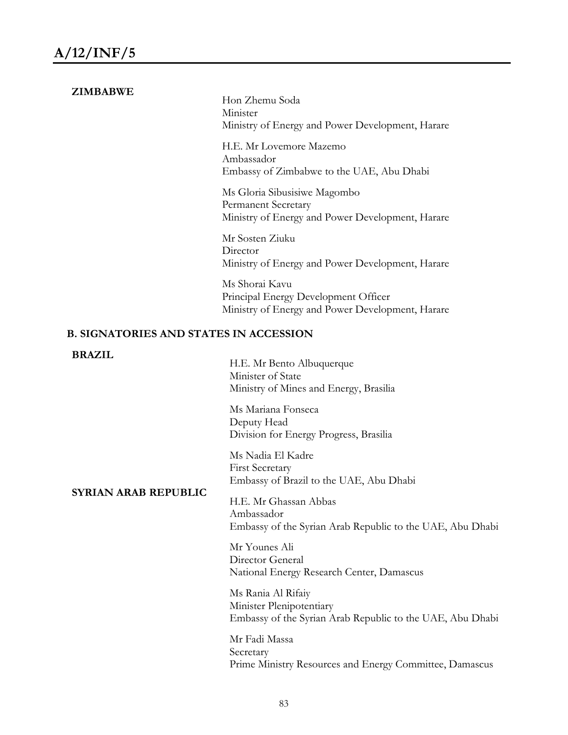**ZIMBABWE**

Hon Zhemu Soda
Minister
Ministry of Energy and Power Development, Harare

H.E. Mr Lovemore Mazemo
Ambassador
Embassy of Zimbabwe to the UAE, Abu Dhabi

Ms Gloria Sibusisiwe Magombo
Permanent Secretary
Ministry of Energy and Power Development, Harare

Mr Sosten Ziuku
Director
Ministry of Energy and Power Development, Harare

Ms Shorai Kavu
Principal Energy Development Officer
Ministry of Energy and Power Development, Harare

## B. SIGNATORIES AND STATES IN ACCESSION

**BRAZIL**

H.E. Mr Bento Albuquerque
Minister of State
Ministry of Mines and Energy, Brasilia

Ms Mariana Fonseca
Deputy Head
Division for Energy Progress, Brasilia

Ms Nadia El Kadre
First Secretary
Embassy of Brazil to the UAE, Abu Dhabi

**SYRIAN ARAB REPUBLIC**

H.E. Mr Ghassan Abbas
Ambassador
Embassy of the Syrian Arab Republic to the UAE, Abu Dhabi

Mr Younes Ali
Director General
National Energy Research Center, Damascus

Ms Rania Al Rifaiy
Minister Plenipotentiary
Embassy of the Syrian Arab Republic to the UAE, Abu Dhabi

Mr Fadi Massa
Secretary
Prime Ministry Resources and Energy Committee, Damascus